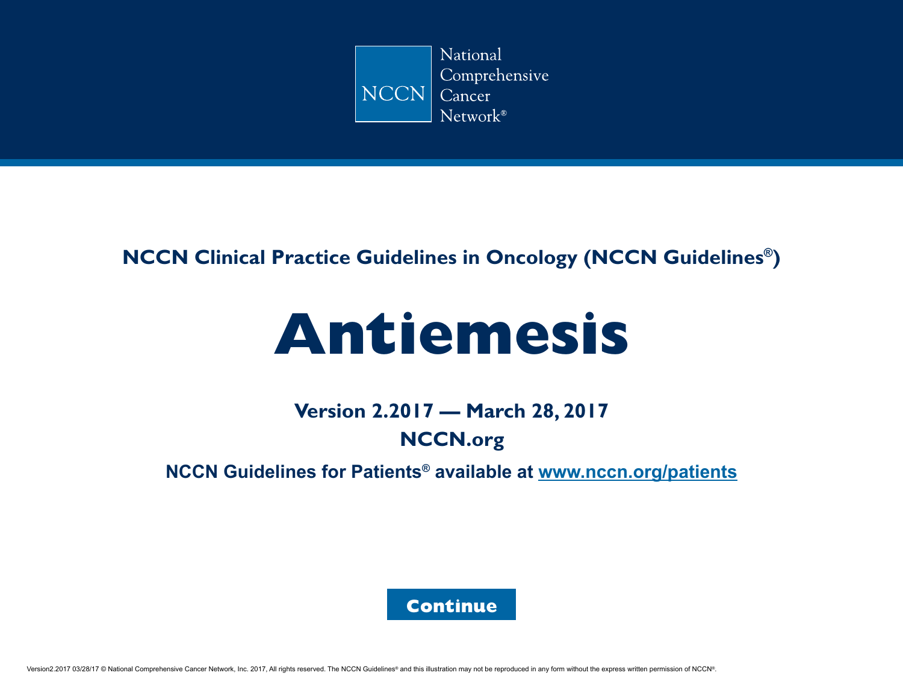National Comprehensive Cancer Network®

**NCCN Clinical Practice Guidelines in Oncology (NCCN Guidelines®)**

# Antiemesis

**Version 2.2017 — March 28, 2017**

**NCCN.org**

**NCCN Guidelines for Patients® available at www.nccn.org/patients**

**Continue**

Version2.2017 03/28/17 © National Comprehensive Cancer Network, Inc. 2017, All rights reserved. The NCCN Guidelines® and this illustration may not be reproduced in any form without the express written permission of NCCN®.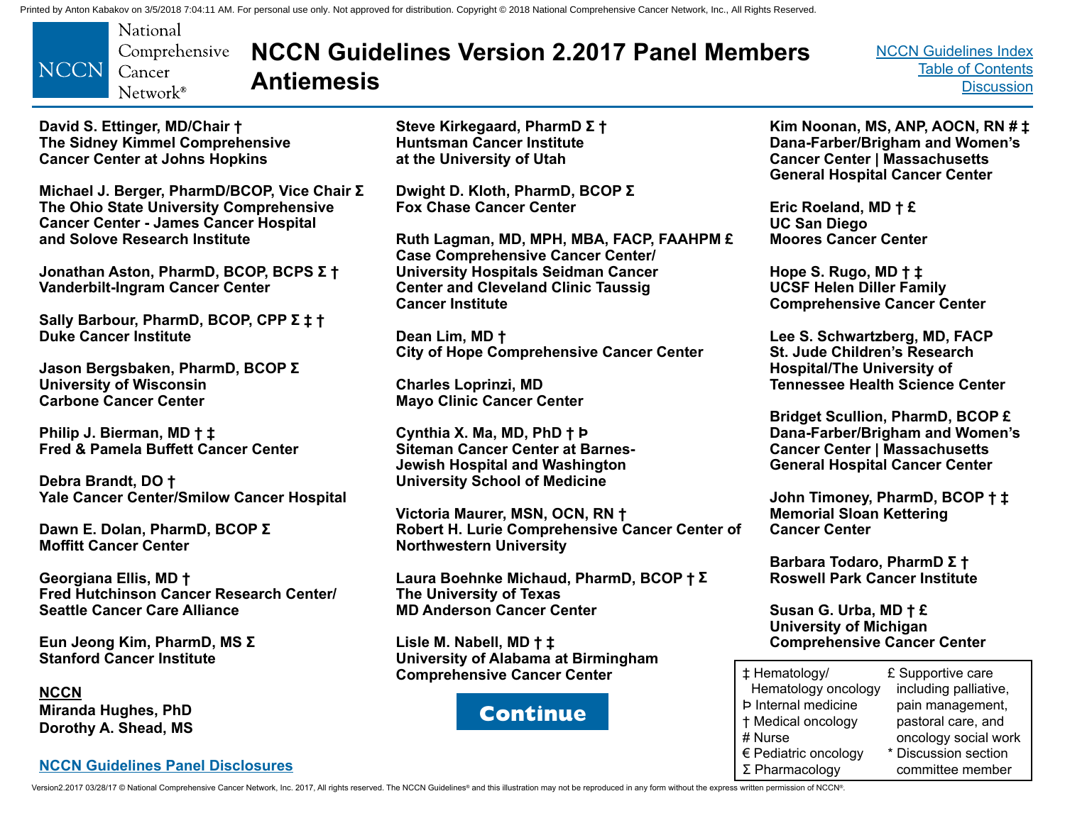# NCCN Guidelines Version 2.2017 Panel Members Antiemesis

NCCN Guidelines Index
Table of Contents
Discussion

**David S. Ettinger, MD/Chair †**
**The Sidney Kimmel Comprehensive Cancer Center at Johns Hopkins**

**Michael J. Berger, PharmD/BCOP, Vice Chair Σ**
**The Ohio State University Comprehensive Cancer Center - James Cancer Hospital and Solove Research Institute**

**Jonathan Aston, PharmD, BCOP, BCPS Σ †**
**Vanderbilt-Ingram Cancer Center**

**Sally Barbour, PharmD, BCOP, CPP Σ ‡ †**
**Duke Cancer Institute**

**Jason Bergsbaken, PharmD, BCOP Σ**
**University of Wisconsin Carbone Cancer Center**

**Philip J. Bierman, MD † ‡**
**Fred & Pamela Buffett Cancer Center**

**Debra Brandt, DO †**
**Yale Cancer Center/Smilow Cancer Hospital**

**Dawn E. Dolan, PharmD, BCOP Σ**
**Moffitt Cancer Center**

**Georgiana Ellis, MD †**
**Fred Hutchinson Cancer Research Center/ Seattle Cancer Care Alliance**

**Eun Jeong Kim, PharmD, MS Σ**
**Stanford Cancer Institute**

**NCCN**
**Miranda Hughes, PhD**
**Dorothy A. Shead, MS**

**Steve Kirkegaard, PharmD Σ †**
**Huntsman Cancer Institute at the University of Utah**

**Dwight D. Kloth, PharmD, BCOP Σ**
**Fox Chase Cancer Center**

**Ruth Lagman, MD, MPH, MBA, FACP, FAAHPM £**
**Case Comprehensive Cancer Center/ University Hospitals Seidman Cancer Center and Cleveland Clinic Taussig Cancer Institute**

**Dean Lim, MD †**
**City of Hope Comprehensive Cancer Center**

**Charles Loprinzi, MD**
**Mayo Clinic Cancer Center**

**Cynthia X. Ma, MD, PhD † Þ**
**Siteman Cancer Center at Barnes-Jewish Hospital and Washington University School of Medicine**

**Victoria Maurer, MSN, OCN, RN †**
**Robert H. Lurie Comprehensive Cancer Center of Northwestern University**

**Laura Boehnke Michaud, PharmD, BCOP † Σ**
**The University of Texas MD Anderson Cancer Center**

**Lisle M. Nabell, MD † ‡**
**University of Alabama at Birmingham Comprehensive Cancer Center**

**Kim Noonan, MS, ANP, AOCN, RN # ‡**
**Dana-Farber/Brigham and Women's Cancer Center | Massachusetts General Hospital Cancer Center**

**Eric Roeland, MD † £**
**UC San Diego Moores Cancer Center**

**Hope S. Rugo, MD † ‡**
**UCSF Helen Diller Family Comprehensive Cancer Center**

**Lee S. Schwartzberg, MD, FACP**
**St. Jude Children's Research Hospital/The University of Tennessee Health Science Center**

**Bridget Scullion, PharmD, BCOP £**
**Dana-Farber/Brigham and Women's Cancer Center | Massachusetts General Hospital Cancer Center**

**John Timoney, PharmD, BCOP † ‡**
**Memorial Sloan Kettering Cancer Center**

**Barbara Todaro, PharmD Σ †**
**Roswell Park Cancer Institute**

**Susan G. Urba, MD † £**
**University of Michigan Comprehensive Cancer Center**

Continue

‡ Hematology/Hematology oncology
Þ Internal medicine
† Medical oncology
\# Nurse
€ Pediatric oncology
Σ Pharmacology
£ Supportive care including palliative, pain management, pastoral care, and oncology social work
\* Discussion section committee member

NCCN Guidelines Panel Disclosures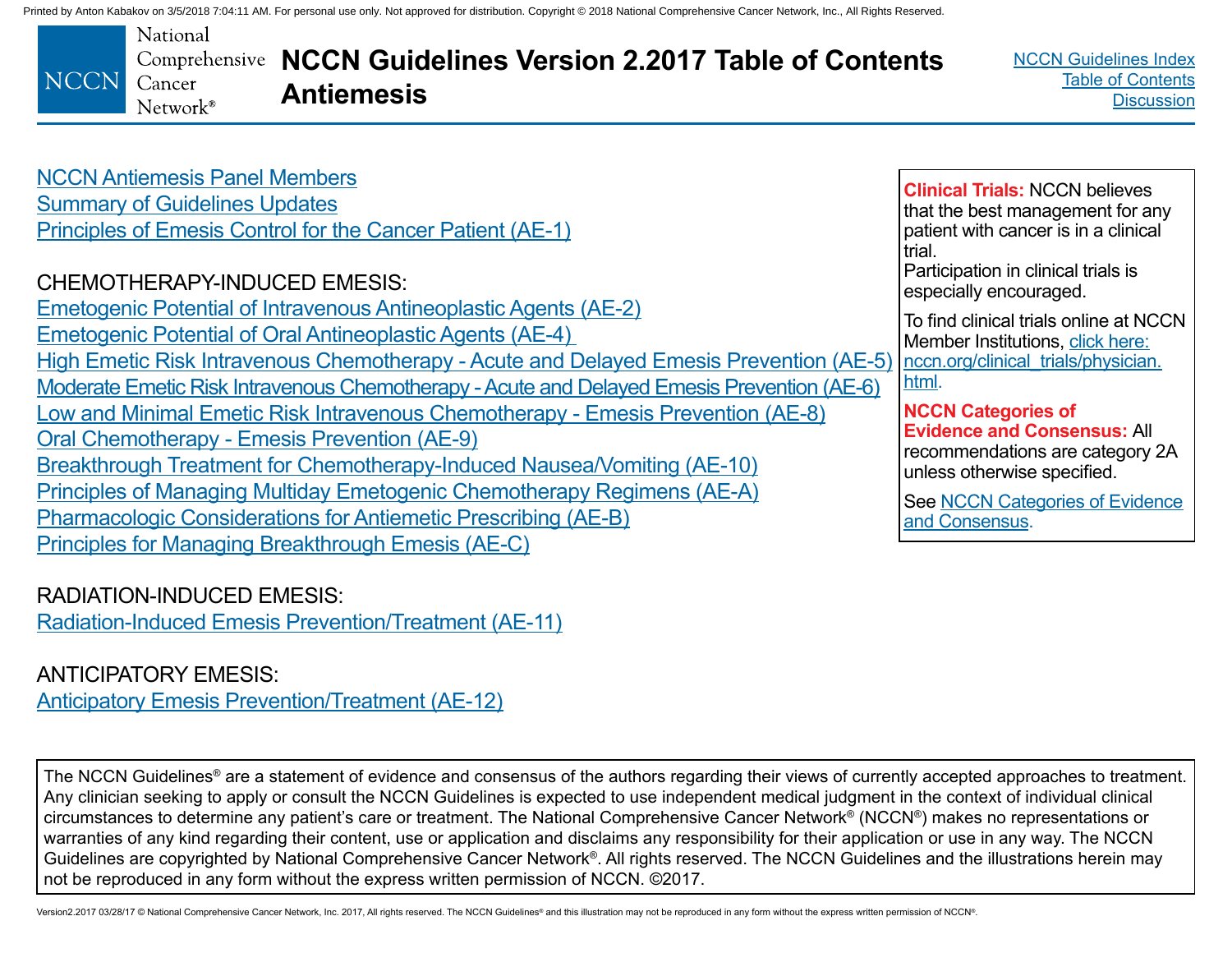# NCCN Guidelines Version 2.2017 Table of Contents Antiemesis

NCCN Antiemesis Panel Members
Summary of Guidelines Updates
Principles of Emesis Control for the Cancer Patient (AE-1)

CHEMOTHERAPY-INDUCED EMESIS:
Emetogenic Potential of Intravenous Antineoplastic Agents (AE-2)
Emetogenic Potential of Oral Antineoplastic Agents (AE-4)
High Emetic Risk Intravenous Chemotherapy - Acute and Delayed Emesis Prevention (AE-5)
Moderate Emetic Risk Intravenous Chemotherapy - Acute and Delayed Emesis Prevention (AE-6)
Low and Minimal Emetic Risk Intravenous Chemotherapy - Emesis Prevention (AE-8)
Oral Chemotherapy - Emesis Prevention (AE-9)
Breakthrough Treatment for Chemotherapy-Induced Nausea/Vomiting (AE-10)
Principles of Managing Multiday Emetogenic Chemotherapy Regimens (AE-A)
Pharmacologic Considerations for Antiemetic Prescribing (AE-B)
Principles for Managing Breakthrough Emesis (AE-C)

RADIATION-INDUCED EMESIS:
Radiation-Induced Emesis Prevention/Treatment (AE-11)

ANTICIPATORY EMESIS:
Anticipatory Emesis Prevention/Treatment (AE-12)

**Clinical Trials:** NCCN believes that the best management for any patient with cancer is in a clinical trial.
Participation in clinical trials is especially encouraged.

To find clinical trials online at NCCN Member Institutions, click here: nccn.org/clinical_trials/physician.html.

**NCCN Categories of Evidence and Consensus:** All recommendations are category 2A unless otherwise specified.

See NCCN Categories of Evidence and Consensus.

The NCCN Guidelines® are a statement of evidence and consensus of the authors regarding their views of currently accepted approaches to treatment. Any clinician seeking to apply or consult the NCCN Guidelines is expected to use independent medical judgment in the context of individual clinical circumstances to determine any patient's care or treatment. The National Comprehensive Cancer Network® (NCCN®) makes no representations or warranties of any kind regarding their content, use or application and disclaims any responsibility for their application or use in any way. The NCCN Guidelines are copyrighted by National Comprehensive Cancer Network®. All rights reserved. The NCCN Guidelines and the illustrations herein may not be reproduced in any form without the express written permission of NCCN. ©2017.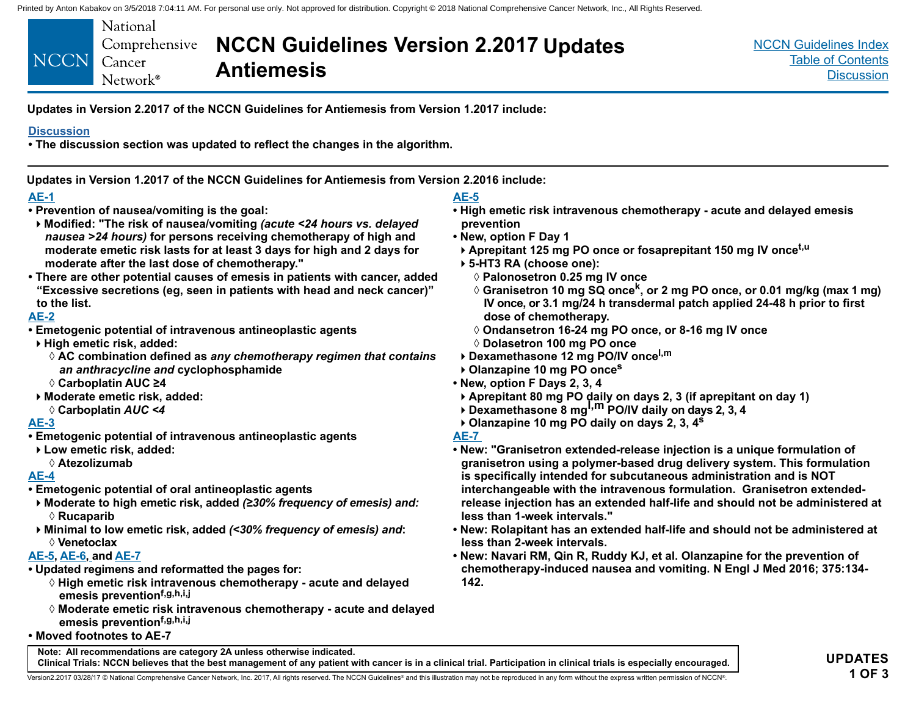# NCCN Guidelines Version 2.2017 Updates Antiemesis

**Updates in Version 2.2017 of the NCCN Guidelines for Antiemesis from Version 1.2017 include:**

**Discussion**
- **The discussion section was updated to reflect the changes in the algorithm.**

---

**Updates in Version 1.2017 of the NCCN Guidelines for Antiemesis from Version 2.2016 include:**

**AE-1**
- **Prevention of nausea/vomiting is the goal:**
  - **Modified: "The risk of nausea/vomiting *(acute <24 hours vs. delayed nausea >24 hours)* for persons receiving chemotherapy of high and moderate emetic risk lasts for at least 3 days for high and 2 days for moderate after the last dose of chemotherapy."**
- **There are other potential causes of emesis in patients with cancer, added "Excessive secretions (eg, seen in patients with head and neck cancer)" to the list.**

**AE-2**
- **Emetogenic potential of intravenous antineoplastic agents**
  - **High emetic risk, added:**
    - **AC combination defined as *any chemotherapy regimen that contains an anthracycline and* cyclophosphamide**
    - **Carboplatin AUC ≥4**
  - **Moderate emetic risk, added:**
    - **Carboplatin *AUC <4***

**AE-3**
- **Emetogenic potential of intravenous antineoplastic agents**
  - **Low emetic risk, added:**
    - **Atezolizumab**

**AE-4**
- **Emetogenic potential of oral antineoplastic agents**
  - **Moderate to high emetic risk, added *(≥30% frequency of emesis) and:***
    - **Rucaparib**
  - **Minimal to low emetic risk, added *(<30% frequency of emesis) and*:**
    - **Venetoclax**

**AE-5, AE-6, and AE-7**
- **Updated regimens and reformatted the pages for:**
  - **High emetic risk intravenous chemotherapy - acute and delayed emesis prevention[f,g,h,i,j]**
  - **Moderate emetic risk intravenous chemotherapy - acute and delayed emesis prevention[f,g,h,i,j]**
- **Moved footnotes to AE-7**

**AE-5**
- **High emetic risk intravenous chemotherapy - acute and delayed emesis prevention**
- **New, option F Day 1**
  - **Aprepitant 125 mg PO once or fosaprepitant 150 mg IV once[t,u]**
  - **5-HT3 RA (choose one):**
    - **Palonosetron 0.25 mg IV once**
    - **Granisetron 10 mg SQ once[k], or 2 mg PO once, or 0.01 mg/kg (max 1 mg) IV once, or 3.1 mg/24 h transdermal patch applied 24-48 h prior to first dose of chemotherapy.**
    - **Ondansetron 16-24 mg PO once, or 8-16 mg IV once**
    - **Dolasetron 100 mg PO once**
  - **Dexamethasone 12 mg PO/IV once[l,m]**
  - **Olanzapine 10 mg PO once[s]**
- **New, option F Days 2, 3, 4**
  - **Aprepitant 80 mg PO daily on days 2, 3 (if aprepitant on day 1)**
  - **Dexamethasone 8 mg[l,m] PO/IV daily on days 2, 3, 4**
  - **Olanzapine 10 mg PO daily on days 2, 3, 4[s]**

**AE-7**
- **New: "Granisetron extended-release injection is a unique formulation of granisetron using a polymer-based drug delivery system. This formulation is specifically intended for subcutaneous administration and is NOT interchangeable with the intravenous formulation. Granisetron extended-release injection has an extended half-life and should not be administered at less than 1-week intervals."**
- **New: Rolapitant has an extended half-life and should not be administered at less than 2-week intervals.**
- **New: Navari RM, Qin R, Ruddy KJ, et al. Olanzapine for the prevention of chemotherapy-induced nausea and vomiting. N Engl J Med 2016; 375:134-142.**

Note: All recommendations are category 2A unless otherwise indicated.
Clinical Trials: NCCN believes that the best management of any patient with cancer is in a clinical trial. Participation in clinical trials is especially encouraged.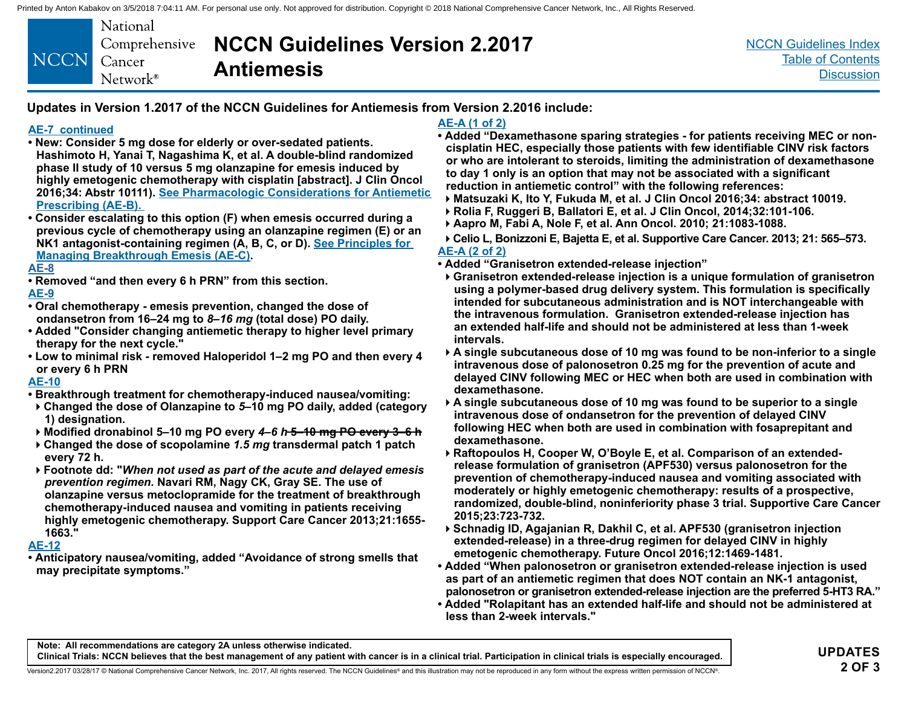# NCCN Guidelines Version 2.2017 Antiemesis

## Updates in Version 1.2017 of the NCCN Guidelines for Antiemesis from Version 2.2016 include:

**AE-7 continued**

- New: Consider 5 mg dose for elderly or over-sedated patients. Hashimoto H, Yanai T, Nagashima K, et al. A double-blind randomized phase II study of 10 versus 5 mg olanzapine for emesis induced by highly emetogenic chemotherapy with cisplatin [abstract]. J Clin Oncol 2016;34: Abstr 10111). See Pharmacologic Considerations for Antiemetic Prescribing (AE-B).
- Consider escalating to this option (F) when emesis occurred during a previous cycle of chemotherapy using an olanzapine regimen (E) or an NK1 antagonist-containing regimen (A, B, C, or D). See Principles for Managing Breakthrough Emesis (AE-C).

**AE-8**

- Removed "and then every 6 h PRN" from this section.

**AE-9**

- Oral chemotherapy - emesis prevention, changed the dose of ondansetron from 16–24 mg to *8–16 mg* (total dose) PO daily.
- Added "Consider changing antiemetic therapy to higher level primary therapy for the next cycle."
- Low to minimal risk - removed Haloperidol 1–2 mg PO and then every 4 or every 6 h PRN

**AE-10**

- Breakthrough treatment for chemotherapy-induced nausea/vomiting:
  - Changed the dose of Olanzapine to *5*–10 mg PO daily, added (category 1) designation.
  - Modified dronabinol 5–10 mg PO every *4–6 h* ~~5–10 mg PO every 3–6 h~~
  - Changed the dose of scopolamine *1.5 mg* transdermal patch 1 patch every 72 h.
  - Footnote dd: "*When not used as part of the acute and delayed emesis prevention regimen.* Navari RM, Nagy CK, Gray SE. The use of olanzapine versus metoclopramide for the treatment of breakthrough chemotherapy-induced nausea and vomiting in patients receiving highly emetogenic chemotherapy. Support Care Cancer 2013;21:1655-1663."

**AE-12**

- Anticipatory nausea/vomiting, added "Avoidance of strong smells that may precipitate symptoms."

**AE-A (1 of 2)**

- Added "Dexamethasone sparing strategies - for patients receiving MEC or non-cisplatin HEC, especially those patients with few identifiable CINV risk factors or who are intolerant to steroids, limiting the administration of dexamethasone to day 1 only is an option that may not be associated with a significant reduction in antiemetic control" with the following references:
  - Matsuzaki K, Ito Y, Fukuda M, et al. J Clin Oncol 2016;34: abstract 10019.
  - Rolia F, Ruggeri B, Ballatori E, et al. J Clin Oncol, 2014;32:101-106.
  - Aapro M, Fabi A, Nole F, et al. Ann Oncol. 2010; 21:1083-1088.
  - Celio L, Bonizzoni E, Bajetta E, et al. Supportive Care Cancer. 2013; 21: 565–573.

**AE-A (2 of 2)**

- Added "Granisetron extended-release injection"
  - Granisetron extended-release injection is a unique formulation of granisetron using a polymer-based drug delivery system. This formulation is specifically intended for subcutaneous administration and is NOT interchangeable with the intravenous formulation. Granisetron extended-release injection has an extended half-life and should not be administered at less than 1-week intervals.
  - A single subcutaneous dose of 10 mg was found to be non-inferior to a single intravenous dose of palonosetron 0.25 mg for the prevention of acute and delayed CINV following MEC or HEC when both are used in combination with dexamethasone.
  - A single subcutaneous dose of 10 mg was found to be superior to a single intravenous dose of ondansetron for the prevention of delayed CINV following HEC when both are used in combination with fosaprepitant and dexamethasone.
  - Raftopoulos H, Cooper W, O'Boyle E, et al. Comparison of an extended-release formulation of granisetron (APF530) versus palonosetron for the prevention of chemotherapy-induced nausea and vomiting associated with moderately or highly emetogenic chemotherapy: results of a prospective, randomized, double-blind, noninferiority phase 3 trial. Supportive Care Cancer 2015;23:723-732.
  - Schnadig ID, Agajanian R, Dakhil C, et al. APF530 (granisetron injection extended-release) in a three-drug regimen for delayed CINV in highly emetogenic chemotherapy. Future Oncol 2016;12:1469-1481.
- Added "When palonosetron or granisetron extended-release injection is used as part of an antiemetic regimen that does NOT contain an NK-1 antagonist, palonosetron or granisetron extended-release injection are the preferred 5-HT3 RA."
- Added "Rolapitant has an extended half-life and should not be administered at less than 2-week intervals."

Note: All recommendations are category 2A unless otherwise indicated.
Clinical Trials: NCCN believes that the best management of any patient with cancer is in a clinical trial. Participation in clinical trials is especially encouraged.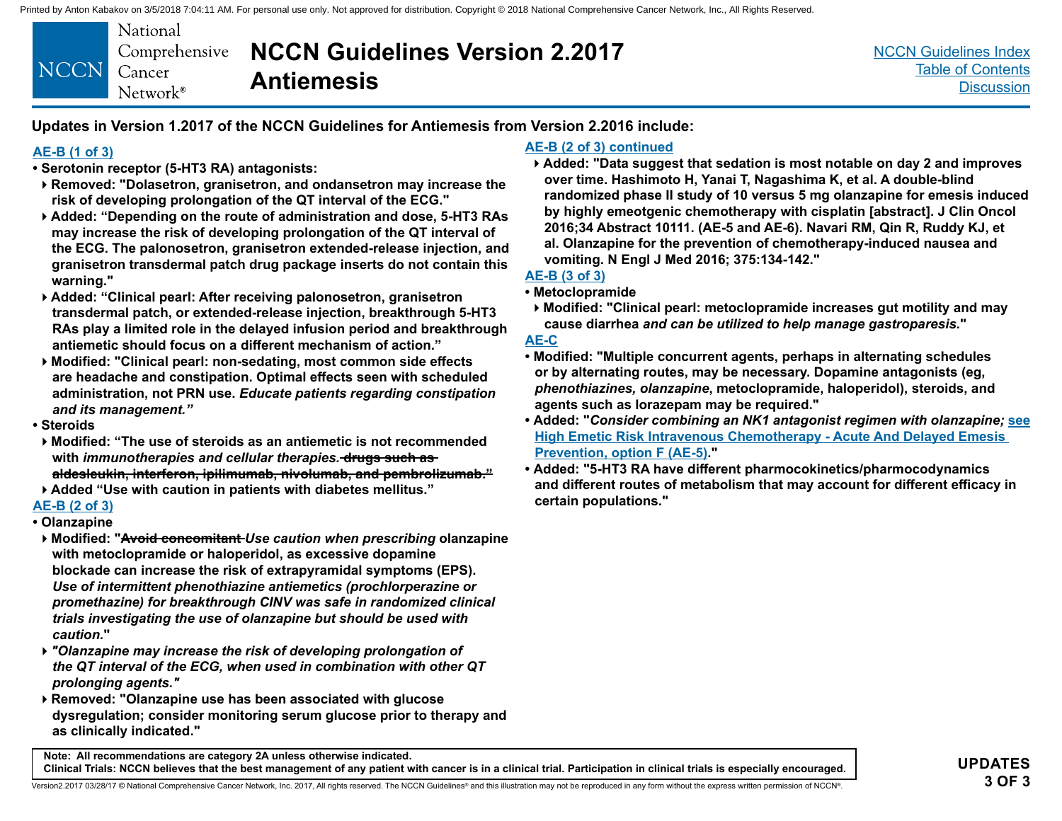## Updates in Version 1.2017 of the NCCN Guidelines for Antiemesis from Version 2.2016 include:

**AE-B (1 of 3)**

- **Serotonin receptor (5-HT3 RA) antagonists:**
  - Removed: "Dolasetron, granisetron, and ondansetron may increase the risk of developing prolongation of the QT interval of the ECG."
  - Added: "Depending on the route of administration and dose, 5-HT3 RAs may increase the risk of developing prolongation of the QT interval of the ECG. The palonosetron, granisetron extended-release injection, and granisetron transdermal patch drug package inserts do not contain this warning."
  - Added: "Clinical pearl: After receiving palonosetron, granisetron transdermal patch, or extended-release injection, breakthrough 5-HT3 RAs play a limited role in the delayed infusion period and breakthrough antiemetic should focus on a different mechanism of action."
  - Modified: "Clinical pearl: non-sedating, most common side effects are headache and constipation. Optimal effects seen with scheduled administration, not PRN use. *Educate patients regarding constipation and its management.*"
- **Steroids**
  - Modified: "The use of steroids as an antiemetic is not recommended with *immunotherapies and cellular therapies.* ~~drugs such as aldesleukin, interferon, ipilimumab, nivolumab, and pembrolizumab.~~"
  - Added "Use with caution in patients with diabetes mellitus."

**AE-B (2 of 3)**

- **Olanzapine**
  - Modified: "~~Avoid concomitant~~ *Use caution when prescribing* olanzapine with metoclopramide or haloperidol, as excessive dopamine blockade can increase the risk of extrapyramidal symptoms (EPS). *Use of intermittent phenothiazine antiemetics (prochlorperazine or promethazine) for breakthrough CINV was safe in randomized clinical trials investigating the use of olanzapine but should be used with caution.*"
  - *"Olanzapine may increase the risk of developing prolongation of the QT interval of the ECG, when used in combination with other QT prolonging agents."*
  - Removed: "Olanzapine use has been associated with glucose dysregulation; consider monitoring serum glucose prior to therapy and as clinically indicated."

**AE-B (2 of 3) continued**

- Added: "Data suggest that sedation is most notable on day 2 and improves over time. Hashimoto H, Yanai T, Nagashima K, et al. A double-blind randomized phase II study of 10 versus 5 mg olanzapine for emesis induced by highly emeotgenic chemotherapy with cisplatin [abstract]. J Clin Oncol 2016;34 Abstract 10111. (AE-5 and AE-6). Navari RM, Qin R, Ruddy KJ, et al. Olanzapine for the prevention of chemotherapy-induced nausea and vomiting. N Engl J Med 2016; 375:134-142."

**AE-B (3 of 3)**

- **Metoclopramide**
  - Modified: "Clinical pearl: metoclopramide increases gut motility and may cause diarrhea *and can be utilized to help manage gastroparesis.*"

**AE-C**

- Modified: "Multiple concurrent agents, perhaps in alternating schedules or by alternating routes, may be necessary. Dopamine antagonists (eg, *phenothiazines, olanzapine*, metoclopramide, haloperidol), steroids, and agents such as lorazepam may be required."
- Added: "*Consider combining an NK1 antagonist regimen with olanzapine;* see High Emetic Risk Intravenous Chemotherapy - Acute And Delayed Emesis Prevention, option F (AE-5)."
- Added: "5-HT3 RA have different pharmocokinetics/pharmocodynamics and different routes of metabolism that may account for different efficacy in certain populations."

Note: All recommendations are category 2A unless otherwise indicated.
Clinical Trials: NCCN believes that the best management of any patient with cancer is in a clinical trial. Participation in clinical trials is especially encouraged.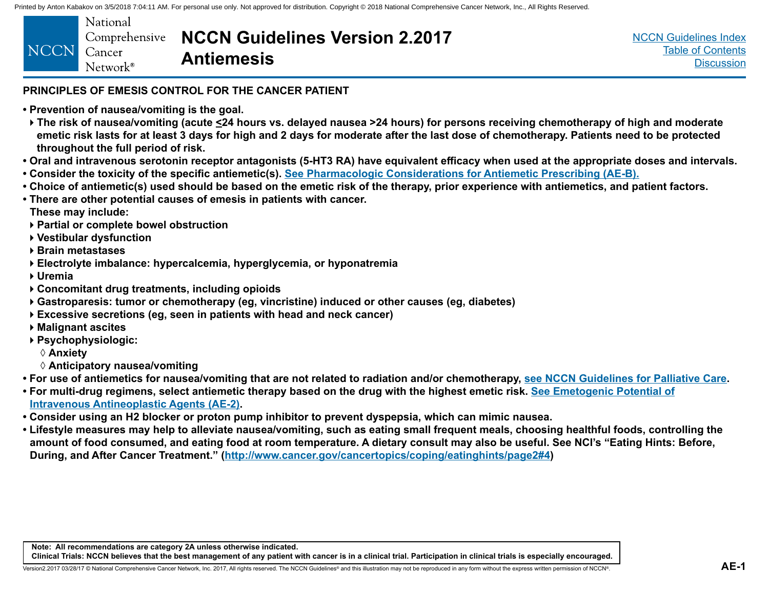## PRINCIPLES OF EMESIS CONTROL FOR THE CANCER PATIENT

- Prevention of nausea/vomiting is the goal.
  - The risk of nausea/vomiting (acute ≤24 hours vs. delayed nausea >24 hours) for persons receiving chemotherapy of high and moderate emetic risk lasts for at least 3 days for high and 2 days for moderate after the last dose of chemotherapy. Patients need to be protected throughout the full period of risk.
- Oral and intravenous serotonin receptor antagonists (5-HT3 RA) have equivalent efficacy when used at the appropriate doses and intervals.
- Consider the toxicity of the specific antiemetic(s). See Pharmacologic Considerations for Antiemetic Prescribing (AE-B).
- Choice of antiemetic(s) used should be based on the emetic risk of the therapy, prior experience with antiemetics, and patient factors.
- There are other potential causes of emesis in patients with cancer.
  These may include:
  - Partial or complete bowel obstruction
  - Vestibular dysfunction
  - Brain metastases
  - Electrolyte imbalance: hypercalcemia, hyperglycemia, or hyponatremia
  - Uremia
  - Concomitant drug treatments, including opioids
  - Gastroparesis: tumor or chemotherapy (eg, vincristine) induced or other causes (eg, diabetes)
  - Excessive secretions (eg, seen in patients with head and neck cancer)
  - Malignant ascites
  - Psychophysiologic:
    - Anxiety
    - Anticipatory nausea/vomiting
- For use of antiemetics for nausea/vomiting that are not related to radiation and/or chemotherapy, see NCCN Guidelines for Palliative Care.
- For multi-drug regimens, select antiemetic therapy based on the drug with the highest emetic risk. See Emetogenic Potential of Intravenous Antineoplastic Agents (AE-2).
- Consider using an H2 blocker or proton pump inhibitor to prevent dyspepsia, which can mimic nausea.
- Lifestyle measures may help to alleviate nausea/vomiting, such as eating small frequent meals, choosing healthful foods, controlling the amount of food consumed, and eating food at room temperature. A dietary consult may also be useful. See NCI's "Eating Hints: Before, During, and After Cancer Treatment." (http://www.cancer.gov/cancertopics/coping/eatinghints/page2#4)

Note: All recommendations are category 2A unless otherwise indicated.
Clinical Trials: NCCN believes that the best management of any patient with cancer is in a clinical trial. Participation in clinical trials is especially encouraged.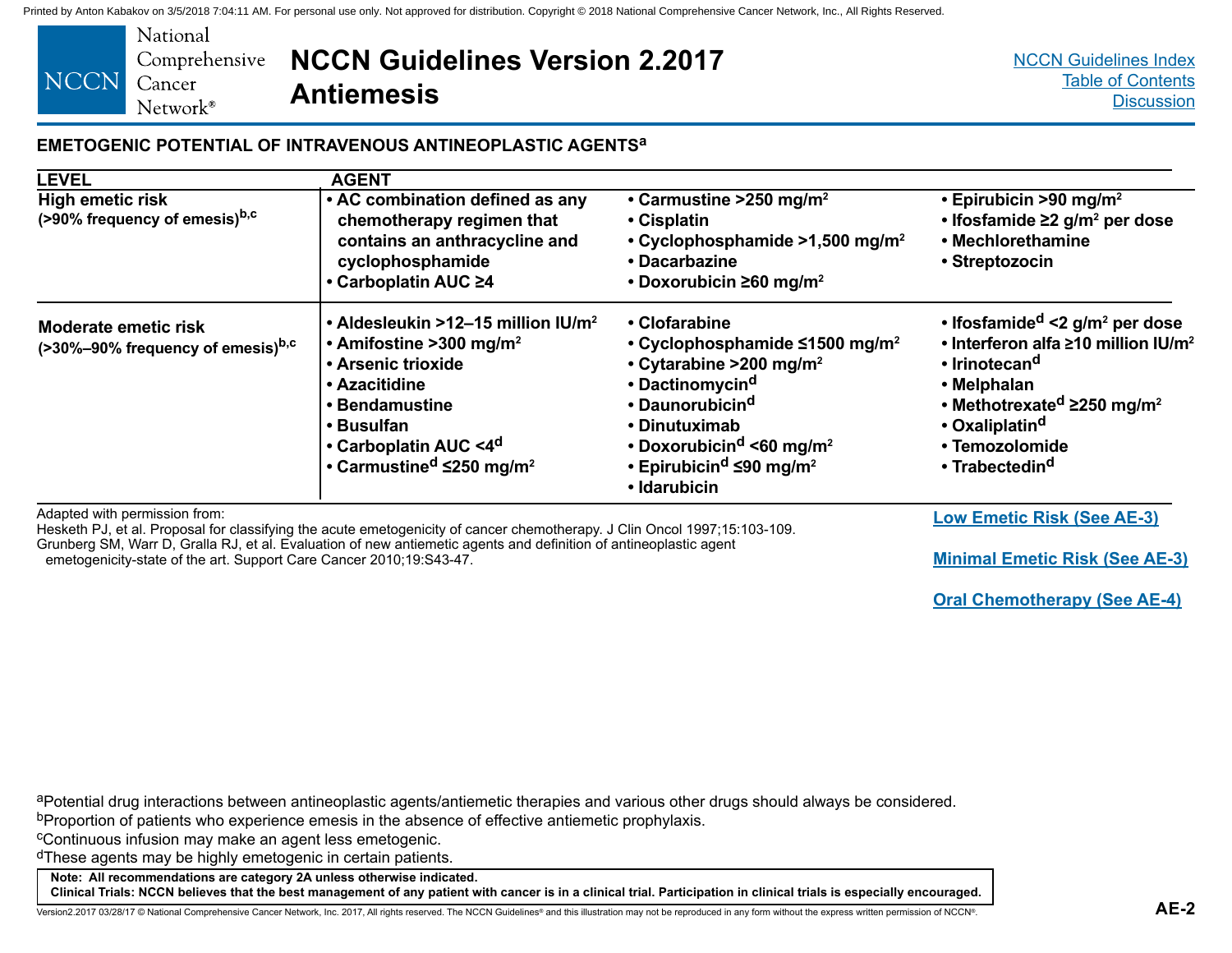## EMETOGENIC POTENTIAL OF INTRAVENOUS ANTINEOPLASTIC AGENTS[a]

| LEVEL | AGENT | | |
|---|---|---|---|
| **High emetic risk** (>90% frequency of emesis)[b,c] | • AC combination defined as any chemotherapy regimen that contains an anthracycline and cyclophosphamide<br>• Carboplatin AUC ≥4 | • Carmustine >250 mg/m²<br>• Cisplatin<br>• Cyclophosphamide >1,500 mg/m²<br>• Dacarbazine<br>• Doxorubicin ≥60 mg/m² | • Epirubicin >90 mg/m²<br>• Ifosfamide ≥2 g/m² per dose<br>• Mechlorethamine<br>• Streptozocin |
| **Moderate emetic risk** (>30%–90% frequency of emesis)[b,c] | • Aldesleukin >12–15 million IU/m²<br>• Amifostine >300 mg/m²<br>• Arsenic trioxide<br>• Azacitidine<br>• Bendamustine<br>• Busulfan<br>• Carboplatin AUC <4[d]<br>• Carmustine[d] ≤250 mg/m² | • Clofarabine<br>• Cyclophosphamide ≤1500 mg/m²<br>• Cytarabine >200 mg/m²<br>• Dactinomycin[d]<br>• Daunorubicin[d]<br>• Dinutuximab<br>• Doxorubicin[d] <60 mg/m²<br>• Epirubicin[d] ≤90 mg/m²<br>• Idarubicin | • Ifosfamide[d] <2 g/m² per dose<br>• Interferon alfa ≥10 million IU/m²<br>• Irinotecan[d]<br>• Melphalan<br>• Methotrexate[d] ≥250 mg/m²<br>• Oxaliplatin[d]<br>• Temozolomide<br>• Trabectedin[d] |

Adapted with permission from:
Hesketh PJ, et al. Proposal for classifying the acute emetogenicity of cancer chemotherapy. J Clin Oncol 1997;15:103-109.
Grunberg SM, Warr D, Gralla RJ, et al. Evaluation of new antiemetic agents and definition of antineoplastic agent emetogenicity-state of the art. Support Care Cancer 2010;19:S43-47.

Low Emetic Risk (See AE-3)

Minimal Emetic Risk (See AE-3)

Oral Chemotherapy (See AE-4)

[a]Potential drug interactions between antineoplastic agents/antiemetic therapies and various other drugs should always be considered.
[b]Proportion of patients who experience emesis in the absence of effective antiemetic prophylaxis.
[c]Continuous infusion may make an agent less emetogenic.
[d]These agents may be highly emetogenic in certain patients.

**Note: All recommendations are category 2A unless otherwise indicated.**
**Clinical Trials: NCCN believes that the best management of any patient with cancer is in a clinical trial. Participation in clinical trials is especially encouraged.**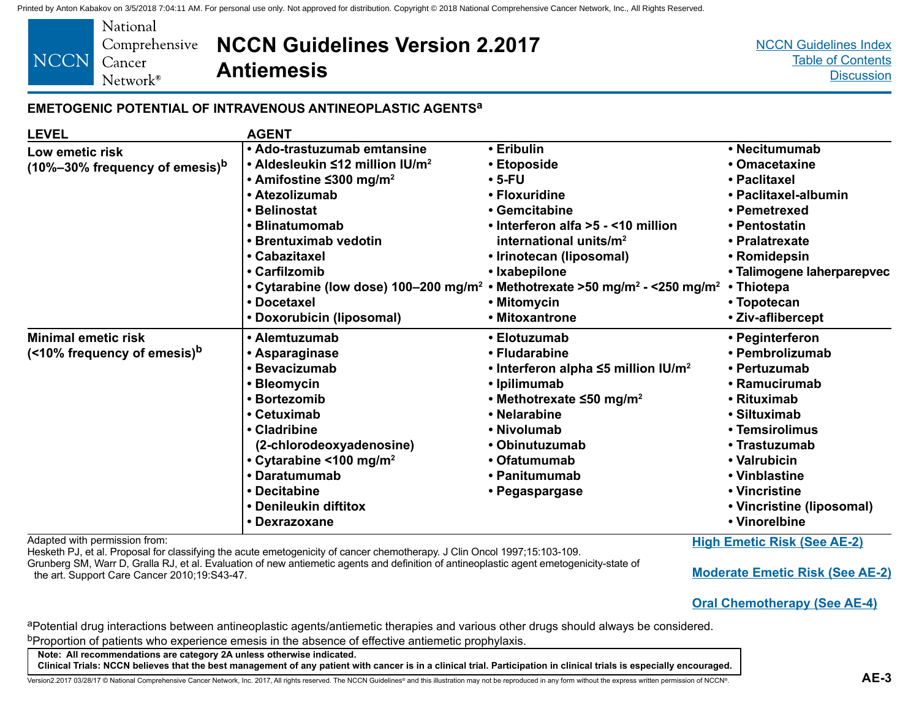## EMETOGENIC POTENTIAL OF INTRAVENOUS ANTINEOPLASTIC AGENTS[a]

| LEVEL | AGENT | | |
|---|---|---|---|
| **Low emetic risk (10%–30% frequency of emesis)[b]** | • Ado-trastuzumab emtansine<br>• Aldesleukin ≤12 million IU/m²<br>• Amifostine ≤300 mg/m²<br>• Atezolizumab<br>• Belinostat<br>• Blinatumomab<br>• Brentuximab vedotin<br>• Cabazitaxel<br>• Carfilzomib<br>• Cytarabine (low dose) 100–200 mg/m²<br>• Docetaxel<br>• Doxorubicin (liposomal) | • Eribulin<br>• Etoposide<br>• 5-FU<br>• Floxuridine<br>• Gemcitabine<br>• Interferon alfa >5 - <10 million international units/m²<br>• Irinotecan (liposomal)<br>• Ixabepilone<br>• Methotrexate >50 mg/m² - <250 mg/m²<br>• Mitomycin<br>• Mitoxantrone | • Necitumumab<br>• Omacetaxine<br>• Paclitaxel<br>• Paclitaxel-albumin<br>• Pemetrexed<br>• Pentostatin<br>• Pralatrexate<br>• Romidepsin<br>• Talimogene laherparepvec<br>• Thiotepa<br>• Topotecan<br>• Ziv-aflibercept |
| **Minimal emetic risk (<10% frequency of emesis)[b]** | • Alemtuzumab<br>• Asparaginase<br>• Bevacizumab<br>• Bleomycin<br>• Bortezomib<br>• Cetuximab<br>• Cladribine (2-chlorodeoxyadenosine)<br>• Cytarabine <100 mg/m²<br>• Daratumumab<br>• Decitabine<br>• Denileukin diftitox<br>• Dexrazoxane | • Elotuzumab<br>• Fludarabine<br>• Interferon alpha ≤5 million IU/m²<br>• Ipilimumab<br>• Methotrexate ≤50 mg/m²<br>• Nelarabine<br>• Nivolumab<br>• Obinutuzumab<br>• Ofatumumab<br>• Panitumumab<br>• Pegaspargase | • Peginterferon<br>• Pembrolizumab<br>• Pertuzumab<br>• Ramucirumab<br>• Rituximab<br>• Siltuximab<br>• Temsirolimus<br>• Trastuzumab<br>• Valrubicin<br>• Vinblastine<br>• Vincristine<br>• Vincristine (liposomal)<br>• Vinorelbine |

Adapted with permission from:
Hesketh PJ, et al. Proposal for classifying the acute emetogenicity of cancer chemotherapy. J Clin Oncol 1997;15:103-109.
Grunberg SM, Warr D, Gralla RJ, et al. Evaluation of new antiemetic agents and definition of antineoplastic agent emetogenicity-state of the art. Support Care Cancer 2010;19:S43-47.

High Emetic Risk (See AE-2)

Moderate Emetic Risk (See AE-2)

Oral Chemotherapy (See AE-4)

[a]Potential drug interactions between antineoplastic agents/antiemetic therapies and various other drugs should always be considered.

[b]Proportion of patients who experience emesis in the absence of effective antiemetic prophylaxis.

**Note: All recommendations are category 2A unless otherwise indicated.**
**Clinical Trials: NCCN believes that the best management of any patient with cancer is in a clinical trial. Participation in clinical trials is especially encouraged.**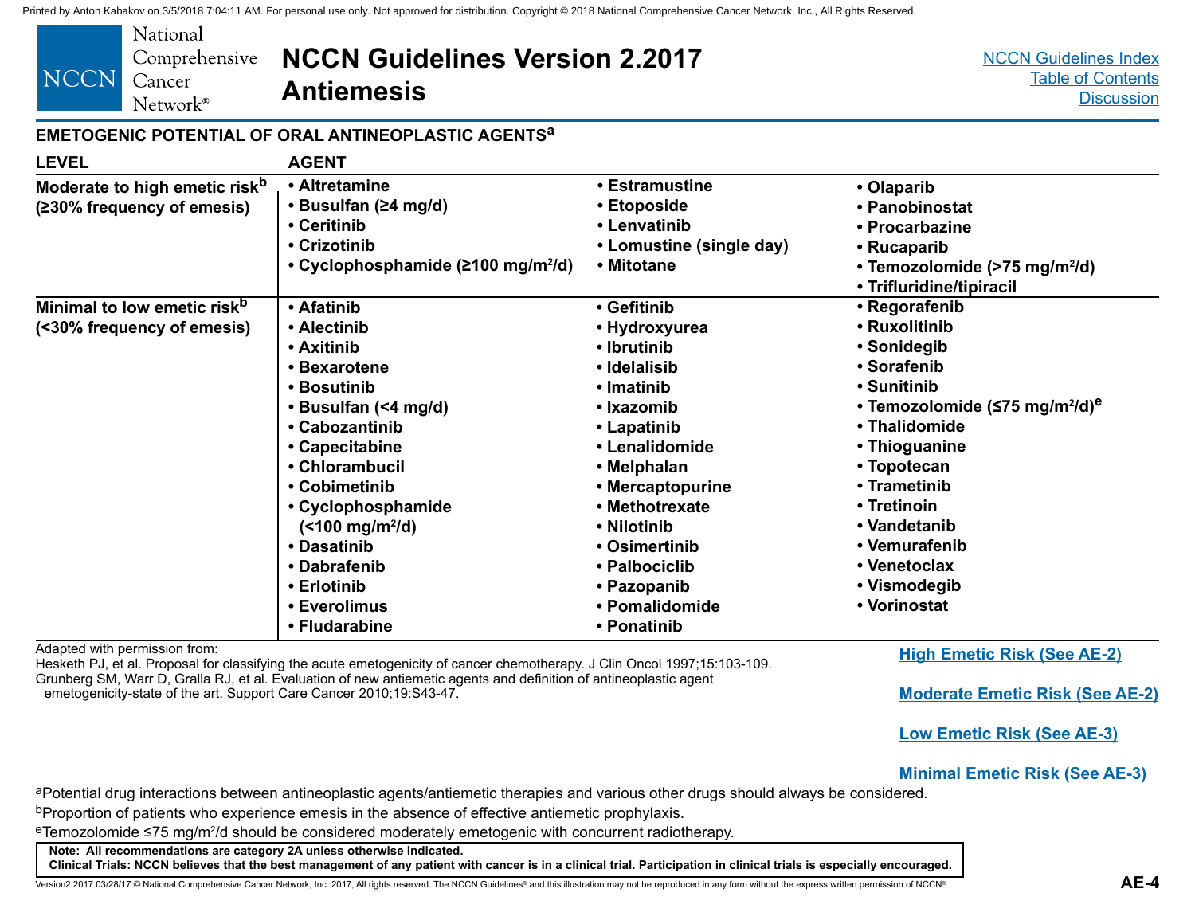## EMETOGENIC POTENTIAL OF ORAL ANTINEOPLASTIC AGENTS[a]

| LEVEL | AGENT | | |
|---|---|---|---|
| **Moderate to high emetic risk[b] (≥30% frequency of emesis)** | • Altretamine<br>• Busulfan (≥4 mg/d)<br>• Ceritinib<br>• Crizotinib<br>• Cyclophosphamide (≥100 mg/m²/d) | • Estramustine<br>• Etoposide<br>• Lenvatinib<br>• Lomustine (single day)<br>• Mitotane | • Olaparib<br>• Panobinostat<br>• Procarbazine<br>• Rucaparib<br>• Temozolomide (>75 mg/m²/d)<br>• Trifluridine/tipiracil |
| **Minimal to low emetic risk[b] (<30% frequency of emesis)** | • Afatinib<br>• Alectinib<br>• Axitinib<br>• Bexarotene<br>• Bosutinib<br>• Busulfan (<4 mg/d)<br>• Cabozantinib<br>• Capecitabine<br>• Chlorambucil<br>• Cobimetinib<br>• Cyclophosphamide (<100 mg/m²/d)<br>• Dasatinib<br>• Dabrafenib<br>• Erlotinib<br>• Everolimus<br>• Fludarabine | • Gefitinib<br>• Hydroxyurea<br>• Ibrutinib<br>• Idelalisib<br>• Imatinib<br>• Ixazomib<br>• Lapatinib<br>• Lenalidomide<br>• Melphalan<br>• Mercaptopurine<br>• Methotrexate<br>• Nilotinib<br>• Osimertinib<br>• Palbociclib<br>• Pazopanib<br>• Pomalidomide<br>• Ponatinib | • Regorafenib<br>• Ruxolitinib<br>• Sonidegib<br>• Sorafenib<br>• Sunitinib<br>• Temozolomide (≤75 mg/m²/d)[e]<br>• Thalidomide<br>• Thioguanine<br>• Topotecan<br>• Trametinib<br>• Tretinoin<br>• Vandetanib<br>• Vemurafenib<br>• Venetoclax<br>• Vismodegib<br>• Vorinostat |

Adapted with permission from:
Hesketh PJ, et al. Proposal for classifying the acute emetogenicity of cancer chemotherapy. J Clin Oncol 1997;15:103-109.
Grunberg SM, Warr D, Gralla RJ, et al. Evaluation of new antiemetic agents and definition of antineoplastic agent emetogenicity-state of the art. Support Care Cancer 2010;19:S43-47.

High Emetic Risk (See AE-2)

Moderate Emetic Risk (See AE-2)

Low Emetic Risk (See AE-3)

Minimal Emetic Risk (See AE-3)

[a]Potential drug interactions between antineoplastic agents/antiemetic therapies and various other drugs should always be considered.
[b]Proportion of patients who experience emesis in the absence of effective antiemetic prophylaxis.
[e]Temozolomide ≤75 mg/m²/d should be considered moderately emetogenic with concurrent radiotherapy.

**Note: All recommendations are category 2A unless otherwise indicated.**
**Clinical Trials: NCCN believes that the best management of any patient with cancer is in a clinical trial. Participation in clinical trials is especially encouraged.**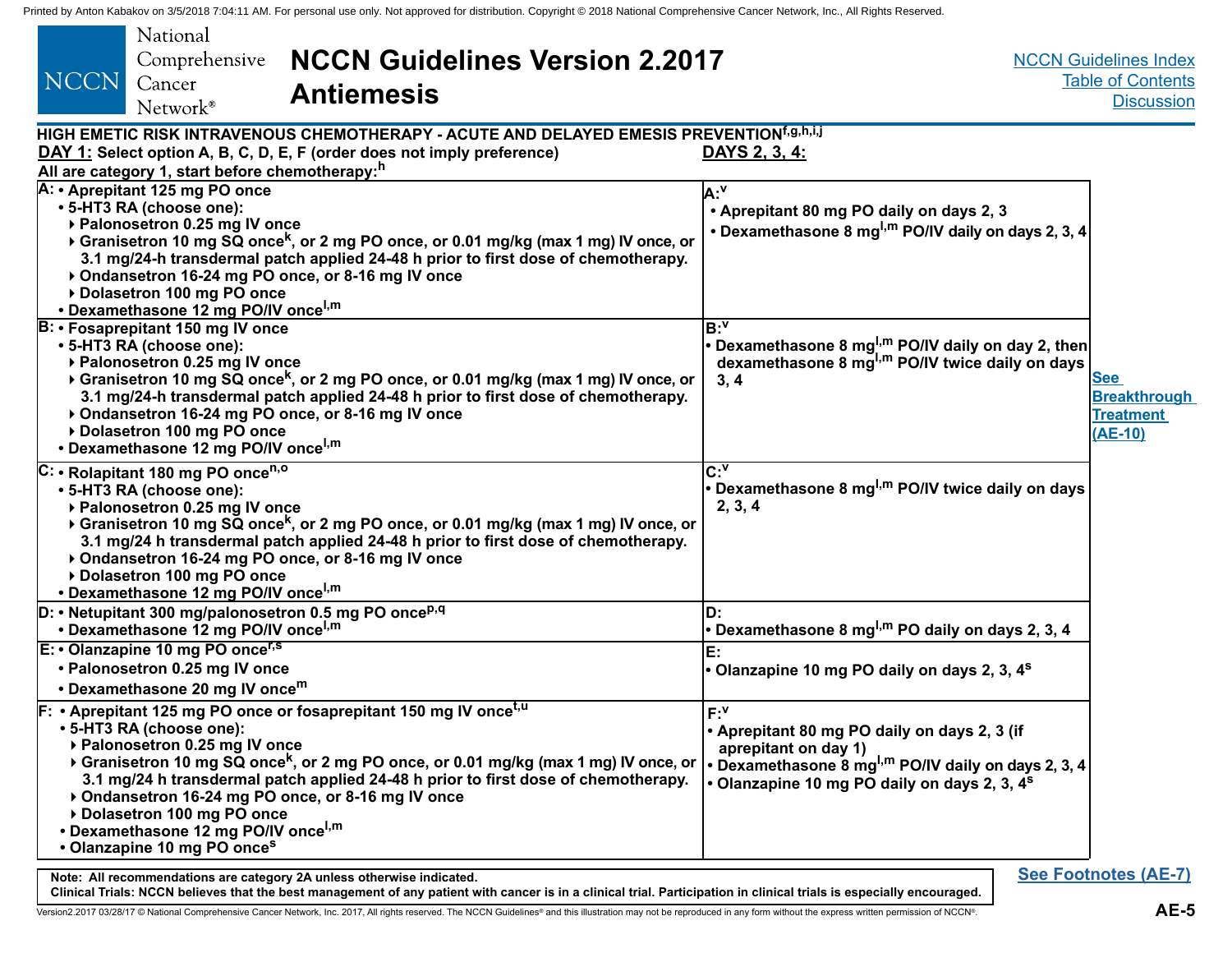# NCCN Guidelines Version 2.2017 Antiemesis

## HIGH EMETIC RISK INTRAVENOUS CHEMOTHERAPY - ACUTE AND DELAYED EMESIS PREVENTION[f,g,h,i,j]

| DAY 1: Select option A, B, C, D, E, F (order does not imply preference) All are category 1, start before chemotherapy:[h] | DAYS 2, 3, 4: | |
|---|---|---|
| A: • Aprepitant 125 mg PO once<br>• 5-HT3 RA (choose one):<br>‣ Palonosetron 0.25 mg IV once<br>‣ Granisetron 10 mg SQ once[k], or 2 mg PO once, or 0.01 mg/kg (max 1 mg) IV once, or 3.1 mg/24-h transdermal patch applied 24-48 h prior to first dose of chemotherapy.<br>‣ Ondansetron 16-24 mg PO once, or 8-16 mg IV once<br>‣ Dolasetron 100 mg PO once<br>• Dexamethasone 12 mg PO/IV once[l,m] | A:[v]<br>• Aprepitant 80 mg PO daily on days 2, 3<br>• Dexamethasone 8 mg[l,m] PO/IV daily on days 2, 3, 4 | See Breakthrough Treatment (AE-10) |
| B: • Fosaprepitant 150 mg IV once<br>• 5-HT3 RA (choose one):<br>‣ Palonosetron 0.25 mg IV once<br>‣ Granisetron 10 mg SQ once[k], or 2 mg PO once, or 0.01 mg/kg (max 1 mg) IV once, or 3.1 mg/24-h transdermal patch applied 24-48 h prior to first dose of chemotherapy.<br>‣ Ondansetron 16-24 mg PO once, or 8-16 mg IV once<br>‣ Dolasetron 100 mg PO once<br>• Dexamethasone 12 mg PO/IV once[l,m] | B:[v]<br>• Dexamethasone 8 mg[l,m] PO/IV daily on day 2, then dexamethasone 8 mg[l,m] PO/IV twice daily on days 3, 4 | |
| C: • Rolapitant 180 mg PO once[n,o]<br>• 5-HT3 RA (choose one):<br>‣ Palonosetron 0.25 mg IV once<br>‣ Granisetron 10 mg SQ once[k], or 2 mg PO once, or 0.01 mg/kg (max 1 mg) IV once, or 3.1 mg/24 h transdermal patch applied 24-48 h prior to first dose of chemotherapy.<br>‣ Ondansetron 16-24 mg PO once, or 8-16 mg IV once<br>‣ Dolasetron 100 mg PO once<br>• Dexamethasone 12 mg PO/IV once[l,m] | C:[v]<br>• Dexamethasone 8 mg[l,m] PO/IV twice daily on days 2, 3, 4 | |
| D: • Netupitant 300 mg/palonosetron 0.5 mg PO once[p,q]<br>• Dexamethasone 12 mg PO/IV once[l,m] | D:<br>• Dexamethasone 8 mg[l,m] PO daily on days 2, 3, 4 | |
| E: • Olanzapine 10 mg PO once[r,s]<br>• Palonosetron 0.25 mg IV once<br>• Dexamethasone 20 mg IV once[m] | E:<br>• Olanzapine 10 mg PO daily on days 2, 3, 4[s] | |
| F: • Aprepitant 125 mg PO once or fosaprepitant 150 mg IV once[t,u]<br>• 5-HT3 RA (choose one):<br>‣ Palonosetron 0.25 mg IV once<br>‣ Granisetron 10 mg SQ once[k], or 2 mg PO once, or 0.01 mg/kg (max 1 mg) IV once, or 3.1 mg/24 h transdermal patch applied 24-48 h prior to first dose of chemotherapy.<br>‣ Ondansetron 16-24 mg PO once, or 8-16 mg IV once<br>‣ Dolasetron 100 mg PO once<br>• Dexamethasone 12 mg PO/IV once[l,m]<br>• Olanzapine 10 mg PO once[s] | F:[v]<br>• Aprepitant 80 mg PO daily on days 2, 3 (if aprepitant on day 1)<br>• Dexamethasone 8 mg[l,m] PO/IV daily on days 2, 3, 4<br>• Olanzapine 10 mg PO daily on days 2, 3, 4[s] | |

Note: All recommendations are category 2A unless otherwise indicated.

Clinical Trials: NCCN believes that the best management of any patient with cancer is in a clinical trial. Participation in clinical trials is especially encouraged.

See Footnotes (AE-7)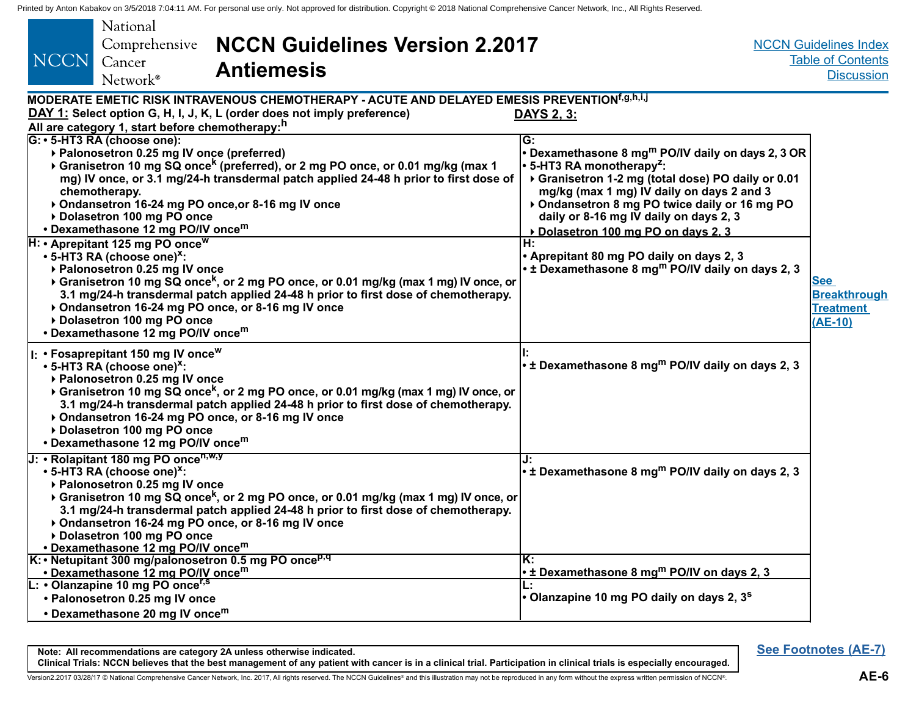# NCCN Guidelines Version 2.2017 Antiemesis

## MODERATE EMETIC RISK INTRAVENOUS CHEMOTHERAPY - ACUTE AND DELAYED EMESIS PREVENTION[f,g,h,i,j]

**DAY 1:** Select option G, H, I, J, K, L (order does not imply preference)
All are category 1, start before chemotherapy:[h]

| DAY 1 | DAYS 2, 3 |
|---|---|
| **G:** • 5-HT3 RA (choose one): ▸ Palonosetron 0.25 mg IV once (preferred) ▸ Granisetron 10 mg SQ once[k] (preferred), or 2 mg PO once, or 0.01 mg/kg (max 1 mg) IV once, or 3.1 mg/24-h transdermal patch applied 24-48 h prior to first dose of chemotherapy. ▸ Ondansetron 16-24 mg PO once,or 8-16 mg IV once ▸ Dolasetron 100 mg PO once • Dexamethasone 12 mg PO/IV once[m] | **G:** • Dexamethasone 8 mg[m] PO/IV daily on days 2, 3 OR • 5-HT3 RA monotherapy[z]: ▸ Granisetron 1-2 mg (total dose) PO daily or 0.01 mg/kg (max 1 mg) IV daily on days 2 and 3 ▸ Ondansetron 8 mg PO twice daily or 16 mg PO daily or 8-16 mg IV daily on days 2, 3 ▸ Dolasetron 100 mg PO on days 2, 3 |
| **H:** • Aprepitant 125 mg PO once[w] • 5-HT3 RA (choose one)[x]: ▸ Palonosetron 0.25 mg IV once ▸ Granisetron 10 mg SQ once[k], or 2 mg PO once, or 0.01 mg/kg (max 1 mg) IV once, or 3.1 mg/24-h transdermal patch applied 24-48 h prior to first dose of chemotherapy. ▸ Ondansetron 16-24 mg PO once, or 8-16 mg IV once ▸ Dolasetron 100 mg PO once • Dexamethasone 12 mg PO/IV once[m] | **H:** • Aprepitant 80 mg PO daily on days 2, 3 • ± Dexamethasone 8 mg[m] PO/IV daily on days 2, 3 |
| **I:** • Fosaprepitant 150 mg IV once[w] • 5-HT3 RA (choose one)[x]: ▸ Palonosetron 0.25 mg IV once ▸ Granisetron 10 mg SQ once[k], or 2 mg PO once, or 0.01 mg/kg (max 1 mg) IV once, or 3.1 mg/24-h transdermal patch applied 24-48 h prior to first dose of chemotherapy. ▸ Ondansetron 16-24 mg PO once, or 8-16 mg IV once ▸ Dolasetron 100 mg PO once • Dexamethasone 12 mg PO/IV once[m] | **I:** • ± Dexamethasone 8 mg[m] PO/IV daily on days 2, 3 |
| **J:** • Rolapitant 180 mg PO once[n,w,y] • 5-HT3 RA (choose one)[x]: ▸ Palonosetron 0.25 mg IV once ▸ Granisetron 10 mg SQ once[k], or 2 mg PO once, or 0.01 mg/kg (max 1 mg) IV once, or 3.1 mg/24-h transdermal patch applied 24-48 h prior to first dose of chemotherapy. ▸ Ondansetron 16-24 mg PO once, or 8-16 mg IV once ▸ Dolasetron 100 mg PO once • Dexamethasone 12 mg PO/IV once[m] | **J:** • ± Dexamethasone 8 mg[m] PO/IV daily on days 2, 3 |
| **K:** • Netupitant 300 mg/palonosetron 0.5 mg PO once[p,q] • Dexamethasone 12 mg PO/IV once[m] | **K:** • ± Dexamethasone 8 mg[m] PO/IV on days 2, 3 |
| **L:** • Olanzapine 10 mg PO once[r,s] • Palonosetron 0.25 mg IV once • Dexamethasone 20 mg IV once[m] | **L:** • Olanzapine 10 mg PO daily on days 2, 3[s] |

See Breakthrough Treatment (AE-10)

See Footnotes (AE-7)

Note: All recommendations are category 2A unless otherwise indicated.
Clinical Trials: NCCN believes that the best management of any patient with cancer is in a clinical trial. Participation in clinical trials is especially encouraged.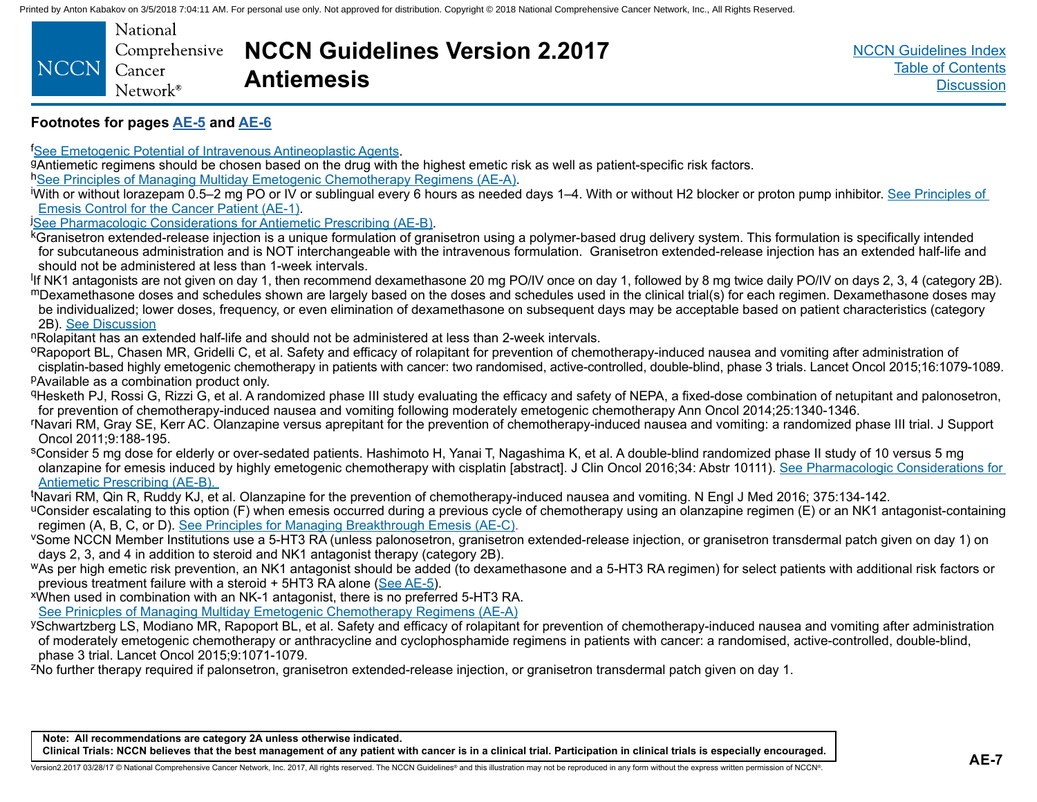# NCCN Guidelines Version 2.2017 Antiemesis

## Footnotes for pages AE-5 and AE-6

[f] See Emetogenic Potential of Intravenous Antineoplastic Agents.

[g] Antiemetic regimens should be chosen based on the drug with the highest emetic risk as well as patient-specific risk factors.

[h] See Principles of Managing Multiday Emetogenic Chemotherapy Regimens (AE-A).

[i] With or without lorazepam 0.5–2 mg PO or IV or sublingual every 6 hours as needed days 1–4. With or without H2 blocker or proton pump inhibitor. See Principles of Emesis Control for the Cancer Patient (AE-1).

[j] See Pharmacologic Considerations for Antiemetic Prescribing (AE-B).

[k] Granisetron extended-release injection is a unique formulation of granisetron using a polymer-based drug delivery system. This formulation is specifically intended for subcutaneous administration and is NOT interchangeable with the intravenous formulation. Granisetron extended-release injection has an extended half-life and should not be administered at less than 1-week intervals.

[l] If NK1 antagonists are not given on day 1, then recommend dexamethasone 20 mg PO/IV once on day 1, followed by 8 mg twice daily PO/IV on days 2, 3, 4 (category 2B).

[m] Dexamethasone doses and schedules shown are largely based on the doses and schedules used in the clinical trial(s) for each regimen. Dexamethasone doses may be individualized; lower doses, frequency, or even elimination of dexamethasone on subsequent days may be acceptable based on patient characteristics (category 2B). See Discussion

[n] Rolapitant has an extended half-life and should not be administered at less than 2-week intervals.

[o] Rapoport BL, Chasen MR, Gridelli C, et al. Safety and efficacy of rolapitant for prevention of chemotherapy-induced nausea and vomiting after administration of cisplatin-based highly emetogenic chemotherapy in patients with cancer: two randomised, active-controlled, double-blind, phase 3 trials. Lancet Oncol 2015;16:1079-1089.

[p] Available as a combination product only.

[q] Hesketh PJ, Rossi G, Rizzi G, et al. A randomized phase III study evaluating the efficacy and safety of NEPA, a fixed-dose combination of netupitant and palonosetron, for prevention of chemotherapy-induced nausea and vomiting following moderately emetogenic chemotherapy Ann Oncol 2014;25:1340-1346.

[r] Navari RM, Gray SE, Kerr AC. Olanzapine versus aprepitant for the prevention of chemotherapy-induced nausea and vomiting: a randomized phase III trial. J Support Oncol 2011;9:188-195.

[s] Consider 5 mg dose for elderly or over-sedated patients. Hashimoto H, Yanai T, Nagashima K, et al. A double-blind randomized phase II study of 10 versus 5 mg olanzapine for emesis induced by highly emetogenic chemotherapy with cisplatin [abstract]. J Clin Oncol 2016;34: Abstr 10111). See Pharmacologic Considerations for Antiemetic Prescribing (AE-B).

[t] Navari RM, Qin R, Ruddy KJ, et al. Olanzapine for the prevention of chemotherapy-induced nausea and vomiting. N Engl J Med 2016; 375:134-142.

[u] Consider escalating to this option (F) when emesis occurred during a previous cycle of chemotherapy using an olanzapine regimen (E) or an NK1 antagonist-containing regimen (A, B, C, or D). See Principles for Managing Breakthrough Emesis (AE-C).

[v] Some NCCN Member Institutions use a 5-HT3 RA (unless palonosetron, granisetron extended-release injection, or granisetron transdermal patch given on day 1) on days 2, 3, and 4 in addition to steroid and NK1 antagonist therapy (category 2B).

[w] As per high emetic risk prevention, an NK1 antagonist should be added (to dexamethasone and a 5-HT3 RA regimen) for select patients with additional risk factors or previous treatment failure with a steroid + 5HT3 RA alone (See AE-5).

[x] When used in combination with an NK-1 antagonist, there is no preferred 5-HT3 RA. See Prinicples of Managing Multiday Emetogenic Chemotherapy Regimens (AE-A)

[y] Schwartzberg LS, Modiano MR, Rapoport BL, et al. Safety and efficacy of rolapitant for prevention of chemotherapy-induced nausea and vomiting after administration of moderately emetogenic chemotherapy or anthracycline and cyclophosphamide regimens in patients with cancer: a randomised, active-controlled, double-blind, phase 3 trial. Lancet Oncol 2015;9:1071-1079.

[z] No further therapy required if palonsetron, granisetron extended-release injection, or granisetron transdermal patch given on day 1.

**Note: All recommendations are category 2A unless otherwise indicated.**

**Clinical Trials: NCCN believes that the best management of any patient with cancer is in a clinical trial. Participation in clinical trials is especially encouraged.**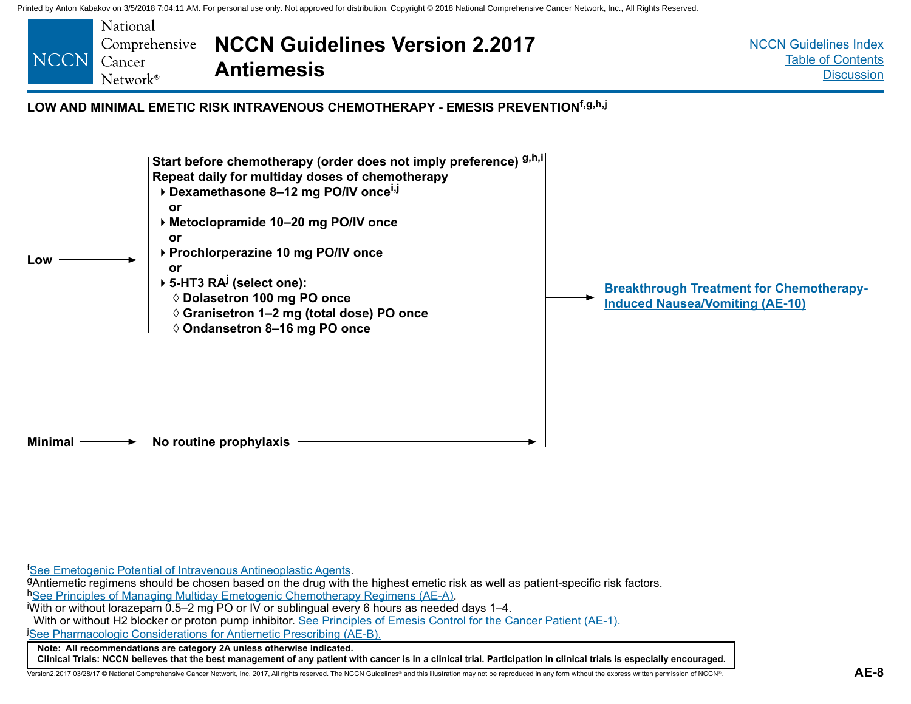## LOW AND MINIMAL EMETIC RISK INTRAVENOUS CHEMOTHERAPY - EMESIS PREVENTION[f,g,h,j]

**Low** →

**Start before chemotherapy (order does not imply preference)[g,h,i]**
**Repeat daily for multiday doses of chemotherapy**

- **Dexamethasone 8–12 mg PO/IV once[i,j]**
  **or**
- **Metoclopramide 10–20 mg PO/IV once**
  **or**
- **Prochlorperazine 10 mg PO/IV once**
  **or**
- **5-HT3 RA[j] (select one):**
  - ◊ **Dolasetron 100 mg PO once**
  - ◊ **Granisetron 1–2 mg (total dose) PO once**
  - ◊ **Ondansetron 8–16 mg PO once**

**Minimal** → **No routine prophylaxis**

→ **Breakthrough Treatment for Chemotherapy-Induced Nausea/Vomiting (AE-10)**

[f]See Emetogenic Potential of Intravenous Antineoplastic Agents.
[g]Antiemetic regimens should be chosen based on the drug with the highest emetic risk as well as patient-specific risk factors.
[h]See Principles of Managing Multiday Emetogenic Chemotherapy Regimens (AE-A).
[i]With or without lorazepam 0.5–2 mg PO or IV or sublingual every 6 hours as needed days 1–4.
With or without H2 blocker or proton pump inhibitor. See Principles of Emesis Control for the Cancer Patient (AE-1).
[j]See Pharmacologic Considerations for Antiemetic Prescribing (AE-B).

**Note: All recommendations are category 2A unless otherwise indicated.**
**Clinical Trials: NCCN believes that the best management of any patient with cancer is in a clinical trial. Participation in clinical trials is especially encouraged.**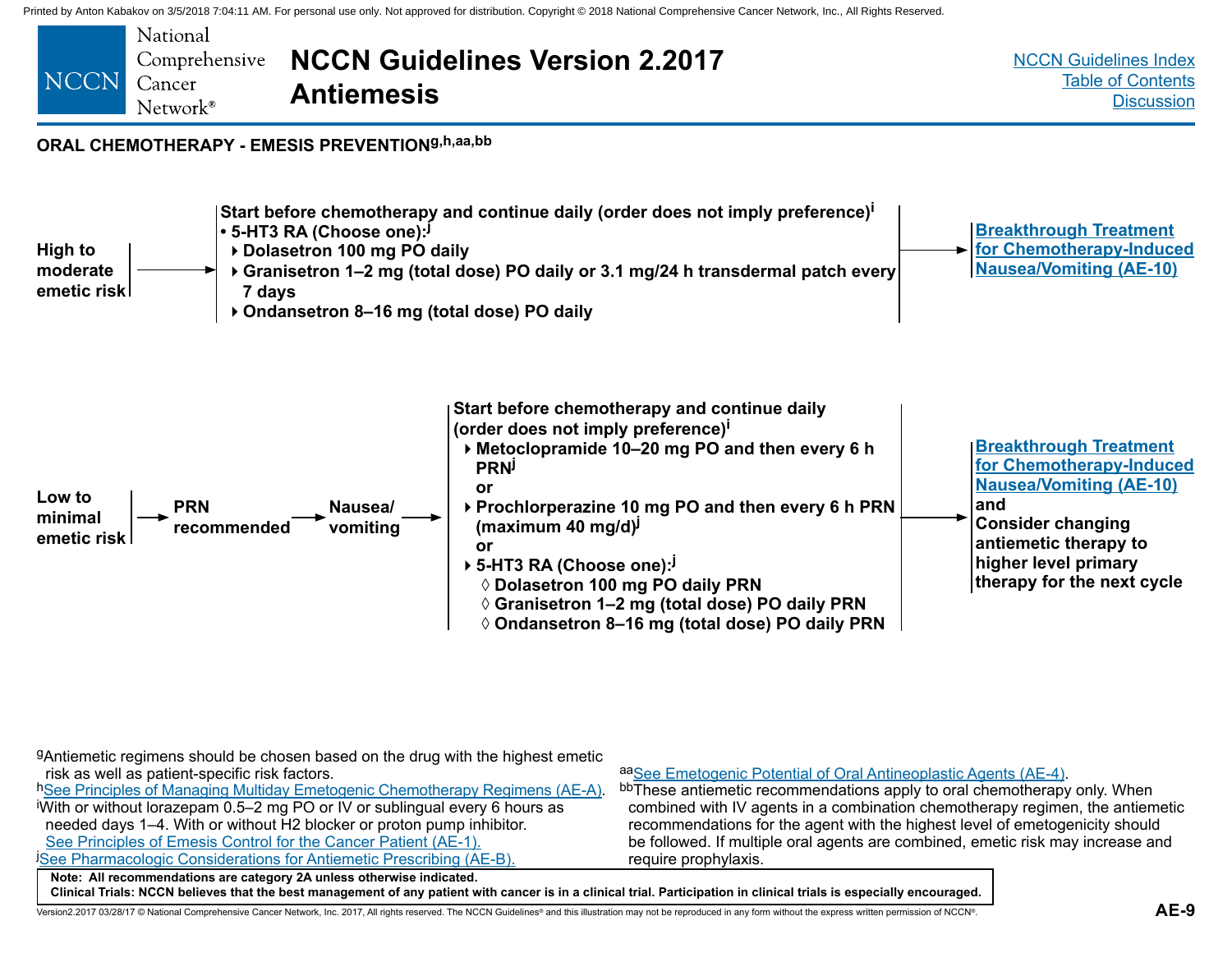## ORAL CHEMOTHERAPY - EMESIS PREVENTION[g,h,aa,bb]

**High to moderate emetic risk** →

**Start before chemotherapy and continue daily (order does not imply preference)[i]**

- **5-HT3 RA (Choose one):[j]**
  - **Dolasetron 100 mg PO daily**
  - **Granisetron 1–2 mg (total dose) PO daily or 3.1 mg/24 h transdermal patch every 7 days**
  - **Ondansetron 8–16 mg (total dose) PO daily**

→ **Breakthrough Treatment for Chemotherapy-Induced Nausea/Vomiting (AE-10)**

**Low to minimal emetic risk** → **PRN recommended** → **Nausea/vomiting** →

**Start before chemotherapy and continue daily (order does not imply preference)[i]**

- **Metoclopramide 10–20 mg PO and then every 6 h PRN[j]**

  **or**
- **Prochlorperazine 10 mg PO and then every 6 h PRN (maximum 40 mg/d)[j]**

  **or**
- **5-HT3 RA (Choose one):[j]**
  - **Dolasetron 100 mg PO daily PRN**
  - **Granisetron 1–2 mg (total dose) PO daily PRN**
  - **Ondansetron 8–16 mg (total dose) PO daily PRN**

→ **Breakthrough Treatment for Chemotherapy-Induced Nausea/Vomiting (AE-10)** **and** **Consider changing antiemetic therapy to higher level primary therapy for the next cycle**

---

[g]Antiemetic regimens should be chosen based on the drug with the highest emetic risk as well as patient-specific risk factors.

[h]See Principles of Managing Multiday Emetogenic Chemotherapy Regimens (AE-A).

[i]With or without lorazepam 0.5–2 mg PO or IV or sublingual every 6 hours as needed days 1–4. With or without H2 blocker or proton pump inhibitor. See Principles of Emesis Control for the Cancer Patient (AE-1).

[j]See Pharmacologic Considerations for Antiemetic Prescribing (AE-B).

[aa]See Emetogenic Potential of Oral Antineoplastic Agents (AE-4).

[bb]These antiemetic recommendations apply to oral chemotherapy only. When combined with IV agents in a combination chemotherapy regimen, the antiemetic recommendations for the agent with the highest level of emetogenicity should be followed. If multiple oral agents are combined, emetic risk may increase and require prophylaxis.

**Note: All recommendations are category 2A unless otherwise indicated.**

**Clinical Trials: NCCN believes that the best management of any patient with cancer is in a clinical trial. Participation in clinical trials is especially encouraged.**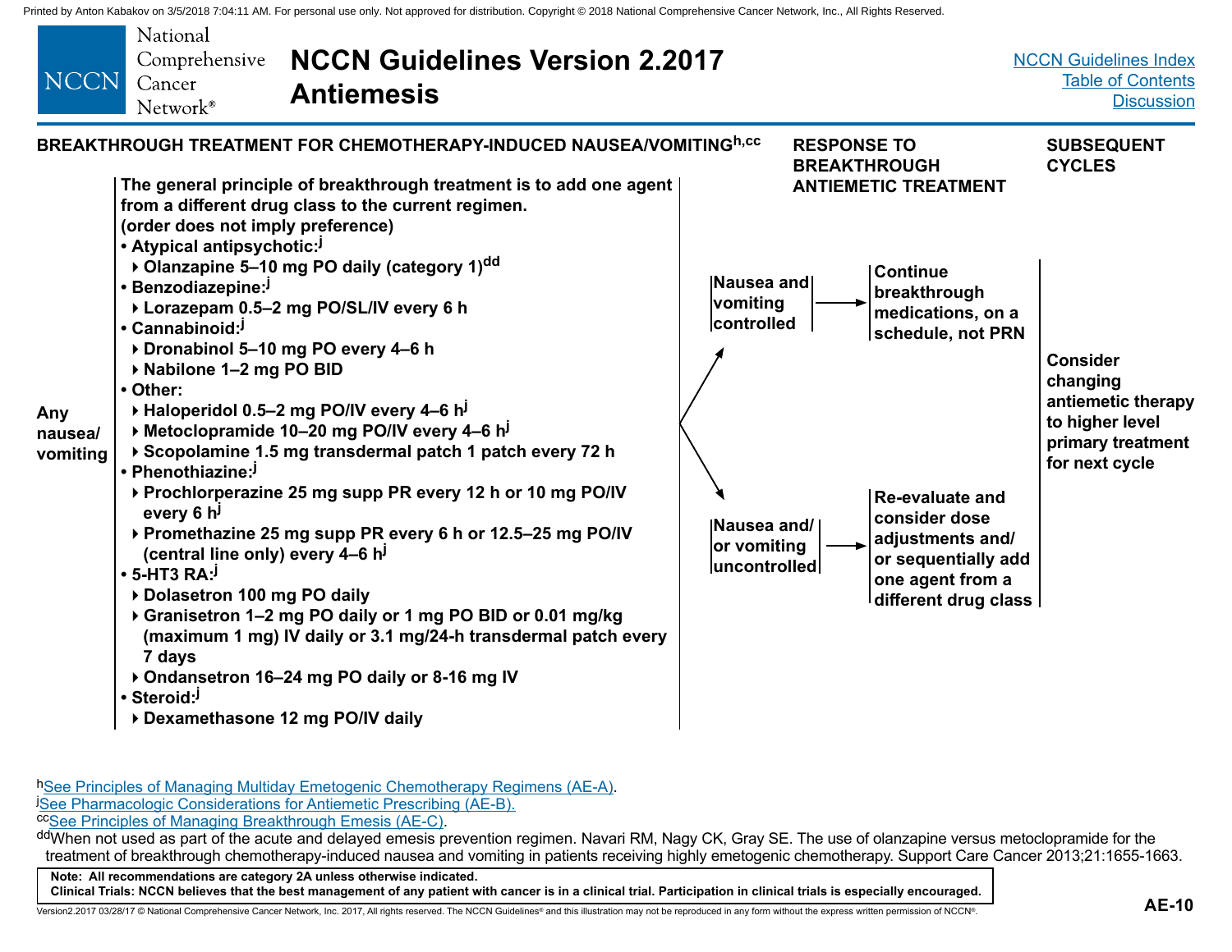# NCCN Guidelines Version 2.2017 Antiemesis

## BREAKTHROUGH TREATMENT FOR CHEMOTHERAPY-INDUCED NAUSEA/VOMITING[h,cc]

**Any nausea/vomiting**

**The general principle of breakthrough treatment is to add one agent from a different drug class to the current regimen.**
**(order does not imply preference)**

- **Atypical antipsychotic:[j]**
  - **Olanzapine 5–10 mg PO daily (category 1)[dd]**
- **Benzodiazepine:[j]**
  - **Lorazepam 0.5–2 mg PO/SL/IV every 6 h**
- **Cannabinoid:[j]**
  - **Dronabinol 5–10 mg PO every 4–6 h**
  - **Nabilone 1–2 mg PO BID**
- **Other:**
  - **Haloperidol 0.5–2 mg PO/IV every 4–6 h[j]**
  - **Metoclopramide 10–20 mg PO/IV every 4–6 h[j]**
  - **Scopolamine 1.5 mg transdermal patch 1 patch every 72 h**
- **Phenothiazine:[j]**
  - **Prochlorperazine 25 mg supp PR every 12 h or 10 mg PO/IV every 6 h[j]**
  - **Promethazine 25 mg supp PR every 6 h or 12.5–25 mg PO/IV (central line only) every 4–6 h[j]**
- **5-HT3 RA:[j]**
  - **Dolasetron 100 mg PO daily**
  - **Granisetron 1–2 mg PO daily or 1 mg PO BID or 0.01 mg/kg (maximum 1 mg) IV daily or 3.1 mg/24-h transdermal patch every 7 days**
  - **Ondansetron 16–24 mg PO daily or 8-16 mg IV**
- **Steroid:[j]**
  - **Dexamethasone 12 mg PO/IV daily**

### RESPONSE TO BREAKTHROUGH ANTIEMETIC TREATMENT

- **Nausea and vomiting controlled** → **Continue breakthrough medications, on a schedule, not PRN**
- **Nausea and/or vomiting uncontrolled** → **Re-evaluate and consider dose adjustments and/or sequentially add one agent from a different drug class**

### SUBSEQUENT CYCLES

**Consider changing antiemetic therapy to higher level primary treatment for next cycle**

---

[h] See Principles of Managing Multiday Emetogenic Chemotherapy Regimens (AE-A).
[j] See Pharmacologic Considerations for Antiemetic Prescribing (AE-B).
[cc] See Principles of Managing Breakthrough Emesis (AE-C).
[dd] When not used as part of the acute and delayed emesis prevention regimen. Navari RM, Nagy CK, Gray SE. The use of olanzapine versus metoclopramide for the treatment of breakthrough chemotherapy-induced nausea and vomiting in patients receiving highly emetogenic chemotherapy. Support Care Cancer 2013;21:1655-1663.

**Note: All recommendations are category 2A unless otherwise indicated.**
**Clinical Trials: NCCN believes that the best management of any patient with cancer is in a clinical trial. Participation in clinical trials is especially encouraged.**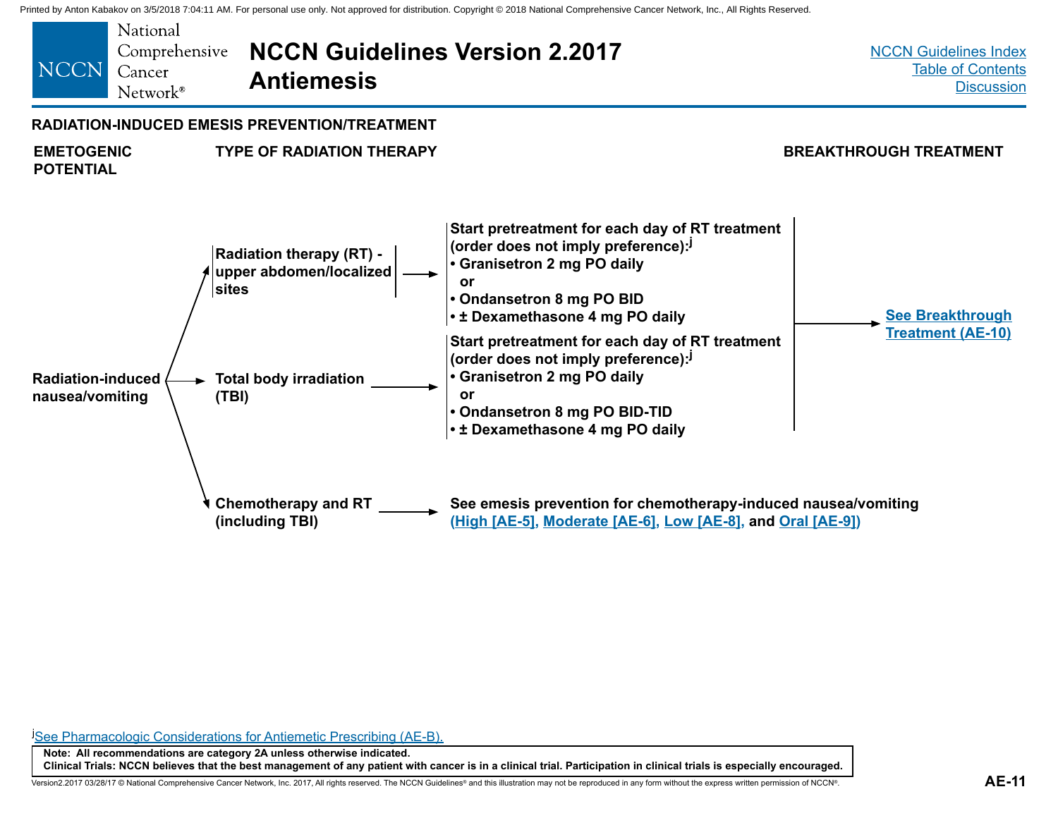## RADIATION-INDUCED EMESIS PREVENTION/TREATMENT

| EMETOGENIC POTENTIAL | TYPE OF RADIATION THERAPY | | BREAKTHROUGH TREATMENT |
|---|---|---|---|
| Radiation-induced nausea/vomiting | Radiation therapy (RT) - upper abdomen/localized sites | Start pretreatment for each day of RT treatment (order does not imply preference):[j]<br>• Granisetron 2 mg PO daily<br>or<br>• Ondansetron 8 mg PO BID<br>• ± Dexamethasone 4 mg PO daily | See Breakthrough Treatment (AE-10) |
| | Total body irradiation (TBI) | Start pretreatment for each day of RT treatment (order does not imply preference):[j]<br>• Granisetron 2 mg PO daily<br>or<br>• Ondansetron 8 mg PO BID-TID<br>• ± Dexamethasone 4 mg PO daily | See Breakthrough Treatment (AE-10) |
| | Chemotherapy and RT (including TBI) | See emesis prevention for chemotherapy-induced nausea/vomiting (High [AE-5], Moderate [AE-6], Low [AE-8], and Oral [AE-9]) | |

[j] See Pharmacologic Considerations for Antiemetic Prescribing (AE-B).

**Note: All recommendations are category 2A unless otherwise indicated.**

**Clinical Trials: NCCN believes that the best management of any patient with cancer is in a clinical trial. Participation in clinical trials is especially encouraged.**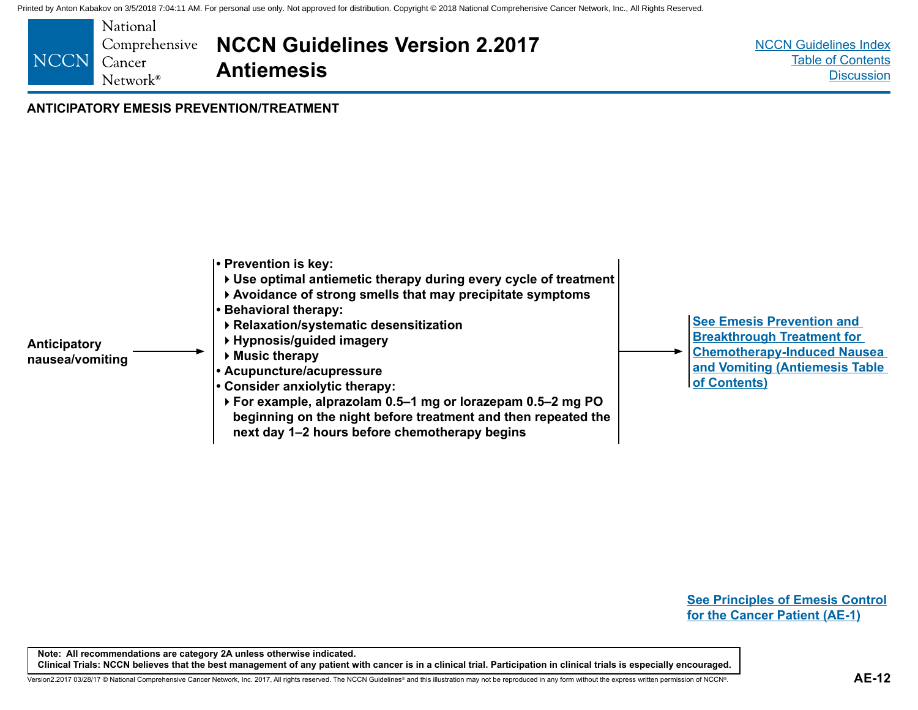## ANTICIPATORY EMESIS PREVENTION/TREATMENT

**Anticipatory nausea/vomiting** →

- **Prevention is key:**
  - **Use optimal antiemetic therapy during every cycle of treatment**
  - **Avoidance of strong smells that may precipitate symptoms**
- **Behavioral therapy:**
  - **Relaxation/systematic desensitization**
  - **Hypnosis/guided imagery**
  - **Music therapy**
- **Acupuncture/acupressure**
- **Consider anxiolytic therapy:**
  - **For example, alprazolam 0.5–1 mg or lorazepam 0.5–2 mg PO beginning on the night before treatment and then repeated the next day 1–2 hours before chemotherapy begins**

→ **See Emesis Prevention and Breakthrough Treatment for Chemotherapy-Induced Nausea and Vomiting (Antiemesis Table of Contents)**

**See Principles of Emesis Control for the Cancer Patient (AE-1)**

**Note: All recommendations are category 2A unless otherwise indicated.**
**Clinical Trials: NCCN believes that the best management of any patient with cancer is in a clinical trial. Participation in clinical trials is especially encouraged.**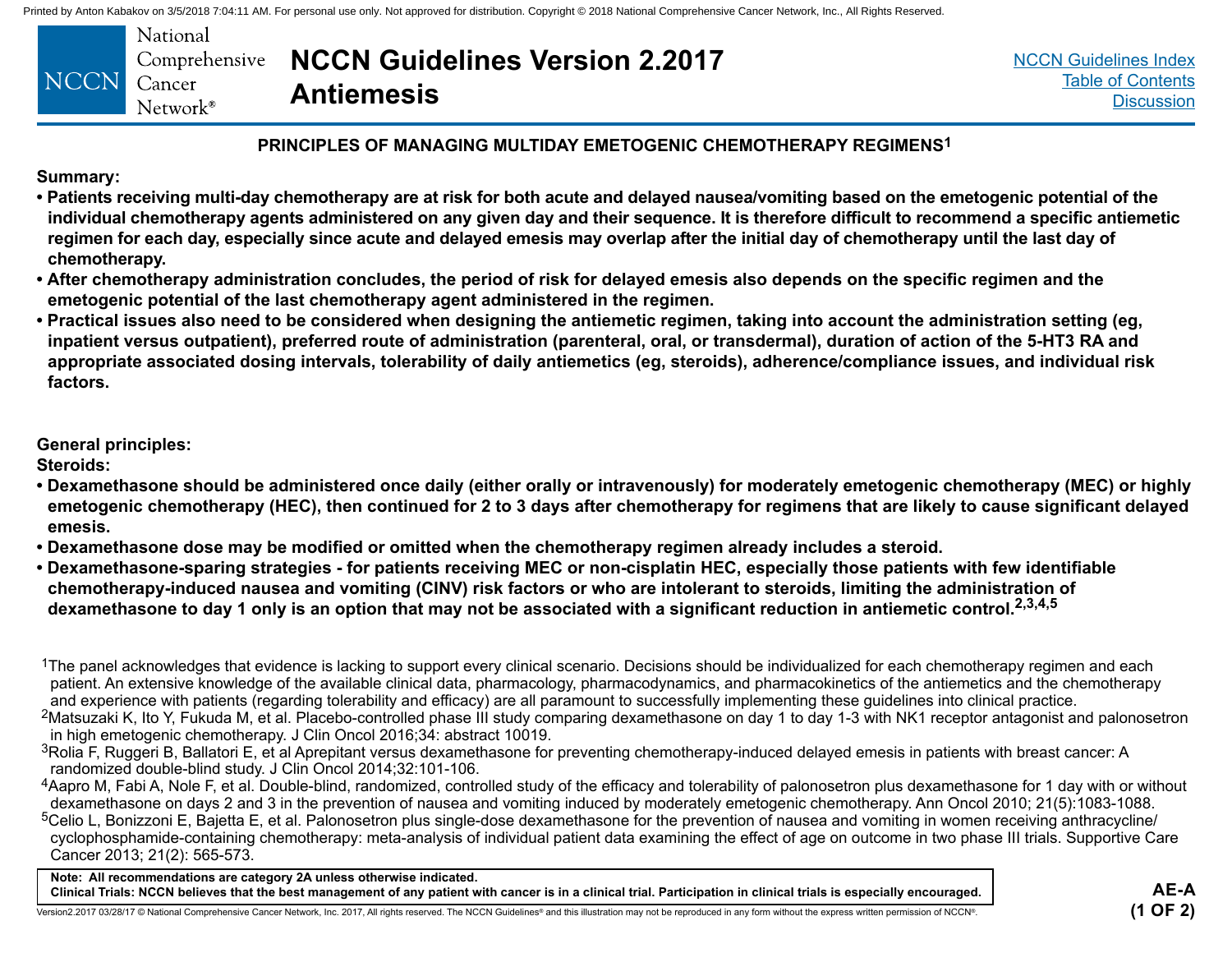## PRINCIPLES OF MANAGING MULTIDAY EMETOGENIC CHEMOTHERAPY REGIMENS[1]

**Summary:**

- **Patients receiving multi-day chemotherapy are at risk for both acute and delayed nausea/vomiting based on the emetogenic potential of the individual chemotherapy agents administered on any given day and their sequence. It is therefore difficult to recommend a specific antiemetic regimen for each day, especially since acute and delayed emesis may overlap after the initial day of chemotherapy until the last day of chemotherapy.**
- **After chemotherapy administration concludes, the period of risk for delayed emesis also depends on the specific regimen and the emetogenic potential of the last chemotherapy agent administered in the regimen.**
- **Practical issues also need to be considered when designing the antiemetic regimen, taking into account the administration setting (eg, inpatient versus outpatient), preferred route of administration (parenteral, oral, or transdermal), duration of action of the 5-HT3 RA and appropriate associated dosing intervals, tolerability of daily antiemetics (eg, steroids), adherence/compliance issues, and individual risk factors.**

**General principles:**

**Steroids:**

- **Dexamethasone should be administered once daily (either orally or intravenously) for moderately emetogenic chemotherapy (MEC) or highly emetogenic chemotherapy (HEC), then continued for 2 to 3 days after chemotherapy for regimens that are likely to cause significant delayed emesis.**
- **Dexamethasone dose may be modified or omitted when the chemotherapy regimen already includes a steroid.**
- **Dexamethasone-sparing strategies - for patients receiving MEC or non-cisplatin HEC, especially those patients with few identifiable chemotherapy-induced nausea and vomiting (CINV) risk factors or who are intolerant to steroids, limiting the administration of dexamethasone to day 1 only is an option that may not be associated with a significant reduction in antiemetic control.[2,3,4,5]**

[1]The panel acknowledges that evidence is lacking to support every clinical scenario. Decisions should be individualized for each chemotherapy regimen and each patient. An extensive knowledge of the available clinical data, pharmacology, pharmacodynamics, and pharmacokinetics of the antiemetics and the chemotherapy and experience with patients (regarding tolerability and efficacy) are all paramount to successfully implementing these guidelines into clinical practice.

[2]Matsuzaki K, Ito Y, Fukuda M, et al. Placebo-controlled phase III study comparing dexamethasone on day 1 to day 1-3 with NK1 receptor antagonist and palonosetron in high emetogenic chemotherapy. J Clin Oncol 2016;34: abstract 10019.

[3]Rolia F, Ruggeri B, Ballatori E, et al Aprepitant versus dexamethasone for preventing chemotherapy-induced delayed emesis in patients with breast cancer: A randomized double-blind study. J Clin Oncol 2014;32:101-106.

[4]Aapro M, Fabi A, Nole F, et al. Double-blind, randomized, controlled study of the efficacy and tolerability of palonosetron plus dexamethasone for 1 day with or without dexamethasone on days 2 and 3 in the prevention of nausea and vomiting induced by moderately emetogenic chemotherapy. Ann Oncol 2010; 21(5):1083-1088.

[5]Celio L, Bonizzoni E, Bajetta E, et al. Palonosetron plus single-dose dexamethasone for the prevention of nausea and vomiting in women receiving anthracycline/ cyclophosphamide-containing chemotherapy: meta-analysis of individual patient data examining the effect of age on outcome in two phase III trials. Supportive Care Cancer 2013; 21(2): 565-573.

**Note: All recommendations are category 2A unless otherwise indicated.**
**Clinical Trials: NCCN believes that the best management of any patient with cancer is in a clinical trial. Participation in clinical trials is especially encouraged.**

AE-A (1 OF 2)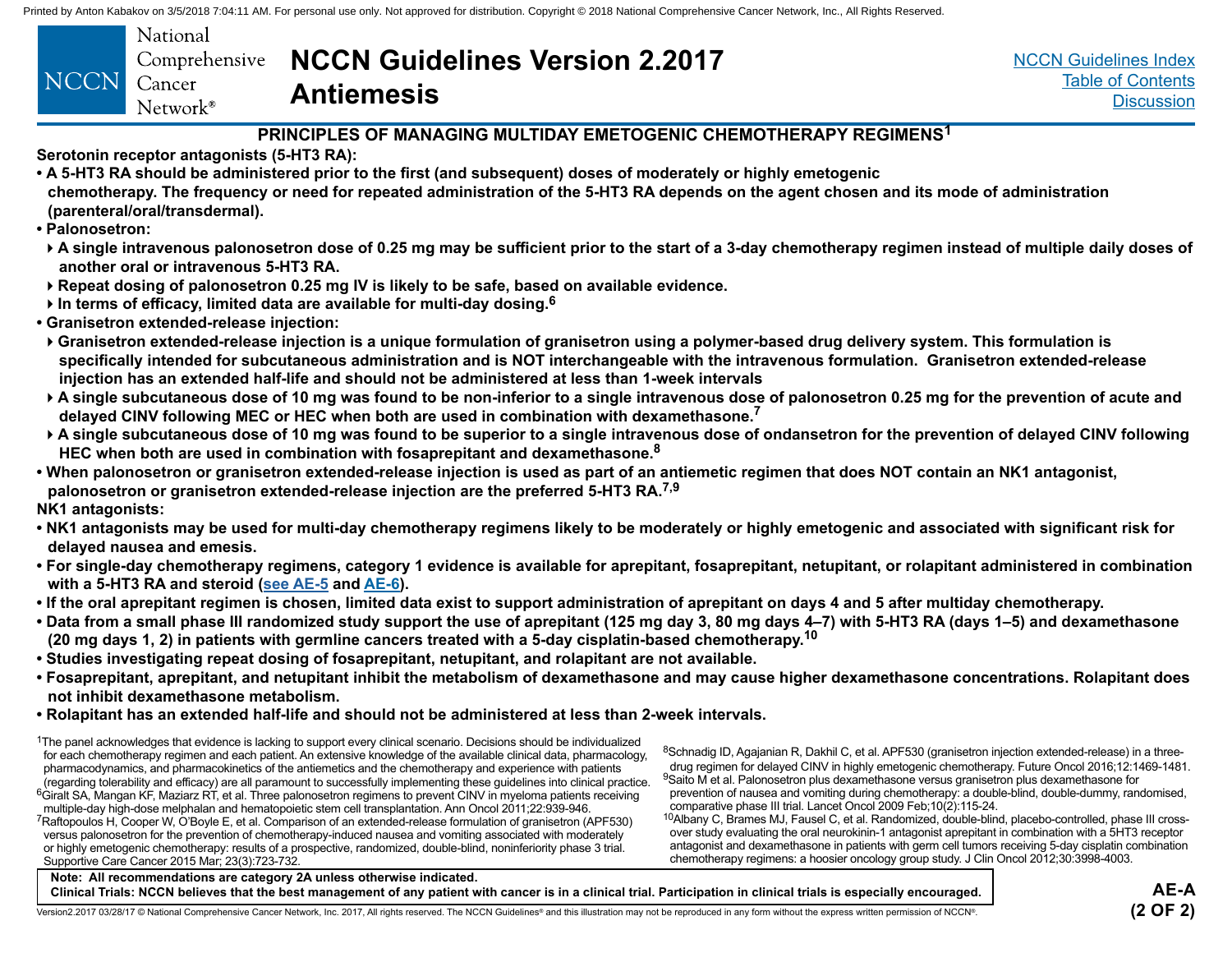## PRINCIPLES OF MANAGING MULTIDAY EMETOGENIC CHEMOTHERAPY REGIMENS[1]

**Serotonin receptor antagonists (5-HT3 RA):**

- **A 5-HT3 RA should be administered prior to the first (and subsequent) doses of moderately or highly emetogenic chemotherapy. The frequency or need for repeated administration of the 5-HT3 RA depends on the agent chosen and its mode of administration (parenteral/oral/transdermal).**
- **Palonosetron:**
  - **A single intravenous palonosetron dose of 0.25 mg may be sufficient prior to the start of a 3-day chemotherapy regimen instead of multiple daily doses of another oral or intravenous 5-HT3 RA.**
  - **Repeat dosing of palonosetron 0.25 mg IV is likely to be safe, based on available evidence.**
  - **In terms of efficacy, limited data are available for multi-day dosing.[6]**
- **Granisetron extended-release injection:**
  - **Granisetron extended-release injection is a unique formulation of granisetron using a polymer-based drug delivery system. This formulation is specifically intended for subcutaneous administration and is NOT interchangeable with the intravenous formulation. Granisetron extended-release injection has an extended half-life and should not be administered at less than 1-week intervals**
  - **A single subcutaneous dose of 10 mg was found to be non-inferior to a single intravenous dose of palonosetron 0.25 mg for the prevention of acute and delayed CINV following MEC or HEC when both are used in combination with dexamethasone.[7]**
  - **A single subcutaneous dose of 10 mg was found to be superior to a single intravenous dose of ondansetron for the prevention of delayed CINV following HEC when both are used in combination with fosaprepitant and dexamethasone.[8]**
- **When palonosetron or granisetron extended-release injection is used as part of an antiemetic regimen that does NOT contain an NK1 antagonist, palonosetron or granisetron extended-release injection are the preferred 5-HT3 RA.[7,9]**

**NK1 antagonists:**

- **NK1 antagonists may be used for multi-day chemotherapy regimens likely to be moderately or highly emetogenic and associated with significant risk for delayed nausea and emesis.**
- **For single-day chemotherapy regimens, category 1 evidence is available for aprepitant, fosaprepitant, netupitant, or rolapitant administered in combination with a 5-HT3 RA and steroid (see AE-5 and AE-6).**
- **If the oral aprepitant regimen is chosen, limited data exist to support administration of aprepitant on days 4 and 5 after multiday chemotherapy.**
- **Data from a small phase III randomized study support the use of aprepitant (125 mg day 3, 80 mg days 4–7) with 5-HT3 RA (days 1–5) and dexamethasone (20 mg days 1, 2) in patients with germline cancers treated with a 5-day cisplatin-based chemotherapy.[10]**
- **Studies investigating repeat dosing of fosaprepitant, netupitant, and rolapitant are not available.**
- **Fosaprepitant, aprepitant, and netupitant inhibit the metabolism of dexamethasone and may cause higher dexamethasone concentrations. Rolapitant does not inhibit dexamethasone metabolism.**
- **Rolapitant has an extended half-life and should not be administered at less than 2-week intervals.**

[1]The panel acknowledges that evidence is lacking to support every clinical scenario. Decisions should be individualized for each chemotherapy regimen and each patient. An extensive knowledge of the available clinical data, pharmacology, pharmacodynamics, and pharmacokinetics of the antiemetics and the chemotherapy and experience with patients (regarding tolerability and efficacy) are all paramount to successfully implementing these guidelines into clinical practice.

[6]Giralt SA, Mangan KF, Maziarz RT, et al. Three palonosetron regimens to prevent CINV in myeloma patients receiving multiple-day high-dose melphalan and hematopoietic stem cell transplantation. Ann Oncol 2011;22:939-946.

[7]Raftopoulos H, Cooper W, O'Boyle E, et al. Comparison of an extended-release formulation of granisetron (APF530) versus palonosetron for the prevention of chemotherapy-induced nausea and vomiting associated with moderately or highly emetogenic chemotherapy: results of a prospective, randomized, double-blind, noninferiority phase 3 trial. Supportive Care Cancer 2015 Mar; 23(3):723-732.

[8]Schnadig ID, Agajanian R, Dakhil C, et al. APF530 (granisetron injection extended-release) in a three-drug regimen for delayed CINV in highly emetogenic chemotherapy. Future Oncol 2016;12:1469-1481.

[9]Saito M et al. Palonosetron plus dexamethasone versus granisetron plus dexamethasone for prevention of nausea and vomiting during chemotherapy: a double-blind, double-dummy, randomised, comparative phase III trial. Lancet Oncol 2009 Feb;10(2):115-24.

[10]Albany C, Brames MJ, Fausel C, et al. Randomized, double-blind, placebo-controlled, phase III cross-over study evaluating the oral neurokinin-1 antagonist aprepitant in combination with a 5HT3 receptor antagonist and dexamethasone in patients with germ cell tumors receiving 5-day cisplatin combination chemotherapy regimens: a hoosier oncology group study. J Clin Oncol 2012;30:3998-4003.

**Note: All recommendations are category 2A unless otherwise indicated.**
**Clinical Trials: NCCN believes that the best management of any patient with cancer is in a clinical trial. Participation in clinical trials is especially encouraged.**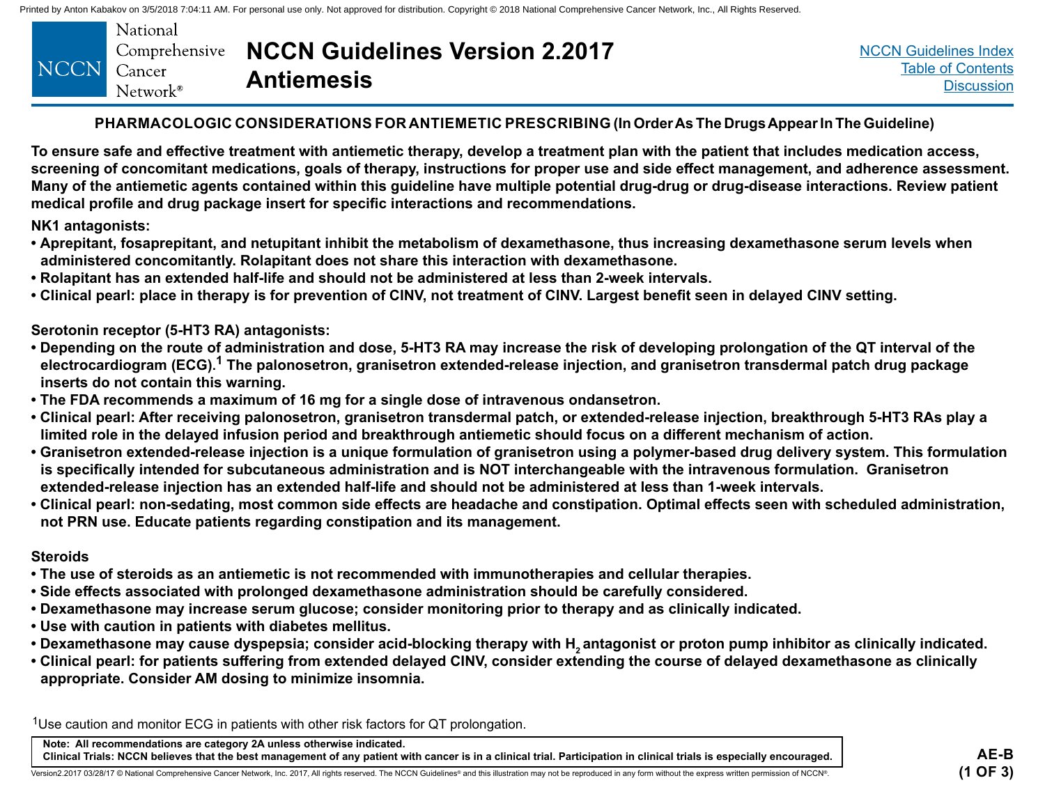## PHARMACOLOGIC CONSIDERATIONS FOR ANTIEMETIC PRESCRIBING (In Order As The Drugs Appear In The Guideline)

**To ensure safe and effective treatment with antiemetic therapy, develop a treatment plan with the patient that includes medication access, screening of concomitant medications, goals of therapy, instructions for proper use and side effect management, and adherence assessment. Many of the antiemetic agents contained within this guideline have multiple potential drug-drug or drug-disease interactions. Review patient medical profile and drug package insert for specific interactions and recommendations.**

**NK1 antagonists:**

- Aprepitant, fosaprepitant, and netupitant inhibit the metabolism of dexamethasone, thus increasing dexamethasone serum levels when administered concomitantly. Rolapitant does not share this interaction with dexamethasone.
- Rolapitant has an extended half-life and should not be administered at less than 2-week intervals.
- Clinical pearl: place in therapy is for prevention of CINV, not treatment of CINV. Largest benefit seen in delayed CINV setting.

**Serotonin receptor (5-HT3 RA) antagonists:**

- Depending on the route of administration and dose, 5-HT3 RA may increase the risk of developing prolongation of the QT interval of the electrocardiogram (ECG).[1] The palonosetron, granisetron extended-release injection, and granisetron transdermal patch drug package inserts do not contain this warning.
- The FDA recommends a maximum of 16 mg for a single dose of intravenous ondansetron.
- Clinical pearl: After receiving palonosetron, granisetron transdermal patch, or extended-release injection, breakthrough 5-HT3 RAs play a limited role in the delayed infusion period and breakthrough antiemetic should focus on a different mechanism of action.
- Granisetron extended-release injection is a unique formulation of granisetron using a polymer-based drug delivery system. This formulation is specifically intended for subcutaneous administration and is NOT interchangeable with the intravenous formulation. Granisetron extended-release injection has an extended half-life and should not be administered at less than 1-week intervals.
- Clinical pearl: non-sedating, most common side effects are headache and constipation. Optimal effects seen with scheduled administration, not PRN use. Educate patients regarding constipation and its management.

**Steroids**

- The use of steroids as an antiemetic is not recommended with immunotherapies and cellular therapies.
- Side effects associated with prolonged dexamethasone administration should be carefully considered.
- Dexamethasone may increase serum glucose; consider monitoring prior to therapy and as clinically indicated.
- Use with caution in patients with diabetes mellitus.
- Dexamethasone may cause dyspepsia; consider acid-blocking therapy with $H_2$ antagonist or proton pump inhibitor as clinically indicated.
- Clinical pearl: for patients suffering from extended delayed CINV, consider extending the course of delayed dexamethasone as clinically appropriate. Consider AM dosing to minimize insomnia.

[1] Use caution and monitor ECG in patients with other risk factors for QT prolongation.

**Note: All recommendations are category 2A unless otherwise indicated.**
**Clinical Trials: NCCN believes that the best management of any patient with cancer is in a clinical trial. Participation in clinical trials is especially encouraged.**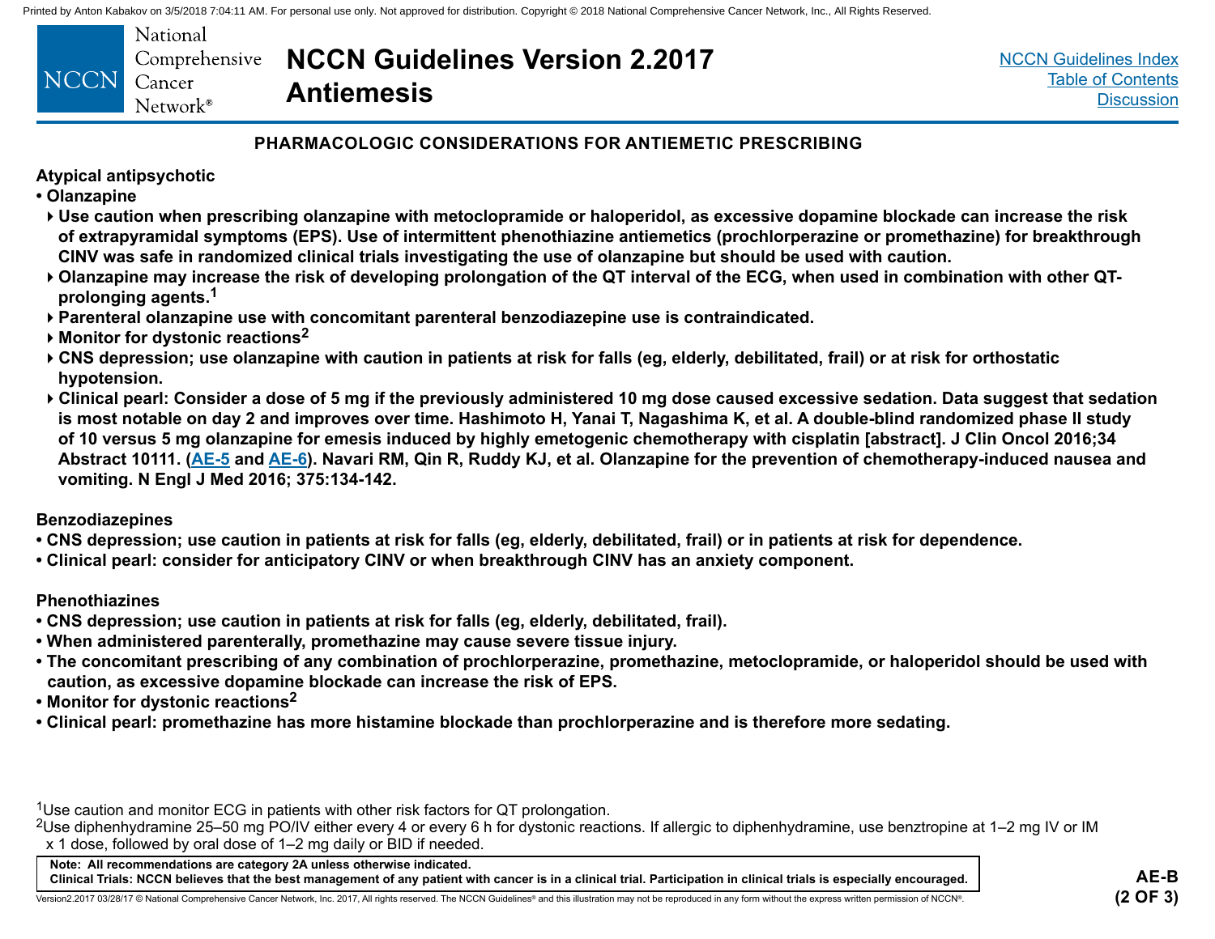## PHARMACOLOGIC CONSIDERATIONS FOR ANTIEMETIC PRESCRIBING

### Atypical antipsychotic

- **Olanzapine**
  - Use caution when prescribing olanzapine with metoclopramide or haloperidol, as excessive dopamine blockade can increase the risk of extrapyramidal symptoms (EPS). Use of intermittent phenothiazine antiemetics (prochlorperazine or promethazine) for breakthrough CINV was safe in randomized clinical trials investigating the use of olanzapine but should be used with caution.
  - Olanzapine may increase the risk of developing prolongation of the QT interval of the ECG, when used in combination with other QT-prolonging agents.[1]
  - Parenteral olanzapine use with concomitant parenteral benzodiazepine use is contraindicated.
  - Monitor for dystonic reactions[2]
  - CNS depression; use olanzapine with caution in patients at risk for falls (eg, elderly, debilitated, frail) or at risk for orthostatic hypotension.
  - Clinical pearl: Consider a dose of 5 mg if the previously administered 10 mg dose caused excessive sedation. Data suggest that sedation is most notable on day 2 and improves over time. Hashimoto H, Yanai T, Nagashima K, et al. A double-blind randomized phase II study of 10 versus 5 mg olanzapine for emesis induced by highly emetogenic chemotherapy with cisplatin [abstract]. J Clin Oncol 2016;34 Abstract 10111. (AE-5 and AE-6). Navari RM, Qin R, Ruddy KJ, et al. Olanzapine for the prevention of chemotherapy-induced nausea and vomiting. N Engl J Med 2016; 375:134-142.

### Benzodiazepines

- CNS depression; use caution in patients at risk for falls (eg, elderly, debilitated, frail) or in patients at risk for dependence.
- Clinical pearl: consider for anticipatory CINV or when breakthrough CINV has an anxiety component.

### Phenothiazines

- CNS depression; use caution in patients at risk for falls (eg, elderly, debilitated, frail).
- When administered parenterally, promethazine may cause severe tissue injury.
- The concomitant prescribing of any combination of prochlorperazine, promethazine, metoclopramide, or haloperidol should be used with caution, as excessive dopamine blockade can increase the risk of EPS.
- Monitor for dystonic reactions[2]
- Clinical pearl: promethazine has more histamine blockade than prochlorperazine and is therefore more sedating.

[1]Use caution and monitor ECG in patients with other risk factors for QT prolongation.

[2]Use diphenhydramine 25–50 mg PO/IV either every 4 or every 6 h for dystonic reactions. If allergic to diphenhydramine, use benztropine at 1–2 mg IV or IM x 1 dose, followed by oral dose of 1–2 mg daily or BID if needed.

**Note: All recommendations are category 2A unless otherwise indicated.**
**Clinical Trials: NCCN believes that the best management of any patient with cancer is in a clinical trial. Participation in clinical trials is especially encouraged.**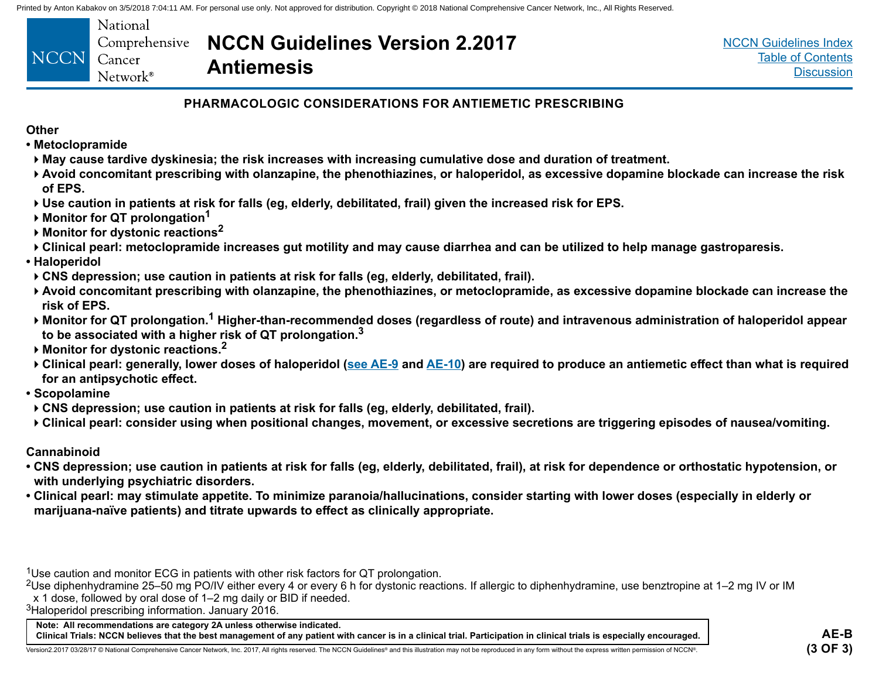## PHARMACOLOGIC CONSIDERATIONS FOR ANTIEMETIC PRESCRIBING

### Other

- **Metoclopramide**
  - May cause tardive dyskinesia; the risk increases with increasing cumulative dose and duration of treatment.
  - Avoid concomitant prescribing with olanzapine, the phenothiazines, or haloperidol, as excessive dopamine blockade can increase the risk of EPS.
  - Use caution in patients at risk for falls (eg, elderly, debilitated, frail) given the increased risk for EPS.
  - Monitor for QT prolongation[1]
  - Monitor for dystonic reactions[2]
  - Clinical pearl: metoclopramide increases gut motility and may cause diarrhea and can be utilized to help manage gastroparesis.
- **Haloperidol**
  - CNS depression; use caution in patients at risk for falls (eg, elderly, debilitated, frail).
  - Avoid concomitant prescribing with olanzapine, the phenothiazines, or metoclopramide, as excessive dopamine blockade can increase the risk of EPS.
  - Monitor for QT prolongation.[1] Higher-than-recommended doses (regardless of route) and intravenous administration of haloperidol appear to be associated with a higher risk of QT prolongation.[3]
  - Monitor for dystonic reactions.[2]
  - Clinical pearl: generally, lower doses of haloperidol (see AE-9 and AE-10) are required to produce an antiemetic effect than what is required for an antipsychotic effect.
- **Scopolamine**
  - CNS depression; use caution in patients at risk for falls (eg, elderly, debilitated, frail).
  - Clinical pearl: consider using when positional changes, movement, or excessive secretions are triggering episodes of nausea/vomiting.

### Cannabinoid

- CNS depression; use caution in patients at risk for falls (eg, elderly, debilitated, frail), at risk for dependence or orthostatic hypotension, or with underlying psychiatric disorders.
- Clinical pearl: may stimulate appetite. To minimize paranoia/hallucinations, consider starting with lower doses (especially in elderly or marijuana-naïve patients) and titrate upwards to effect as clinically appropriate.

[1]Use caution and monitor ECG in patients with other risk factors for QT prolongation.

[2]Use diphenhydramine 25–50 mg PO/IV either every 4 or every 6 h for dystonic reactions. If allergic to diphenhydramine, use benztropine at 1–2 mg IV or IM x 1 dose, followed by oral dose of 1–2 mg daily or BID if needed.

[3]Haloperidol prescribing information. January 2016.

**Note: All recommendations are category 2A unless otherwise indicated.**
**Clinical Trials: NCCN believes that the best management of any patient with cancer is in a clinical trial. Participation in clinical trials is especially encouraged.**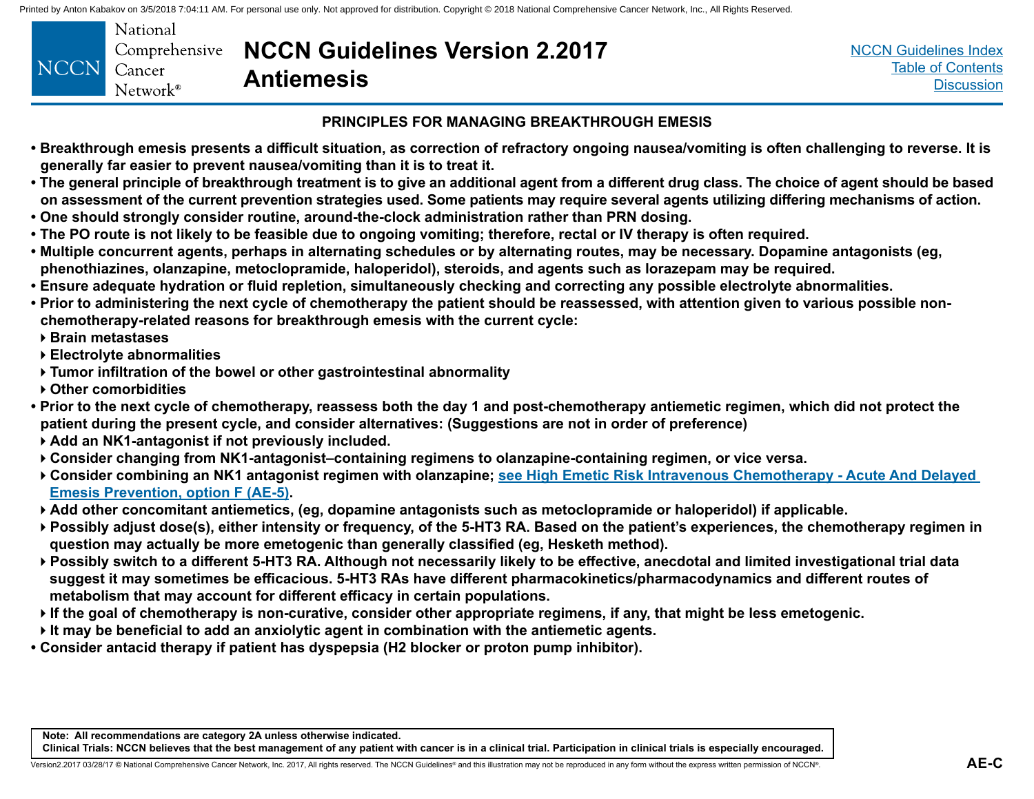## PRINCIPLES FOR MANAGING BREAKTHROUGH EMESIS

- Breakthrough emesis presents a difficult situation, as correction of refractory ongoing nausea/vomiting is often challenging to reverse. It is generally far easier to prevent nausea/vomiting than it is to treat it.
- The general principle of breakthrough treatment is to give an additional agent from a different drug class. The choice of agent should be based on assessment of the current prevention strategies used. Some patients may require several agents utilizing differing mechanisms of action.
- One should strongly consider routine, around-the-clock administration rather than PRN dosing.
- The PO route is not likely to be feasible due to ongoing vomiting; therefore, rectal or IV therapy is often required.
- Multiple concurrent agents, perhaps in alternating schedules or by alternating routes, may be necessary. Dopamine antagonists (eg, phenothiazines, olanzapine, metoclopramide, haloperidol), steroids, and agents such as lorazepam may be required.
- Ensure adequate hydration or fluid repletion, simultaneously checking and correcting any possible electrolyte abnormalities.
- Prior to administering the next cycle of chemotherapy the patient should be reassessed, with attention given to various possible non-chemotherapy-related reasons for breakthrough emesis with the current cycle:
  - Brain metastases
  - Electrolyte abnormalities
  - Tumor infiltration of the bowel or other gastrointestinal abnormality
  - Other comorbidities
- Prior to the next cycle of chemotherapy, reassess both the day 1 and post-chemotherapy antiemetic regimen, which did not protect the patient during the present cycle, and consider alternatives: (Suggestions are not in order of preference)
  - Add an NK1-antagonist if not previously included.
  - Consider changing from NK1-antagonist–containing regimens to olanzapine-containing regimen, or vice versa.
  - Consider combining an NK1 antagonist regimen with olanzapine; see High Emetic Risk Intravenous Chemotherapy - Acute And Delayed Emesis Prevention, option F (AE-5).
  - Add other concomitant antiemetics, (eg, dopamine antagonists such as metoclopramide or haloperidol) if applicable.
  - Possibly adjust dose(s), either intensity or frequency, of the 5-HT3 RA. Based on the patient's experiences, the chemotherapy regimen in question may actually be more emetogenic than generally classified (eg, Hesketh method).
  - Possibly switch to a different 5-HT3 RA. Although not necessarily likely to be effective, anecdotal and limited investigational trial data suggest it may sometimes be efficacious. 5-HT3 RAs have different pharmacokinetics/pharmacodynamics and different routes of metabolism that may account for different efficacy in certain populations.
  - If the goal of chemotherapy is non-curative, consider other appropriate regimens, if any, that might be less emetogenic.
  - It may be beneficial to add an anxiolytic agent in combination with the antiemetic agents.
- Consider antacid therapy if patient has dyspepsia (H2 blocker or proton pump inhibitor).

Note: All recommendations are category 2A unless otherwise indicated.
Clinical Trials: NCCN believes that the best management of any patient with cancer is in a clinical trial. Participation in clinical trials is especially encouraged.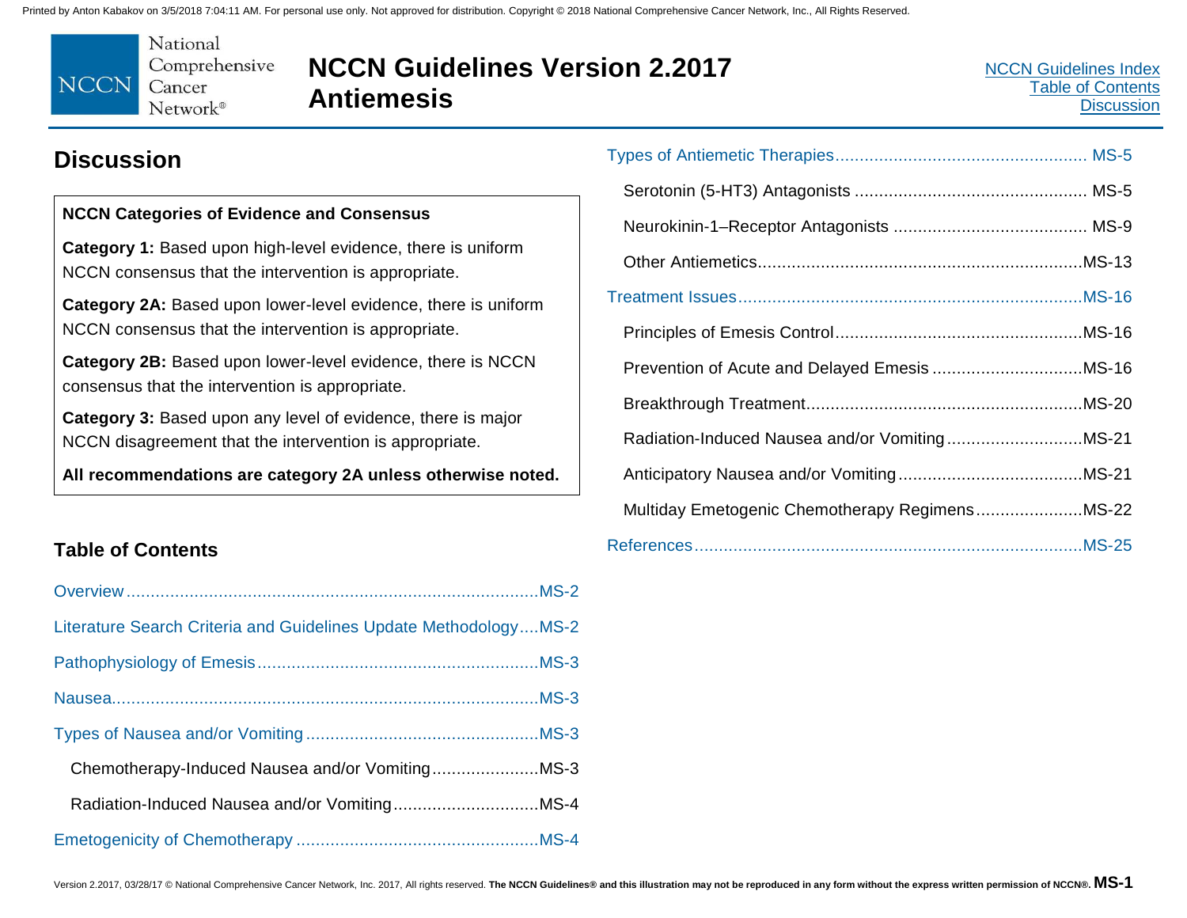# Discussion

**NCCN Categories of Evidence and Consensus**

**Category 1:** Based upon high-level evidence, there is uniform NCCN consensus that the intervention is appropriate.

**Category 2A:** Based upon lower-level evidence, there is uniform NCCN consensus that the intervention is appropriate.

**Category 2B:** Based upon lower-level evidence, there is NCCN consensus that the intervention is appropriate.

**Category 3:** Based upon any level of evidence, there is major NCCN disagreement that the intervention is appropriate.

**All recommendations are category 2A unless otherwise noted.**

## Table of Contents

Overview....MS-2

Literature Search Criteria and Guidelines Update Methodology....MS-2

Pathophysiology of Emesis....MS-3

Nausea....MS-3

Types of Nausea and/or Vomiting....MS-3

- Chemotherapy-Induced Nausea and/or Vomiting....MS-3
- Radiation-Induced Nausea and/or Vomiting....MS-4

Emetogenicity of Chemotherapy....MS-4

Types of Antiemetic Therapies....MS-5

- Serotonin (5-HT3) Antagonists....MS-5
- Neurokinin-1–Receptor Antagonists....MS-9
- Other Antiemetics....MS-13

Treatment Issues....MS-16

- Principles of Emesis Control....MS-16
- Prevention of Acute and Delayed Emesis....MS-16
- Breakthrough Treatment....MS-20
- Radiation-Induced Nausea and/or Vomiting....MS-21
- Anticipatory Nausea and/or Vomiting....MS-21
- Multiday Emetogenic Chemotherapy Regimens....MS-22

References....MS-25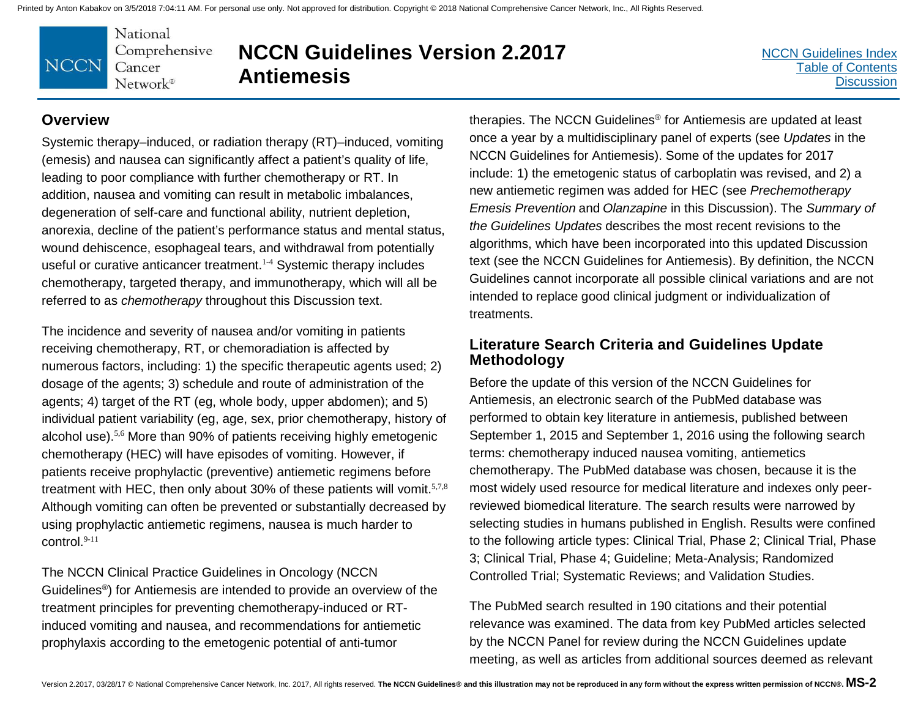## Overview

Systemic therapy–induced, or radiation therapy (RT)–induced, vomiting (emesis) and nausea can significantly affect a patient's quality of life, leading to poor compliance with further chemotherapy or RT. In addition, nausea and vomiting can result in metabolic imbalances, degeneration of self-care and functional ability, nutrient depletion, anorexia, decline of the patient's performance status and mental status, wound dehiscence, esophageal tears, and withdrawal from potentially useful or curative anticancer treatment.[1-4] Systemic therapy includes chemotherapy, targeted therapy, and immunotherapy, which will all be referred to as *chemotherapy* throughout this Discussion text.

The incidence and severity of nausea and/or vomiting in patients receiving chemotherapy, RT, or chemoradiation is affected by numerous factors, including: 1) the specific therapeutic agents used; 2) dosage of the agents; 3) schedule and route of administration of the agents; 4) target of the RT (eg, whole body, upper abdomen); and 5) individual patient variability (eg, age, sex, prior chemotherapy, history of alcohol use).[5,6] More than 90% of patients receiving highly emetogenic chemotherapy (HEC) will have episodes of vomiting. However, if patients receive prophylactic (preventive) antiemetic regimens before treatment with HEC, then only about 30% of these patients will vomit.[5,7,8] Although vomiting can often be prevented or substantially decreased by using prophylactic antiemetic regimens, nausea is much harder to control.[9-11]

The NCCN Clinical Practice Guidelines in Oncology (NCCN Guidelines®) for Antiemesis are intended to provide an overview of the treatment principles for preventing chemotherapy-induced or RT-induced vomiting and nausea, and recommendations for antiemetic prophylaxis according to the emetogenic potential of anti-tumor therapies. The NCCN Guidelines® for Antiemesis are updated at least once a year by a multidisciplinary panel of experts (see *Updates* in the NCCN Guidelines for Antiemesis). Some of the updates for 2017 include: 1) the emetogenic status of carboplatin was revised, and 2) a new antiemetic regimen was added for HEC (see *Prechemotherapy Emesis Prevention* and *Olanzapine* in this Discussion). The *Summary of the Guidelines Updates* describes the most recent revisions to the algorithms, which have been incorporated into this updated Discussion text (see the NCCN Guidelines for Antiemesis). By definition, the NCCN Guidelines cannot incorporate all possible clinical variations and are not intended to replace good clinical judgment or individualization of treatments.

## Literature Search Criteria and Guidelines Update Methodology

Before the update of this version of the NCCN Guidelines for Antiemesis, an electronic search of the PubMed database was performed to obtain key literature in antiemesis, published between September 1, 2015 and September 1, 2016 using the following search terms: chemotherapy induced nausea vomiting, antiemetics chemotherapy. The PubMed database was chosen, because it is the most widely used resource for medical literature and indexes only peer-reviewed biomedical literature. The search results were narrowed by selecting studies in humans published in English. Results were confined to the following article types: Clinical Trial, Phase 2; Clinical Trial, Phase 3; Clinical Trial, Phase 4; Guideline; Meta-Analysis; Randomized Controlled Trial; Systematic Reviews; and Validation Studies.

The PubMed search resulted in 190 citations and their potential relevance was examined. The data from key PubMed articles selected by the NCCN Panel for review during the NCCN Guidelines update meeting, as well as articles from additional sources deemed as relevant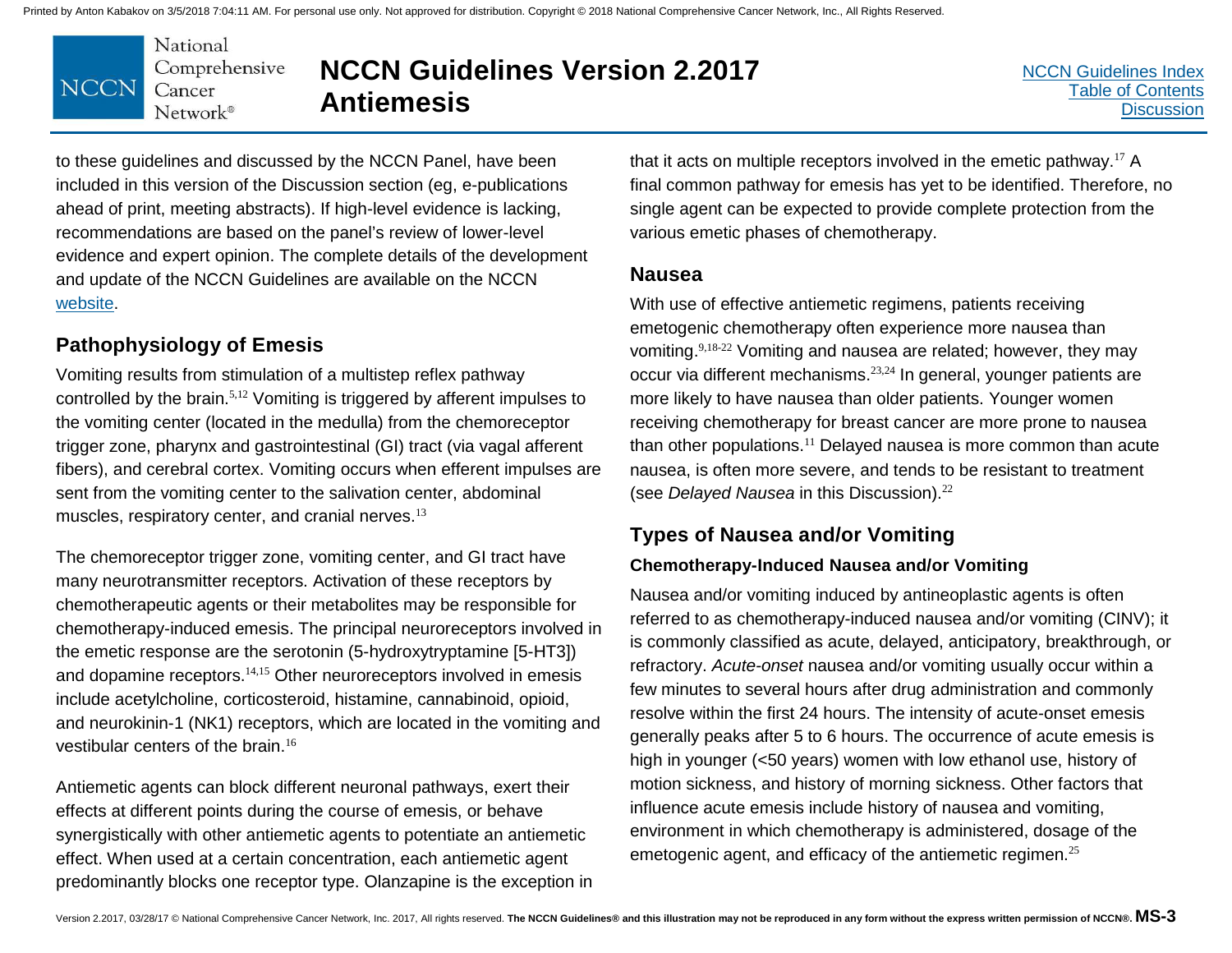to these guidelines and discussed by the NCCN Panel, have been included in this version of the Discussion section (eg, e-publications ahead of print, meeting abstracts). If high-level evidence is lacking, recommendations are based on the panel's review of lower-level evidence and expert opinion. The complete details of the development and update of the NCCN Guidelines are available on the NCCN website.

## Pathophysiology of Emesis

Vomiting results from stimulation of a multistep reflex pathway controlled by the brain.[5,12] Vomiting is triggered by afferent impulses to the vomiting center (located in the medulla) from the chemoreceptor trigger zone, pharynx and gastrointestinal (GI) tract (via vagal afferent fibers), and cerebral cortex. Vomiting occurs when efferent impulses are sent from the vomiting center to the salivation center, abdominal muscles, respiratory center, and cranial nerves.[13]

The chemoreceptor trigger zone, vomiting center, and GI tract have many neurotransmitter receptors. Activation of these receptors by chemotherapeutic agents or their metabolites may be responsible for chemotherapy-induced emesis. The principal neuroreceptors involved in the emetic response are the serotonin (5-hydroxytryptamine [5-HT3]) and dopamine receptors.[14,15] Other neuroreceptors involved in emesis include acetylcholine, corticosteroid, histamine, cannabinoid, opioid, and neurokinin-1 (NK1) receptors, which are located in the vomiting and vestibular centers of the brain.[16]

Antiemetic agents can block different neuronal pathways, exert their effects at different points during the course of emesis, or behave synergistically with other antiemetic agents to potentiate an antiemetic effect. When used at a certain concentration, each antiemetic agent predominantly blocks one receptor type. Olanzapine is the exception in that it acts on multiple receptors involved in the emetic pathway.[17] A final common pathway for emesis has yet to be identified. Therefore, no single agent can be expected to provide complete protection from the various emetic phases of chemotherapy.

## Nausea

With use of effective antiemetic regimens, patients receiving emetogenic chemotherapy often experience more nausea than vomiting.[9,18-22] Vomiting and nausea are related; however, they may occur via different mechanisms.[23,24] In general, younger patients are more likely to have nausea than older patients. Younger women receiving chemotherapy for breast cancer are more prone to nausea than other populations.[11] Delayed nausea is more common than acute nausea, is often more severe, and tends to be resistant to treatment (see *Delayed Nausea* in this Discussion).[22]

## Types of Nausea and/or Vomiting

### Chemotherapy-Induced Nausea and/or Vomiting

Nausea and/or vomiting induced by antineoplastic agents is often referred to as chemotherapy-induced nausea and/or vomiting (CINV); it is commonly classified as acute, delayed, anticipatory, breakthrough, or refractory. *Acute-onset* nausea and/or vomiting usually occur within a few minutes to several hours after drug administration and commonly resolve within the first 24 hours. The intensity of acute-onset emesis generally peaks after 5 to 6 hours. The occurrence of acute emesis is high in younger (<50 years) women with low ethanol use, history of motion sickness, and history of morning sickness. Other factors that influence acute emesis include history of nausea and vomiting, environment in which chemotherapy is administered, dosage of the emetogenic agent, and efficacy of the antiemetic regimen.[25]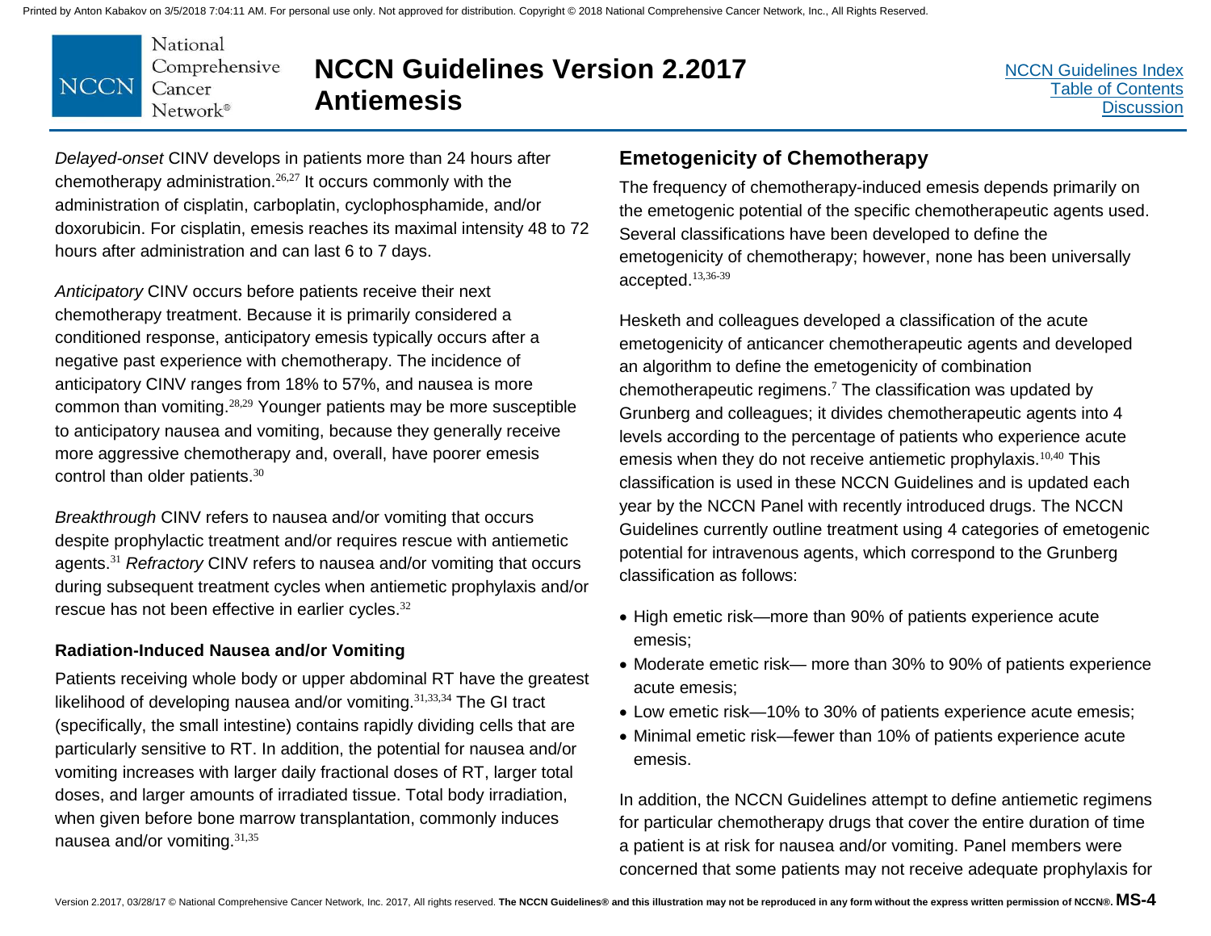*Delayed-onset* CINV develops in patients more than 24 hours after chemotherapy administration.[26,27] It occurs commonly with the administration of cisplatin, carboplatin, cyclophosphamide, and/or doxorubicin. For cisplatin, emesis reaches its maximal intensity 48 to 72 hours after administration and can last 6 to 7 days.

*Anticipatory* CINV occurs before patients receive their next chemotherapy treatment. Because it is primarily considered a conditioned response, anticipatory emesis typically occurs after a negative past experience with chemotherapy. The incidence of anticipatory CINV ranges from 18% to 57%, and nausea is more common than vomiting.[28,29] Younger patients may be more susceptible to anticipatory nausea and vomiting, because they generally receive more aggressive chemotherapy and, overall, have poorer emesis control than older patients.[30]

*Breakthrough* CINV refers to nausea and/or vomiting that occurs despite prophylactic treatment and/or requires rescue with antiemetic agents.[31] *Refractory* CINV refers to nausea and/or vomiting that occurs during subsequent treatment cycles when antiemetic prophylaxis and/or rescue has not been effective in earlier cycles.[32]

### Radiation-Induced Nausea and/or Vomiting

Patients receiving whole body or upper abdominal RT have the greatest likelihood of developing nausea and/or vomiting.[31,33,34] The GI tract (specifically, the small intestine) contains rapidly dividing cells that are particularly sensitive to RT. In addition, the potential for nausea and/or vomiting increases with larger daily fractional doses of RT, larger total doses, and larger amounts of irradiated tissue. Total body irradiation, when given before bone marrow transplantation, commonly induces nausea and/or vomiting.[31,35]

## Emetogenicity of Chemotherapy

The frequency of chemotherapy-induced emesis depends primarily on the emetogenic potential of the specific chemotherapeutic agents used. Several classifications have been developed to define the emetogenicity of chemotherapy; however, none has been universally accepted.[13,36-39]

Hesketh and colleagues developed a classification of the acute emetogenicity of anticancer chemotherapeutic agents and developed an algorithm to define the emetogenicity of combination chemotherapeutic regimens.[7] The classification was updated by Grunberg and colleagues; it divides chemotherapeutic agents into 4 levels according to the percentage of patients who experience acute emesis when they do not receive antiemetic prophylaxis.[10,40] This classification is used in these NCCN Guidelines and is updated each year by the NCCN Panel with recently introduced drugs. The NCCN Guidelines currently outline treatment using 4 categories of emetogenic potential for intravenous agents, which correspond to the Grunberg classification as follows:

- High emetic risk—more than 90% of patients experience acute emesis;
- Moderate emetic risk— more than 30% to 90% of patients experience acute emesis;
- Low emetic risk—10% to 30% of patients experience acute emesis;
- Minimal emetic risk—fewer than 10% of patients experience acute emesis.

In addition, the NCCN Guidelines attempt to define antiemetic regimens for particular chemotherapy drugs that cover the entire duration of time a patient is at risk for nausea and/or vomiting. Panel members were concerned that some patients may not receive adequate prophylaxis for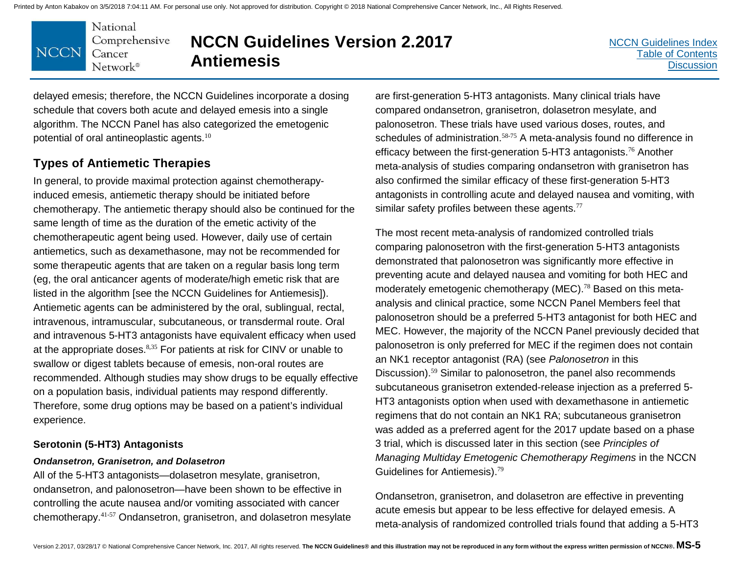delayed emesis; therefore, the NCCN Guidelines incorporate a dosing schedule that covers both acute and delayed emesis into a single algorithm. The NCCN Panel has also categorized the emetogenic potential of oral antineoplastic agents.[10]

## Types of Antiemetic Therapies

In general, to provide maximal protection against chemotherapy-induced emesis, antiemetic therapy should be initiated before chemotherapy. The antiemetic therapy should also be continued for the same length of time as the duration of the emetic activity of the chemotherapeutic agent being used. However, daily use of certain antiemetics, such as dexamethasone, may not be recommended for some therapeutic agents that are taken on a regular basis long term (eg, the oral anticancer agents of moderate/high emetic risk that are listed in the algorithm [see the NCCN Guidelines for Antiemesis]). Antiemetic agents can be administered by the oral, sublingual, rectal, intravenous, intramuscular, subcutaneous, or transdermal route. Oral and intravenous 5-HT3 antagonists have equivalent efficacy when used at the appropriate doses.[8,35] For patients at risk for CINV or unable to swallow or digest tablets because of emesis, non-oral routes are recommended. Although studies may show drugs to be equally effective on a population basis, individual patients may respond differently. Therefore, some drug options may be based on a patient's individual experience.

### Serotonin (5-HT3) Antagonists

#### *Ondansetron, Granisetron, and Dolasetron*

All of the 5-HT3 antagonists—dolasetron mesylate, granisetron, ondansetron, and palonosetron—have been shown to be effective in controlling the acute nausea and/or vomiting associated with cancer chemotherapy.[41-57] Ondansetron, granisetron, and dolasetron mesylate are first-generation 5-HT3 antagonists. Many clinical trials have compared ondansetron, granisetron, dolasetron mesylate, and palonosetron. These trials have used various doses, routes, and schedules of administration.[58-75] A meta-analysis found no difference in efficacy between the first-generation 5-HT3 antagonists.[76] Another meta-analysis of studies comparing ondansetron with granisetron has also confirmed the similar efficacy of these first-generation 5-HT3 antagonists in controlling acute and delayed nausea and vomiting, with similar safety profiles between these agents.[77]

The most recent meta-analysis of randomized controlled trials comparing palonosetron with the first-generation 5-HT3 antagonists demonstrated that palonosetron was significantly more effective in preventing acute and delayed nausea and vomiting for both HEC and moderately emetogenic chemotherapy (MEC).[78] Based on this meta-analysis and clinical practice, some NCCN Panel Members feel that palonosetron should be a preferred 5-HT3 antagonist for both HEC and MEC. However, the majority of the NCCN Panel previously decided that palonosetron is only preferred for MEC if the regimen does not contain an NK1 receptor antagonist (RA) (see *Palonosetron* in this Discussion).[59] Similar to palonosetron, the panel also recommends subcutaneous granisetron extended-release injection as a preferred 5-HT3 antagonists option when used with dexamethasone in antiemetic regimens that do not contain an NK1 RA; subcutaneous granisetron was added as a preferred agent for the 2017 update based on a phase 3 trial, which is discussed later in this section (see *Principles of Managing Multiday Emetogenic Chemotherapy Regimens* in the NCCN Guidelines for Antiemesis).[79]

Ondansetron, granisetron, and dolasetron are effective in preventing acute emesis but appear to be less effective for delayed emesis. A meta-analysis of randomized controlled trials found that adding a 5-HT3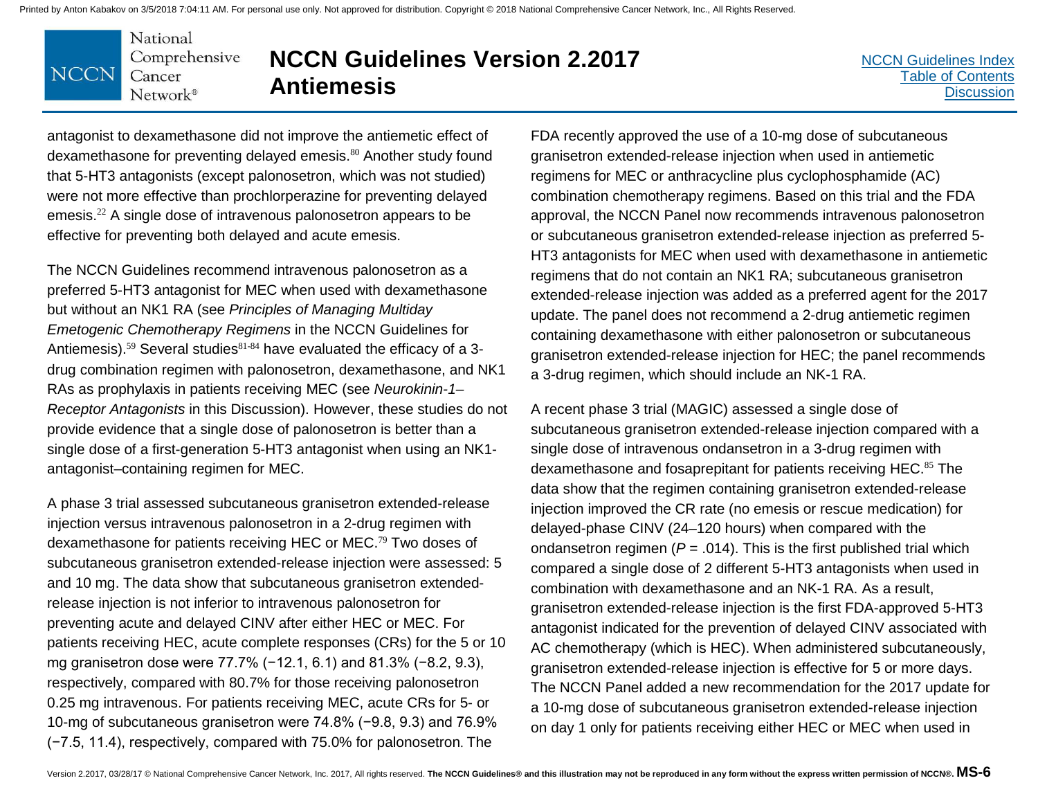antagonist to dexamethasone did not improve the antiemetic effect of dexamethasone for preventing delayed emesis.[80] Another study found that 5-HT3 antagonists (except palonosetron, which was not studied) were not more effective than prochlorperazine for preventing delayed emesis.[22] A single dose of intravenous palonosetron appears to be effective for preventing both delayed and acute emesis.

The NCCN Guidelines recommend intravenous palonosetron as a preferred 5-HT3 antagonist for MEC when used with dexamethasone but without an NK1 RA (see *Principles of Managing Multiday Emetogenic Chemotherapy Regimens* in the NCCN Guidelines for Antiemesis).[59] Several studies[81-84] have evaluated the efficacy of a 3-drug combination regimen with palonosetron, dexamethasone, and NK1 RAs as prophylaxis in patients receiving MEC (see *Neurokinin-1–Receptor Antagonists* in this Discussion). However, these studies do not provide evidence that a single dose of palonosetron is better than a single dose of a first-generation 5-HT3 antagonist when using an NK1-antagonist–containing regimen for MEC.

A phase 3 trial assessed subcutaneous granisetron extended-release injection versus intravenous palonosetron in a 2-drug regimen with dexamethasone for patients receiving HEC or MEC.[79] Two doses of subcutaneous granisetron extended-release injection were assessed: 5 and 10 mg. The data show that subcutaneous granisetron extended-release injection is not inferior to intravenous palonosetron for preventing acute and delayed CINV after either HEC or MEC. For patients receiving HEC, acute complete responses (CRs) for the 5 or 10 mg granisetron dose were 77.7% (−12.1, 6.1) and 81.3% (−8.2, 9.3), respectively, compared with 80.7% for those receiving palonosetron 0.25 mg intravenous. For patients receiving MEC, acute CRs for 5- or 10-mg of subcutaneous granisetron were 74.8% (−9.8, 9.3) and 76.9% (−7.5, 11.4), respectively, compared with 75.0% for palonosetron. The FDA recently approved the use of a 10-mg dose of subcutaneous granisetron extended-release injection when used in antiemetic regimens for MEC or anthracycline plus cyclophosphamide (AC) combination chemotherapy regimens. Based on this trial and the FDA approval, the NCCN Panel now recommends intravenous palonosetron or subcutaneous granisetron extended-release injection as preferred 5-HT3 antagonists for MEC when used with dexamethasone in antiemetic regimens that do not contain an NK1 RA; subcutaneous granisetron extended-release injection was added as a preferred agent for the 2017 update. The panel does not recommend a 2-drug antiemetic regimen containing dexamethasone with either palonosetron or subcutaneous granisetron extended-release injection for HEC; the panel recommends a 3-drug regimen, which should include an NK-1 RA.

A recent phase 3 trial (MAGIC) assessed a single dose of subcutaneous granisetron extended-release injection compared with a single dose of intravenous ondansetron in a 3-drug regimen with dexamethasone and fosaprepitant for patients receiving HEC.[85] The data show that the regimen containing granisetron extended-release injection improved the CR rate (no emesis or rescue medication) for delayed-phase CINV (24–120 hours) when compared with the ondansetron regimen ($P$ = .014). This is the first published trial which compared a single dose of 2 different 5-HT3 antagonists when used in combination with dexamethasone and an NK-1 RA. As a result, granisetron extended-release injection is the first FDA-approved 5-HT3 antagonist indicated for the prevention of delayed CINV associated with AC chemotherapy (which is HEC). When administered subcutaneously, granisetron extended-release injection is effective for 5 or more days. The NCCN Panel added a new recommendation for the 2017 update for a 10-mg dose of subcutaneous granisetron extended-release injection on day 1 only for patients receiving either HEC or MEC when used in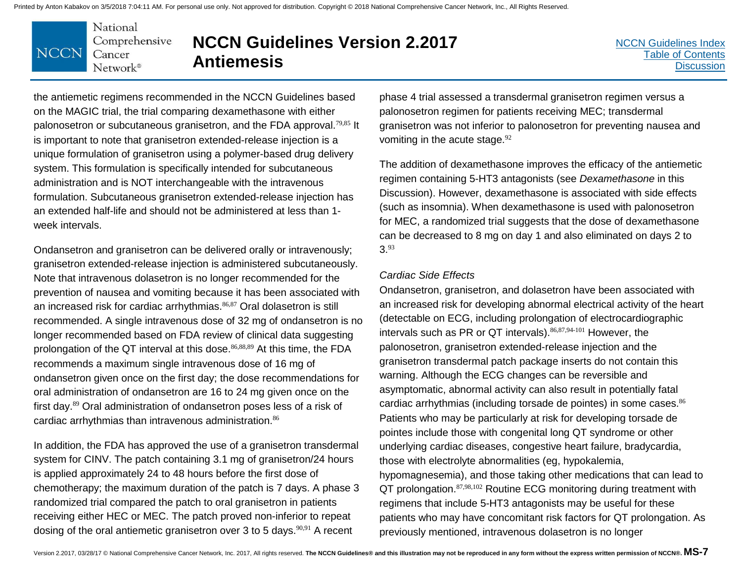the antiemetic regimens recommended in the NCCN Guidelines based on the MAGIC trial, the trial comparing dexamethasone with either palonosetron or subcutaneous granisetron, and the FDA approval.[79,85] It is important to note that granisetron extended-release injection is a unique formulation of granisetron using a polymer-based drug delivery system. This formulation is specifically intended for subcutaneous administration and is NOT interchangeable with the intravenous formulation. Subcutaneous granisetron extended-release injection has an extended half-life and should not be administered at less than 1-week intervals.

Ondansetron and granisetron can be delivered orally or intravenously; granisetron extended-release injection is administered subcutaneously. Note that intravenous dolasetron is no longer recommended for the prevention of nausea and vomiting because it has been associated with an increased risk for cardiac arrhythmias.[86,87] Oral dolasetron is still recommended. A single intravenous dose of 32 mg of ondansetron is no longer recommended based on FDA review of clinical data suggesting prolongation of the QT interval at this dose.[86,88,89] At this time, the FDA recommends a maximum single intravenous dose of 16 mg of ondansetron given once on the first day; the dose recommendations for oral administration of ondansetron are 16 to 24 mg given once on the first day.[89] Oral administration of ondansetron poses less of a risk of cardiac arrhythmias than intravenous administration.[86]

In addition, the FDA has approved the use of a granisetron transdermal system for CINV. The patch containing 3.1 mg of granisetron/24 hours is applied approximately 24 to 48 hours before the first dose of chemotherapy; the maximum duration of the patch is 7 days. A phase 3 randomized trial compared the patch to oral granisetron in patients receiving either HEC or MEC. The patch proved non-inferior to repeat dosing of the oral antiemetic granisetron over 3 to 5 days.[90,91] A recent phase 4 trial assessed a transdermal granisetron regimen versus a palonosetron regimen for patients receiving MEC; transdermal granisetron was not inferior to palonosetron for preventing nausea and vomiting in the acute stage.[92]

The addition of dexamethasone improves the efficacy of the antiemetic regimen containing 5-HT3 antagonists (see *Dexamethasone* in this Discussion). However, dexamethasone is associated with side effects (such as insomnia). When dexamethasone is used with palonosetron for MEC, a randomized trial suggests that the dose of dexamethasone can be decreased to 8 mg on day 1 and also eliminated on days 2 to 3.[93]

*Cardiac Side Effects*

Ondansetron, granisetron, and dolasetron have been associated with an increased risk for developing abnormal electrical activity of the heart (detectable on ECG, including prolongation of electrocardiographic intervals such as PR or QT intervals).[86,87,94-101] However, the palonosetron, granisetron extended-release injection and the granisetron transdermal patch package inserts do not contain this warning. Although the ECG changes can be reversible and asymptomatic, abnormal activity can also result in potentially fatal cardiac arrhythmias (including torsade de pointes) in some cases.[86] Patients who may be particularly at risk for developing torsade de pointes include those with congenital long QT syndrome or other underlying cardiac diseases, congestive heart failure, bradycardia, those with electrolyte abnormalities (eg, hypokalemia, hypomagnesemia), and those taking other medications that can lead to QT prolongation.[87,98,102] Routine ECG monitoring during treatment with regimens that include 5-HT3 antagonists may be useful for these patients who may have concomitant risk factors for QT prolongation. As previously mentioned, intravenous dolasetron is no longer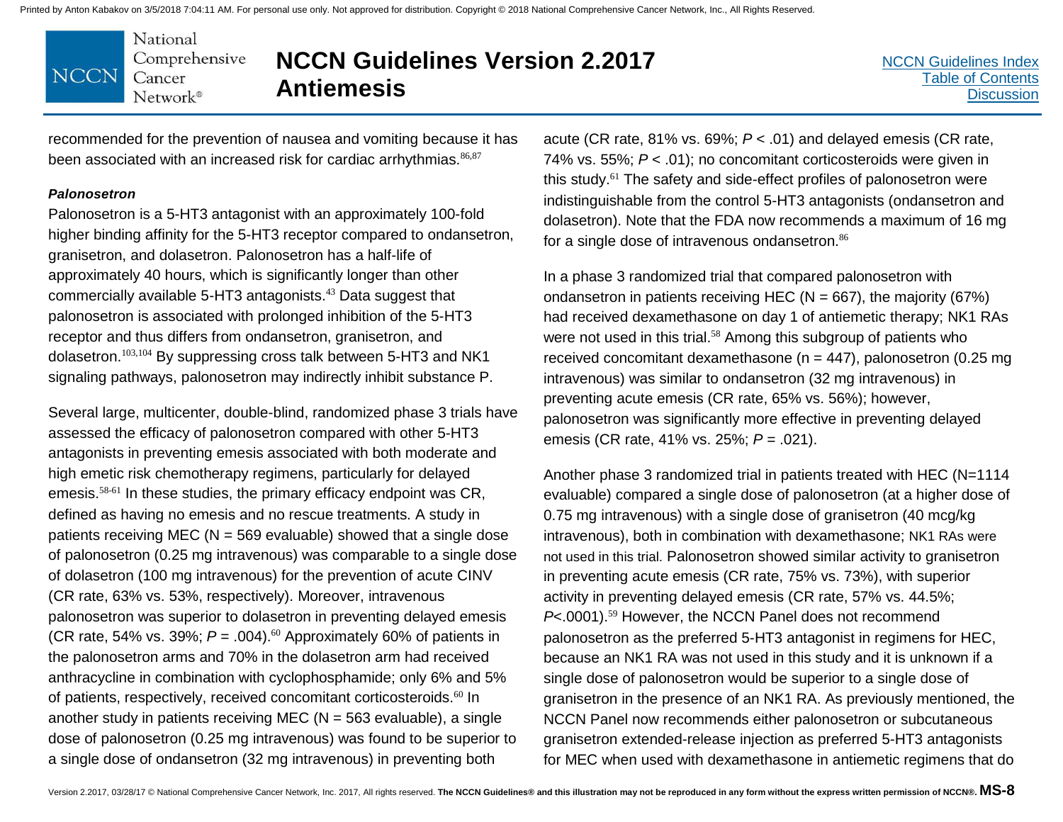recommended for the prevention of nausea and vomiting because it has been associated with an increased risk for cardiac arrhythmias.[86,87]

***Palonosetron***

Palonosetron is a 5-HT3 antagonist with an approximately 100-fold higher binding affinity for the 5-HT3 receptor compared to ondansetron, granisetron, and dolasetron. Palonosetron has a half-life of approximately 40 hours, which is significantly longer than other commercially available 5-HT3 antagonists.[43] Data suggest that palonosetron is associated with prolonged inhibition of the 5-HT3 receptor and thus differs from ondansetron, granisetron, and dolasetron.[103,104] By suppressing cross talk between 5-HT3 and NK1 signaling pathways, palonosetron may indirectly inhibit substance P.

Several large, multicenter, double-blind, randomized phase 3 trials have assessed the efficacy of palonosetron compared with other 5-HT3 antagonists in preventing emesis associated with both moderate and high emetic risk chemotherapy regimens, particularly for delayed emesis.[58-61] In these studies, the primary efficacy endpoint was CR, defined as having no emesis and no rescue treatments. A study in patients receiving MEC (N = 569 evaluable) showed that a single dose of palonosetron (0.25 mg intravenous) was comparable to a single dose of dolasetron (100 mg intravenous) for the prevention of acute CINV (CR rate, 63% vs. 53%, respectively). Moreover, intravenous palonosetron was superior to dolasetron in preventing delayed emesis (CR rate, 54% vs. 39%; *P* = .004).[60] Approximately 60% of patients in the palonosetron arms and 70% in the dolasetron arm had received anthracycline in combination with cyclophosphamide; only 6% and 5% of patients, respectively, received concomitant corticosteroids.[60] In another study in patients receiving MEC (N = 563 evaluable), a single dose of palonosetron (0.25 mg intravenous) was found to be superior to a single dose of ondansetron (32 mg intravenous) in preventing both acute (CR rate, 81% vs. 69%; *P* < .01) and delayed emesis (CR rate, 74% vs. 55%; *P* < .01); no concomitant corticosteroids were given in this study.[61] The safety and side-effect profiles of palonosetron were indistinguishable from the control 5-HT3 antagonists (ondansetron and dolasetron). Note that the FDA now recommends a maximum of 16 mg for a single dose of intravenous ondansetron.[86]

In a phase 3 randomized trial that compared palonosetron with ondansetron in patients receiving HEC (N = 667), the majority (67%) had received dexamethasone on day 1 of antiemetic therapy; NK1 RAs were not used in this trial.[58] Among this subgroup of patients who received concomitant dexamethasone (n = 447), palonosetron (0.25 mg intravenous) was similar to ondansetron (32 mg intravenous) in preventing acute emesis (CR rate, 65% vs. 56%); however, palonosetron was significantly more effective in preventing delayed emesis (CR rate, 41% vs. 25%; *P* = .021).

Another phase 3 randomized trial in patients treated with HEC (N=1114 evaluable) compared a single dose of palonosetron (at a higher dose of 0.75 mg intravenous) with a single dose of granisetron (40 mcg/kg intravenous), both in combination with dexamethasone; NK1 RAs were not used in this trial. Palonosetron showed similar activity to granisetron in preventing acute emesis (CR rate, 75% vs. 73%), with superior activity in preventing delayed emesis (CR rate, 57% vs. 44.5%; *P*<.0001).[59] However, the NCCN Panel does not recommend palonosetron as the preferred 5-HT3 antagonist in regimens for HEC, because an NK1 RA was not used in this study and it is unknown if a single dose of palonosetron would be superior to a single dose of granisetron in the presence of an NK1 RA. As previously mentioned, the NCCN Panel now recommends either palonosetron or subcutaneous granisetron extended-release injection as preferred 5-HT3 antagonists for MEC when used with dexamethasone in antiemetic regimens that do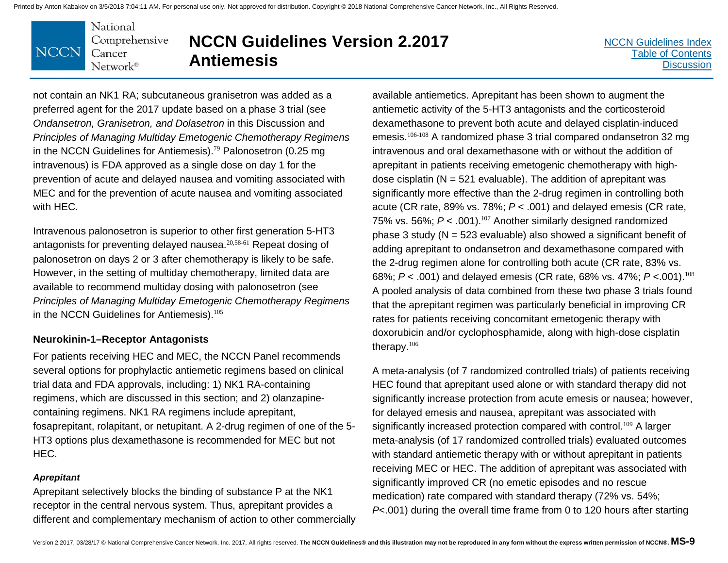not contain an NK1 RA; subcutaneous granisetron was added as a preferred agent for the 2017 update based on a phase 3 trial (see *Ondansetron, Granisetron, and Dolasetron* in this Discussion and *Principles of Managing Multiday Emetogenic Chemotherapy Regimens* in the NCCN Guidelines for Antiemesis).[79] Palonosetron (0.25 mg intravenous) is FDA approved as a single dose on day 1 for the prevention of acute and delayed nausea and vomiting associated with MEC and for the prevention of acute nausea and vomiting associated with HEC.

Intravenous palonosetron is superior to other first generation 5-HT3 antagonists for preventing delayed nausea.[20,58-61] Repeat dosing of palonosetron on days 2 or 3 after chemotherapy is likely to be safe. However, in the setting of multiday chemotherapy, limited data are available to recommend multiday dosing with palonosetron (see *Principles of Managing Multiday Emetogenic Chemotherapy Regimens* in the NCCN Guidelines for Antiemesis).[105]

### Neurokinin-1–Receptor Antagonists

For patients receiving HEC and MEC, the NCCN Panel recommends several options for prophylactic antiemetic regimens based on clinical trial data and FDA approvals, including: 1) NK1 RA-containing regimens, which are discussed in this section; and 2) olanzapine-containing regimens. NK1 RA regimens include aprepitant, fosaprepitant, rolapitant, or netupitant. A 2-drug regimen of one of the 5-HT3 options plus dexamethasone is recommended for MEC but not HEC.

#### *Aprepitant*

Aprepitant selectively blocks the binding of substance P at the NK1 receptor in the central nervous system. Thus, aprepitant provides a different and complementary mechanism of action to other commercially available antiemetics. Aprepitant has been shown to augment the antiemetic activity of the 5-HT3 antagonists and the corticosteroid dexamethasone to prevent both acute and delayed cisplatin-induced emesis.[106-108] A randomized phase 3 trial compared ondansetron 32 mg intravenous and oral dexamethasone with or without the addition of aprepitant in patients receiving emetogenic chemotherapy with high-dose cisplatin (N = 521 evaluable). The addition of aprepitant was significantly more effective than the 2-drug regimen in controlling both acute (CR rate, 89% vs. 78%; $P < .001$) and delayed emesis (CR rate, 75% vs. 56%; $P < .001$).[107] Another similarly designed randomized phase 3 study (N = 523 evaluable) also showed a significant benefit of adding aprepitant to ondansetron and dexamethasone compared with the 2-drug regimen alone for controlling both acute (CR rate, 83% vs. 68%; $P < .001$) and delayed emesis (CR rate, 68% vs. 47%; $P < .001$).[108] A pooled analysis of data combined from these two phase 3 trials found that the aprepitant regimen was particularly beneficial in improving CR rates for patients receiving concomitant emetogenic therapy with doxorubicin and/or cyclophosphamide, along with high-dose cisplatin therapy.[106]

A meta-analysis (of 7 randomized controlled trials) of patients receiving HEC found that aprepitant used alone or with standard therapy did not significantly increase protection from acute emesis or nausea; however, for delayed emesis and nausea, aprepitant was associated with significantly increased protection compared with control.[109] A larger meta-analysis (of 17 randomized controlled trials) evaluated outcomes with standard antiemetic therapy with or without aprepitant in patients receiving MEC or HEC. The addition of aprepitant was associated with significantly improved CR (no emetic episodes and no rescue medication) rate compared with standard therapy (72% vs. 54%; $P < .001$) during the overall time frame from 0 to 120 hours after starting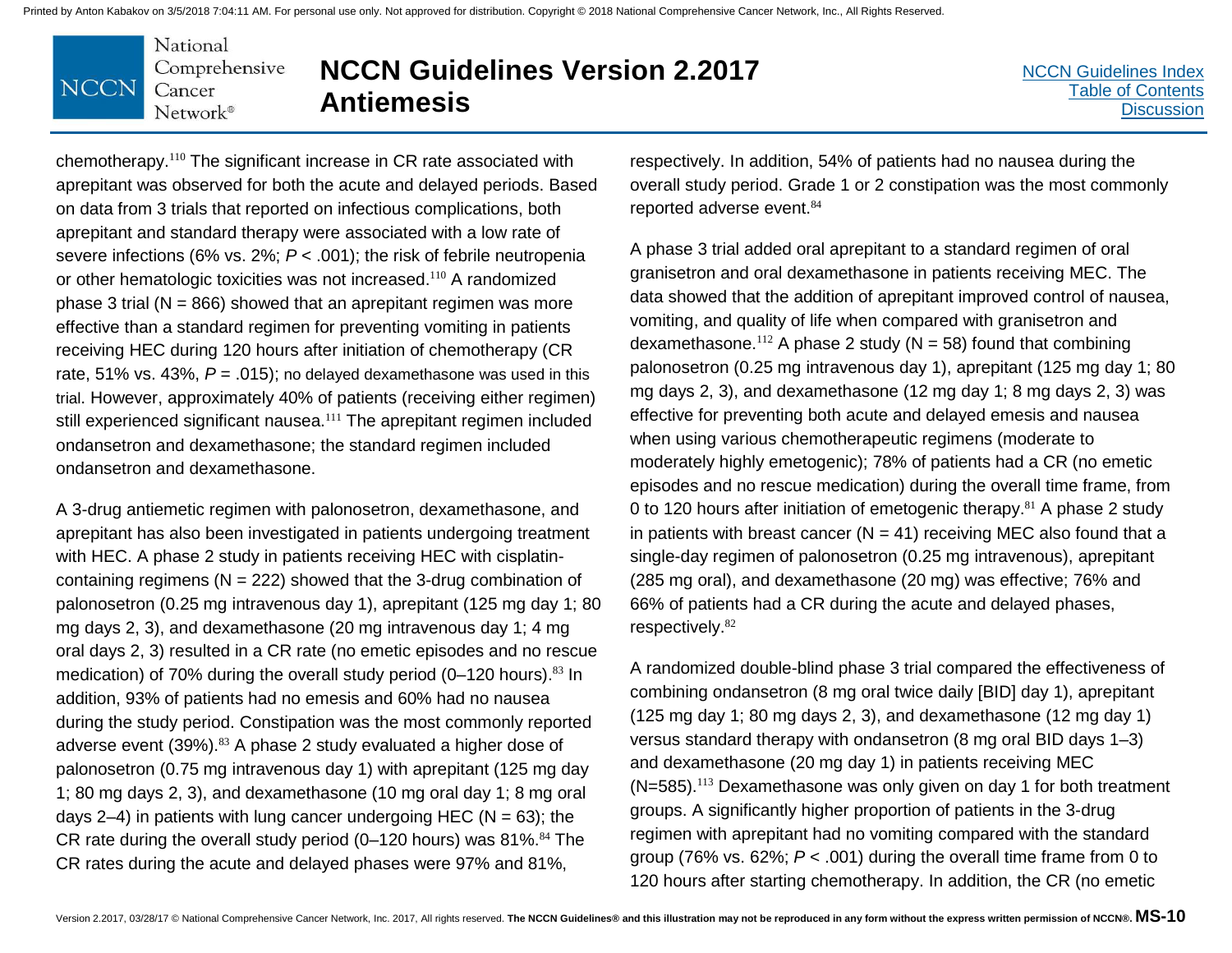chemotherapy.[110] The significant increase in CR rate associated with aprepitant was observed for both the acute and delayed periods. Based on data from 3 trials that reported on infectious complications, both aprepitant and standard therapy were associated with a low rate of severe infections (6% vs. 2%; $P < .001$); the risk of febrile neutropenia or other hematologic toxicities was not increased.[110] A randomized phase 3 trial (N = 866) showed that an aprepitant regimen was more effective than a standard regimen for preventing vomiting in patients receiving HEC during 120 hours after initiation of chemotherapy (CR rate, 51% vs. 43%, $P = .015$); no delayed dexamethasone was used in this trial. However, approximately 40% of patients (receiving either regimen) still experienced significant nausea.[111] The aprepitant regimen included ondansetron and dexamethasone; the standard regimen included ondansetron and dexamethasone.

A 3-drug antiemetic regimen with palonosetron, dexamethasone, and aprepitant has also been investigated in patients undergoing treatment with HEC. A phase 2 study in patients receiving HEC with cisplatin-containing regimens (N = 222) showed that the 3-drug combination of palonosetron (0.25 mg intravenous day 1), aprepitant (125 mg day 1; 80 mg days 2, 3), and dexamethasone (20 mg intravenous day 1; 4 mg oral days 2, 3) resulted in a CR rate (no emetic episodes and no rescue medication) of 70% during the overall study period (0–120 hours).[83] In addition, 93% of patients had no emesis and 60% had no nausea during the study period. Constipation was the most commonly reported adverse event (39%).[83] A phase 2 study evaluated a higher dose of palonosetron (0.75 mg intravenous day 1) with aprepitant (125 mg day 1; 80 mg days 2, 3), and dexamethasone (10 mg oral day 1; 8 mg oral days 2–4) in patients with lung cancer undergoing HEC (N = 63); the CR rate during the overall study period (0–120 hours) was 81%.[84] The CR rates during the acute and delayed phases were 97% and 81%, respectively. In addition, 54% of patients had no nausea during the overall study period. Grade 1 or 2 constipation was the most commonly reported adverse event.[84]

A phase 3 trial added oral aprepitant to a standard regimen of oral granisetron and oral dexamethasone in patients receiving MEC. The data showed that the addition of aprepitant improved control of nausea, vomiting, and quality of life when compared with granisetron and dexamethasone.[112] A phase 2 study (N = 58) found that combining palonosetron (0.25 mg intravenous day 1), aprepitant (125 mg day 1; 80 mg days 2, 3), and dexamethasone (12 mg day 1; 8 mg days 2, 3) was effective for preventing both acute and delayed emesis and nausea when using various chemotherapeutic regimens (moderate to moderately highly emetogenic); 78% of patients had a CR (no emetic episodes and no rescue medication) during the overall time frame, from 0 to 120 hours after initiation of emetogenic therapy.[81] A phase 2 study in patients with breast cancer (N = 41) receiving MEC also found that a single-day regimen of palonosetron (0.25 mg intravenous), aprepitant (285 mg oral), and dexamethasone (20 mg) was effective; 76% and 66% of patients had a CR during the acute and delayed phases, respectively.[82]

A randomized double-blind phase 3 trial compared the effectiveness of combining ondansetron (8 mg oral twice daily [BID] day 1), aprepitant (125 mg day 1; 80 mg days 2, 3), and dexamethasone (12 mg day 1) versus standard therapy with ondansetron (8 mg oral BID days 1–3) and dexamethasone (20 mg day 1) in patients receiving MEC (N=585).[113] Dexamethasone was only given on day 1 for both treatment groups. A significantly higher proportion of patients in the 3-drug regimen with aprepitant had no vomiting compared with the standard group (76% vs. 62%; $P < .001$) during the overall time frame from 0 to 120 hours after starting chemotherapy. In addition, the CR (no emetic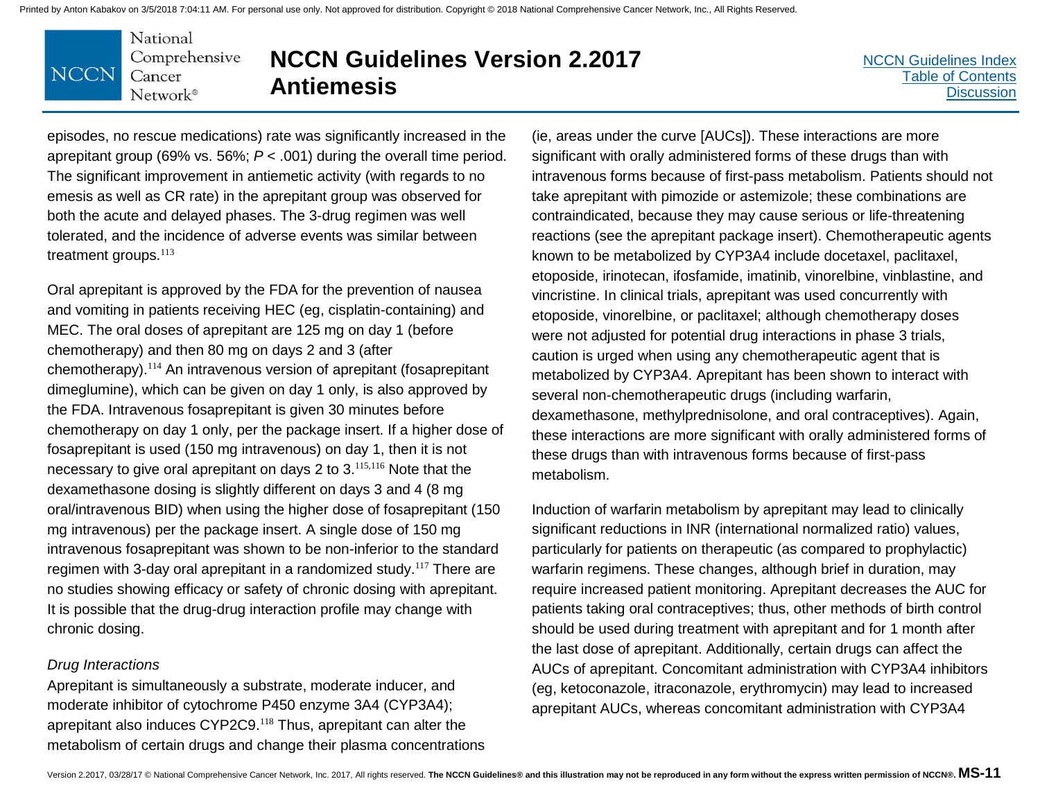episodes, no rescue medications) rate was significantly increased in the aprepitant group (69% vs. 56%; $P < .001$) during the overall time period. The significant improvement in antiemetic activity (with regards to no emesis as well as CR rate) in the aprepitant group was observed for both the acute and delayed phases. The 3-drug regimen was well tolerated, and the incidence of adverse events was similar between treatment groups.[113]

Oral aprepitant is approved by the FDA for the prevention of nausea and vomiting in patients receiving HEC (eg, cisplatin-containing) and MEC. The oral doses of aprepitant are 125 mg on day 1 (before chemotherapy) and then 80 mg on days 2 and 3 (after chemotherapy).[114] An intravenous version of aprepitant (fosaprepitant dimeglumine), which can be given on day 1 only, is also approved by the FDA. Intravenous fosaprepitant is given 30 minutes before chemotherapy on day 1 only, per the package insert. If a higher dose of fosaprepitant is used (150 mg intravenous) on day 1, then it is not necessary to give oral aprepitant on days 2 to 3.[115,116] Note that the dexamethasone dosing is slightly different on days 3 and 4 (8 mg oral/intravenous BID) when using the higher dose of fosaprepitant (150 mg intravenous) per the package insert. A single dose of 150 mg intravenous fosaprepitant was shown to be non-inferior to the standard regimen with 3-day oral aprepitant in a randomized study.[117] There are no studies showing efficacy or safety of chronic dosing with aprepitant. It is possible that the drug-drug interaction profile may change with chronic dosing.

*Drug Interactions*

Aprepitant is simultaneously a substrate, moderate inducer, and moderate inhibitor of cytochrome P450 enzyme 3A4 (CYP3A4); aprepitant also induces CYP2C9.[118] Thus, aprepitant can alter the metabolism of certain drugs and change their plasma concentrations (ie, areas under the curve [AUCs]). These interactions are more significant with orally administered forms of these drugs than with intravenous forms because of first-pass metabolism. Patients should not take aprepitant with pimozide or astemizole; these combinations are contraindicated, because they may cause serious or life-threatening reactions (see the aprepitant package insert). Chemotherapeutic agents known to be metabolized by CYP3A4 include docetaxel, paclitaxel, etoposide, irinotecan, ifosfamide, imatinib, vinorelbine, vinblastine, and vincristine. In clinical trials, aprepitant was used concurrently with etoposide, vinorelbine, or paclitaxel; although chemotherapy doses were not adjusted for potential drug interactions in phase 3 trials, caution is urged when using any chemotherapeutic agent that is metabolized by CYP3A4. Aprepitant has been shown to interact with several non-chemotherapeutic drugs (including warfarin, dexamethasone, methylprednisolone, and oral contraceptives). Again, these interactions are more significant with orally administered forms of these drugs than with intravenous forms because of first-pass metabolism.

Induction of warfarin metabolism by aprepitant may lead to clinically significant reductions in INR (international normalized ratio) values, particularly for patients on therapeutic (as compared to prophylactic) warfarin regimens. These changes, although brief in duration, may require increased patient monitoring. Aprepitant decreases the AUC for patients taking oral contraceptives; thus, other methods of birth control should be used during treatment with aprepitant and for 1 month after the last dose of aprepitant. Additionally, certain drugs can affect the AUCs of aprepitant. Concomitant administration with CYP3A4 inhibitors (eg, ketoconazole, itraconazole, erythromycin) may lead to increased aprepitant AUCs, whereas concomitant administration with CYP3A4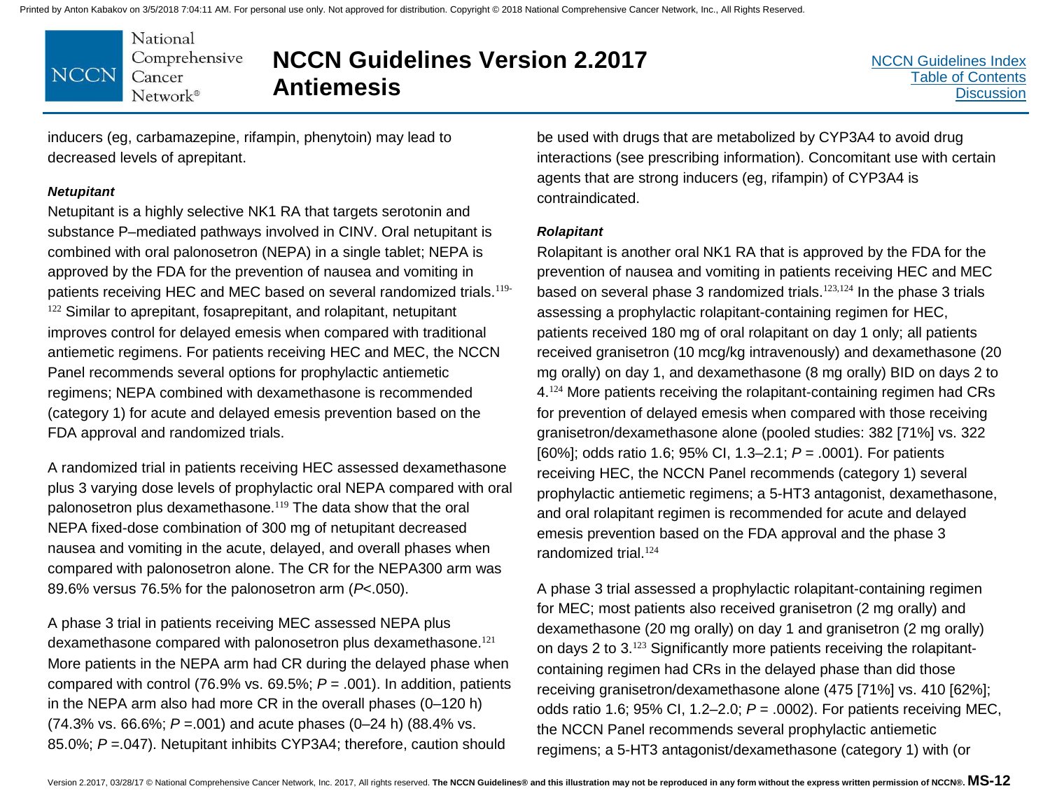inducers (eg, carbamazepine, rifampin, phenytoin) may lead to decreased levels of aprepitant.

***Netupitant***

Netupitant is a highly selective NK1 RA that targets serotonin and substance P–mediated pathways involved in CINV. Oral netupitant is combined with oral palonosetron (NEPA) in a single tablet; NEPA is approved by the FDA for the prevention of nausea and vomiting in patients receiving HEC and MEC based on several randomized trials.[119-122] Similar to aprepitant, fosaprepitant, and rolapitant, netupitant improves control for delayed emesis when compared with traditional antiemetic regimens. For patients receiving HEC and MEC, the NCCN Panel recommends several options for prophylactic antiemetic regimens; NEPA combined with dexamethasone is recommended (category 1) for acute and delayed emesis prevention based on the FDA approval and randomized trials.

A randomized trial in patients receiving HEC assessed dexamethasone plus 3 varying dose levels of prophylactic oral NEPA compared with oral palonosetron plus dexamethasone.[119] The data show that the oral NEPA fixed-dose combination of 300 mg of netupitant decreased nausea and vomiting in the acute, delayed, and overall phases when compared with palonosetron alone. The CR for the NEPA300 arm was 89.6% versus 76.5% for the palonosetron arm (*P*<.050).

A phase 3 trial in patients receiving MEC assessed NEPA plus dexamethasone compared with palonosetron plus dexamethasone.[121] More patients in the NEPA arm had CR during the delayed phase when compared with control (76.9% vs. 69.5%; *P* = .001). In addition, patients in the NEPA arm also had more CR in the overall phases (0–120 h) (74.3% vs. 66.6%; *P* =.001) and acute phases (0–24 h) (88.4% vs. 85.0%; *P* =.047). Netupitant inhibits CYP3A4; therefore, caution should be used with drugs that are metabolized by CYP3A4 to avoid drug interactions (see prescribing information). Concomitant use with certain agents that are strong inducers (eg, rifampin) of CYP3A4 is contraindicated.

***Rolapitant***

Rolapitant is another oral NK1 RA that is approved by the FDA for the prevention of nausea and vomiting in patients receiving HEC and MEC based on several phase 3 randomized trials.[123,124] In the phase 3 trials assessing a prophylactic rolapitant-containing regimen for HEC, patients received 180 mg of oral rolapitant on day 1 only; all patients received granisetron (10 mcg/kg intravenously) and dexamethasone (20 mg orally) on day 1, and dexamethasone (8 mg orally) BID on days 2 to 4.[124] More patients receiving the rolapitant-containing regimen had CRs for prevention of delayed emesis when compared with those receiving granisetron/dexamethasone alone (pooled studies: 382 [71%] vs. 322 [60%]; odds ratio 1.6; 95% CI, 1.3–2.1; *P* = .0001). For patients receiving HEC, the NCCN Panel recommends (category 1) several prophylactic antiemetic regimens; a 5-HT3 antagonist, dexamethasone, and oral rolapitant regimen is recommended for acute and delayed emesis prevention based on the FDA approval and the phase 3 randomized trial.[124]

A phase 3 trial assessed a prophylactic rolapitant-containing regimen for MEC; most patients also received granisetron (2 mg orally) and dexamethasone (20 mg orally) on day 1 and granisetron (2 mg orally) on days 2 to 3.[123] Significantly more patients receiving the rolapitant-containing regimen had CRs in the delayed phase than did those receiving granisetron/dexamethasone alone (475 [71%] vs. 410 [62%]; odds ratio 1.6; 95% CI, 1.2–2.0; *P* = .0002). For patients receiving MEC, the NCCN Panel recommends several prophylactic antiemetic regimens; a 5-HT3 antagonist/dexamethasone (category 1) with (or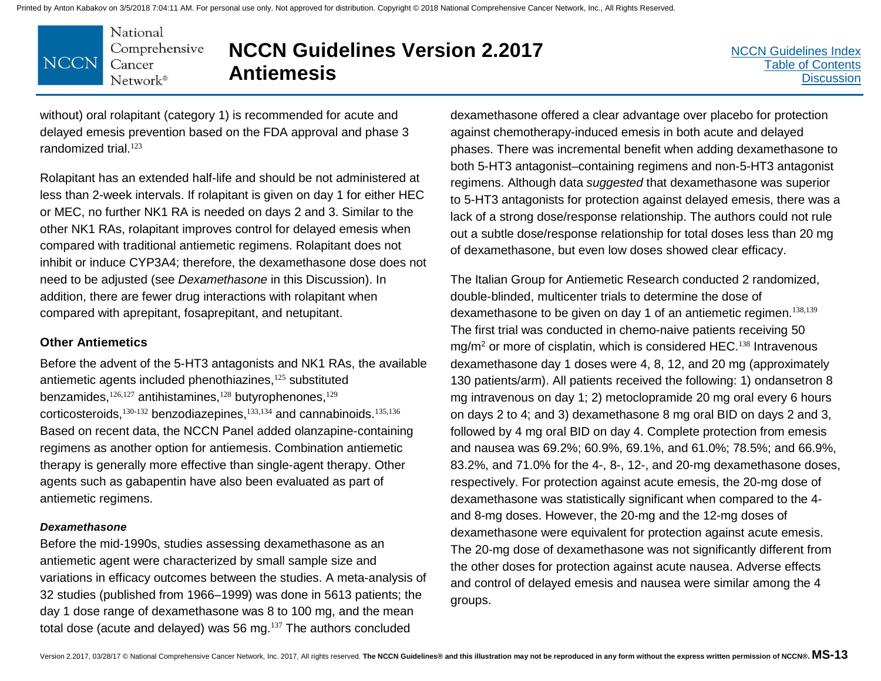without) oral rolapitant (category 1) is recommended for acute and delayed emesis prevention based on the FDA approval and phase 3 randomized trial.[123]

Rolapitant has an extended half-life and should be not administered at less than 2-week intervals. If rolapitant is given on day 1 for either HEC or MEC, no further NK1 RA is needed on days 2 and 3. Similar to the other NK1 RAs, rolapitant improves control for delayed emesis when compared with traditional antiemetic regimens. Rolapitant does not inhibit or induce CYP3A4; therefore, the dexamethasone dose does not need to be adjusted (see *Dexamethasone* in this Discussion). In addition, there are fewer drug interactions with rolapitant when compared with aprepitant, fosaprepitant, and netupitant.

### Other Antiemetics

Before the advent of the 5-HT3 antagonists and NK1 RAs, the available antiemetic agents included phenothiazines,[125] substituted benzamides,[126,127] antihistamines,[128] butyrophenones,[129] corticosteroids,[130-132] benzodiazepines,[133,134] and cannabinoids.[135,136] Based on recent data, the NCCN Panel added olanzapine-containing regimens as another option for antiemesis. Combination antiemetic therapy is generally more effective than single-agent therapy. Other agents such as gabapentin have also been evaluated as part of antiemetic regimens.

#### *Dexamethasone*

Before the mid-1990s, studies assessing dexamethasone as an antiemetic agent were characterized by small sample size and variations in efficacy outcomes between the studies. A meta-analysis of 32 studies (published from 1966–1999) was done in 5613 patients; the day 1 dose range of dexamethasone was 8 to 100 mg, and the mean total dose (acute and delayed) was 56 mg.[137] The authors concluded dexamethasone offered a clear advantage over placebo for protection against chemotherapy-induced emesis in both acute and delayed phases. There was incremental benefit when adding dexamethasone to both 5-HT3 antagonist–containing regimens and non-5-HT3 antagonist regimens. Although data *suggested* that dexamethasone was superior to 5-HT3 antagonists for protection against delayed emesis, there was a lack of a strong dose/response relationship. The authors could not rule out a subtle dose/response relationship for total doses less than 20 mg of dexamethasone, but even low doses showed clear efficacy.

The Italian Group for Antiemetic Research conducted 2 randomized, double-blinded, multicenter trials to determine the dose of dexamethasone to be given on day 1 of an antiemetic regimen.[138,139] The first trial was conducted in chemo-naive patients receiving 50 $mg/m^2$ or more of cisplatin, which is considered HEC.[138] Intravenous dexamethasone day 1 doses were 4, 8, 12, and 20 mg (approximately 130 patients/arm). All patients received the following: 1) ondansetron 8 mg intravenous on day 1; 2) metoclopramide 20 mg oral every 6 hours on days 2 to 4; and 3) dexamethasone 8 mg oral BID on days 2 and 3, followed by 4 mg oral BID on day 4. Complete protection from emesis and nausea was 69.2%; 60.9%, 69.1%, and 61.0%; 78.5%; and 66.9%, 83.2%, and 71.0% for the 4-, 8-, 12-, and 20-mg dexamethasone doses, respectively. For protection against acute emesis, the 20-mg dose of dexamethasone was statistically significant when compared to the 4- and 8-mg doses. However, the 20-mg and the 12-mg doses of dexamethasone were equivalent for protection against acute emesis. The 20-mg dose of dexamethasone was not significantly different from the other doses for protection against acute nausea. Adverse effects and control of delayed emesis and nausea were similar among the 4 groups.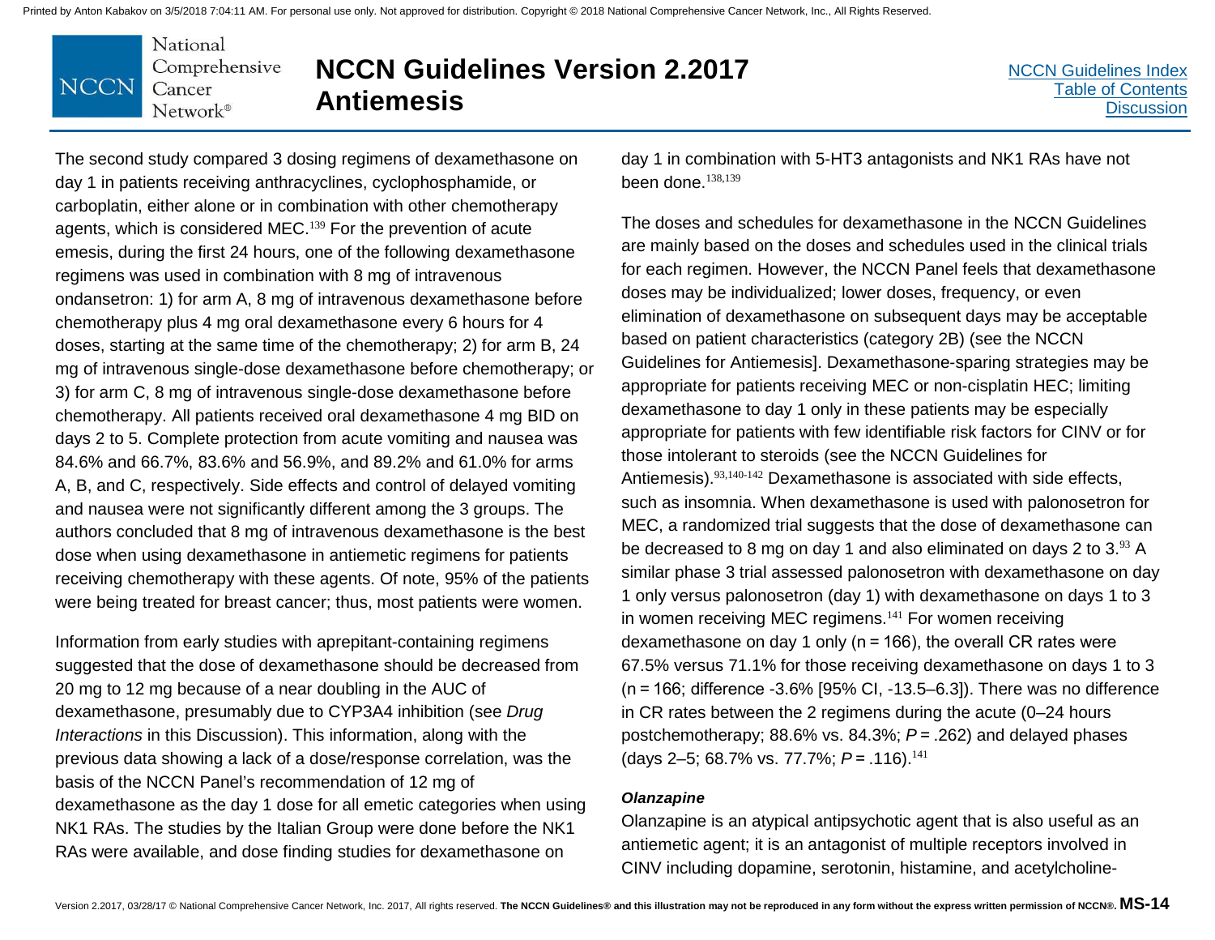The second study compared 3 dosing regimens of dexamethasone on day 1 in patients receiving anthracyclines, cyclophosphamide, or carboplatin, either alone or in combination with other chemotherapy agents, which is considered MEC.[139] For the prevention of acute emesis, during the first 24 hours, one of the following dexamethasone regimens was used in combination with 8 mg of intravenous ondansetron: 1) for arm A, 8 mg of intravenous dexamethasone before chemotherapy plus 4 mg oral dexamethasone every 6 hours for 4 doses, starting at the same time of the chemotherapy; 2) for arm B, 24 mg of intravenous single-dose dexamethasone before chemotherapy; or 3) for arm C, 8 mg of intravenous single-dose dexamethasone before chemotherapy. All patients received oral dexamethasone 4 mg BID on days 2 to 5. Complete protection from acute vomiting and nausea was 84.6% and 66.7%, 83.6% and 56.9%, and 89.2% and 61.0% for arms A, B, and C, respectively. Side effects and control of delayed vomiting and nausea were not significantly different among the 3 groups. The authors concluded that 8 mg of intravenous dexamethasone is the best dose when using dexamethasone in antiemetic regimens for patients receiving chemotherapy with these agents. Of note, 95% of the patients were being treated for breast cancer; thus, most patients were women.

Information from early studies with aprepitant-containing regimens suggested that the dose of dexamethasone should be decreased from 20 mg to 12 mg because of a near doubling in the AUC of dexamethasone, presumably due to CYP3A4 inhibition (see *Drug Interactions* in this Discussion). This information, along with the previous data showing a lack of a dose/response correlation, was the basis of the NCCN Panel's recommendation of 12 mg of dexamethasone as the day 1 dose for all emetic categories when using NK1 RAs. The studies by the Italian Group were done before the NK1 RAs were available, and dose finding studies for dexamethasone on day 1 in combination with 5-HT3 antagonists and NK1 RAs have not been done.[138,139]

The doses and schedules for dexamethasone in the NCCN Guidelines are mainly based on the doses and schedules used in the clinical trials for each regimen. However, the NCCN Panel feels that dexamethasone doses may be individualized; lower doses, frequency, or even elimination of dexamethasone on subsequent days may be acceptable based on patient characteristics (category 2B) (see the NCCN Guidelines for Antiemesis]. Dexamethasone-sparing strategies may be appropriate for patients receiving MEC or non-cisplatin HEC; limiting dexamethasone to day 1 only in these patients may be especially appropriate for patients with few identifiable risk factors for CINV or for those intolerant to steroids (see the NCCN Guidelines for Antiemesis).[93,140-142] Dexamethasone is associated with side effects, such as insomnia. When dexamethasone is used with palonosetron for MEC, a randomized trial suggests that the dose of dexamethasone can be decreased to 8 mg on day 1 and also eliminated on days 2 to 3.[93] A similar phase 3 trial assessed palonosetron with dexamethasone on day 1 only versus palonosetron (day 1) with dexamethasone on days 1 to 3 in women receiving MEC regimens.[141] For women receiving dexamethasone on day 1 only (n = 166), the overall CR rates were 67.5% versus 71.1% for those receiving dexamethasone on days 1 to 3 (n = 166; difference -3.6% [95% CI, -13.5–6.3]). There was no difference in CR rates between the 2 regimens during the acute (0–24 hours postchemotherapy; 88.6% vs. 84.3%; $P = .262$) and delayed phases (days 2–5; 68.7% vs. 77.7%; $P = .116$).[141]

***Olanzapine***

Olanzapine is an atypical antipsychotic agent that is also useful as an antiemetic agent; it is an antagonist of multiple receptors involved in CINV including dopamine, serotonin, histamine, and acetylcholine-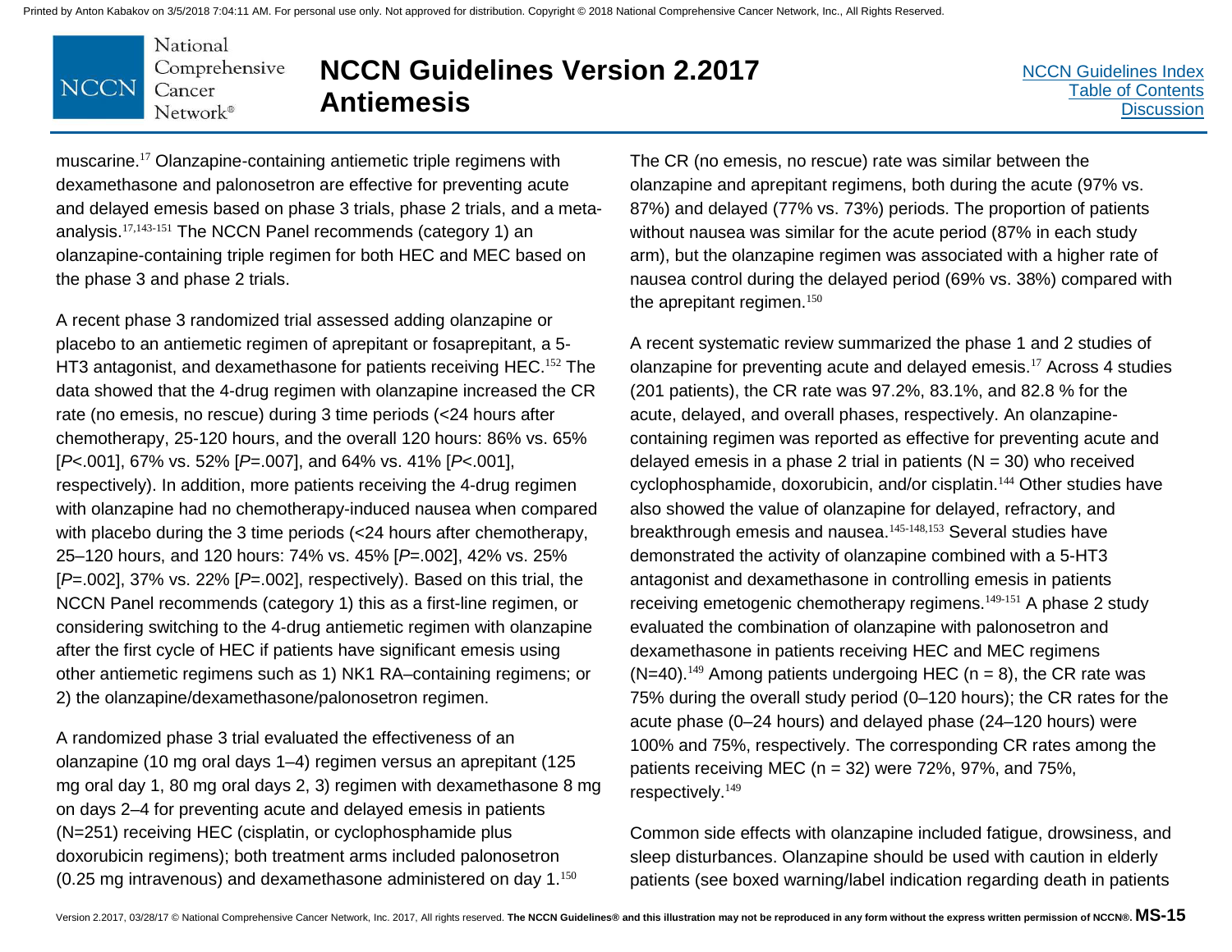muscarine.[17] Olanzapine-containing antiemetic triple regimens with dexamethasone and palonosetron are effective for preventing acute and delayed emesis based on phase 3 trials, phase 2 trials, and a meta-analysis.[17,143-151] The NCCN Panel recommends (category 1) an olanzapine-containing triple regimen for both HEC and MEC based on the phase 3 and phase 2 trials.

A recent phase 3 randomized trial assessed adding olanzapine or placebo to an antiemetic regimen of aprepitant or fosaprepitant, a 5-HT3 antagonist, and dexamethasone for patients receiving HEC.[152] The data showed that the 4-drug regimen with olanzapine increased the CR rate (no emesis, no rescue) during 3 time periods (<24 hours after chemotherapy, 25-120 hours, and the overall 120 hours: 86% vs. 65% [*P*<.001], 67% vs. 52% [*P*=.007], and 64% vs. 41% [*P*<.001], respectively). In addition, more patients receiving the 4-drug regimen with olanzapine had no chemotherapy-induced nausea when compared with placebo during the 3 time periods (<24 hours after chemotherapy, 25–120 hours, and 120 hours: 74% vs. 45% [*P*=.002], 42% vs. 25% [*P*=.002], 37% vs. 22% [*P*=.002], respectively). Based on this trial, the NCCN Panel recommends (category 1) this as a first-line regimen, or considering switching to the 4-drug antiemetic regimen with olanzapine after the first cycle of HEC if patients have significant emesis using other antiemetic regimens such as 1) NK1 RA–containing regimens; or 2) the olanzapine/dexamethasone/palonosetron regimen.

A randomized phase 3 trial evaluated the effectiveness of an olanzapine (10 mg oral days 1–4) regimen versus an aprepitant (125 mg oral day 1, 80 mg oral days 2, 3) regimen with dexamethasone 8 mg on days 2–4 for preventing acute and delayed emesis in patients (N=251) receiving HEC (cisplatin, or cyclophosphamide plus doxorubicin regimens); both treatment arms included palonosetron (0.25 mg intravenous) and dexamethasone administered on day 1.[150] The CR (no emesis, no rescue) rate was similar between the olanzapine and aprepitant regimens, both during the acute (97% vs. 87%) and delayed (77% vs. 73%) periods. The proportion of patients without nausea was similar for the acute period (87% in each study arm), but the olanzapine regimen was associated with a higher rate of nausea control during the delayed period (69% vs. 38%) compared with the aprepitant regimen.[150]

A recent systematic review summarized the phase 1 and 2 studies of olanzapine for preventing acute and delayed emesis.[17] Across 4 studies (201 patients), the CR rate was 97.2%, 83.1%, and 82.8 % for the acute, delayed, and overall phases, respectively. An olanzapine-containing regimen was reported as effective for preventing acute and delayed emesis in a phase 2 trial in patients (N = 30) who received cyclophosphamide, doxorubicin, and/or cisplatin.[144] Other studies have also showed the value of olanzapine for delayed, refractory, and breakthrough emesis and nausea.[145-148,153] Several studies have demonstrated the activity of olanzapine combined with a 5-HT3 antagonist and dexamethasone in controlling emesis in patients receiving emetogenic chemotherapy regimens.[149-151] A phase 2 study evaluated the combination of olanzapine with palonosetron and dexamethasone in patients receiving HEC and MEC regimens (N=40).[149] Among patients undergoing HEC (n = 8), the CR rate was 75% during the overall study period (0–120 hours); the CR rates for the acute phase (0–24 hours) and delayed phase (24–120 hours) were 100% and 75%, respectively. The corresponding CR rates among the patients receiving MEC (n = 32) were 72%, 97%, and 75%, respectively.[149]

Common side effects with olanzapine included fatigue, drowsiness, and sleep disturbances. Olanzapine should be used with caution in elderly patients (see boxed warning/label indication regarding death in patients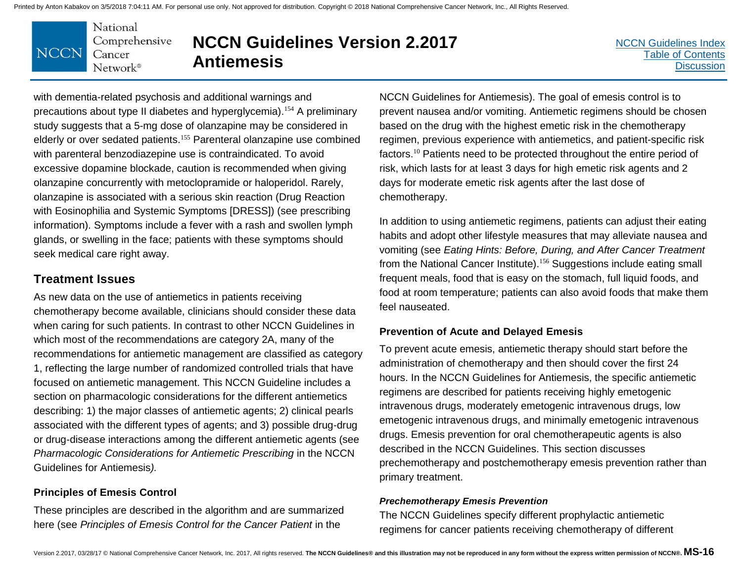with dementia-related psychosis and additional warnings and precautions about type II diabetes and hyperglycemia).[154] A preliminary study suggests that a 5-mg dose of olanzapine may be considered in elderly or over sedated patients.[155] Parenteral olanzapine use combined with parenteral benzodiazepine use is contraindicated. To avoid excessive dopamine blockade, caution is recommended when giving olanzapine concurrently with metoclopramide or haloperidol. Rarely, olanzapine is associated with a serious skin reaction (Drug Reaction with Eosinophilia and Systemic Symptoms [DRESS]) (see prescribing information). Symptoms include a fever with a rash and swollen lymph glands, or swelling in the face; patients with these symptoms should seek medical care right away.

## Treatment Issues

As new data on the use of antiemetics in patients receiving chemotherapy become available, clinicians should consider these data when caring for such patients. In contrast to other NCCN Guidelines in which most of the recommendations are category 2A, many of the recommendations for antiemetic management are classified as category 1, reflecting the large number of randomized controlled trials that have focused on antiemetic management. This NCCN Guideline includes a section on pharmacologic considerations for the different antiemetics describing: 1) the major classes of antiemetic agents; 2) clinical pearls associated with the different types of agents; and 3) possible drug-drug or drug-disease interactions among the different antiemetic agents (see *Pharmacologic Considerations for Antiemetic Prescribing* in the NCCN Guidelines for Antiemesis*).*

### Principles of Emesis Control

These principles are described in the algorithm and are summarized here (see *Principles of Emesis Control for the Cancer Patient* in the NCCN Guidelines for Antiemesis). The goal of emesis control is to prevent nausea and/or vomiting. Antiemetic regimens should be chosen based on the drug with the highest emetic risk in the chemotherapy regimen, previous experience with antiemetics, and patient-specific risk factors.[10] Patients need to be protected throughout the entire period of risk, which lasts for at least 3 days for high emetic risk agents and 2 days for moderate emetic risk agents after the last dose of chemotherapy.

In addition to using antiemetic regimens, patients can adjust their eating habits and adopt other lifestyle measures that may alleviate nausea and vomiting (see *Eating Hints: Before, During, and After Cancer Treatment* from the National Cancer Institute).[156] Suggestions include eating small frequent meals, food that is easy on the stomach, full liquid foods, and food at room temperature; patients can also avoid foods that make them feel nauseated.

### Prevention of Acute and Delayed Emesis

To prevent acute emesis, antiemetic therapy should start before the administration of chemotherapy and then should cover the first 24 hours. In the NCCN Guidelines for Antiemesis, the specific antiemetic regimens are described for patients receiving highly emetogenic intravenous drugs, moderately emetogenic intravenous drugs, low emetogenic intravenous drugs, and minimally emetogenic intravenous drugs. Emesis prevention for oral chemotherapeutic agents is also described in the NCCN Guidelines. This section discusses prechemotherapy and postchemotherapy emesis prevention rather than primary treatment.

#### *Prechemotherapy Emesis Prevention*

The NCCN Guidelines specify different prophylactic antiemetic regimens for cancer patients receiving chemotherapy of different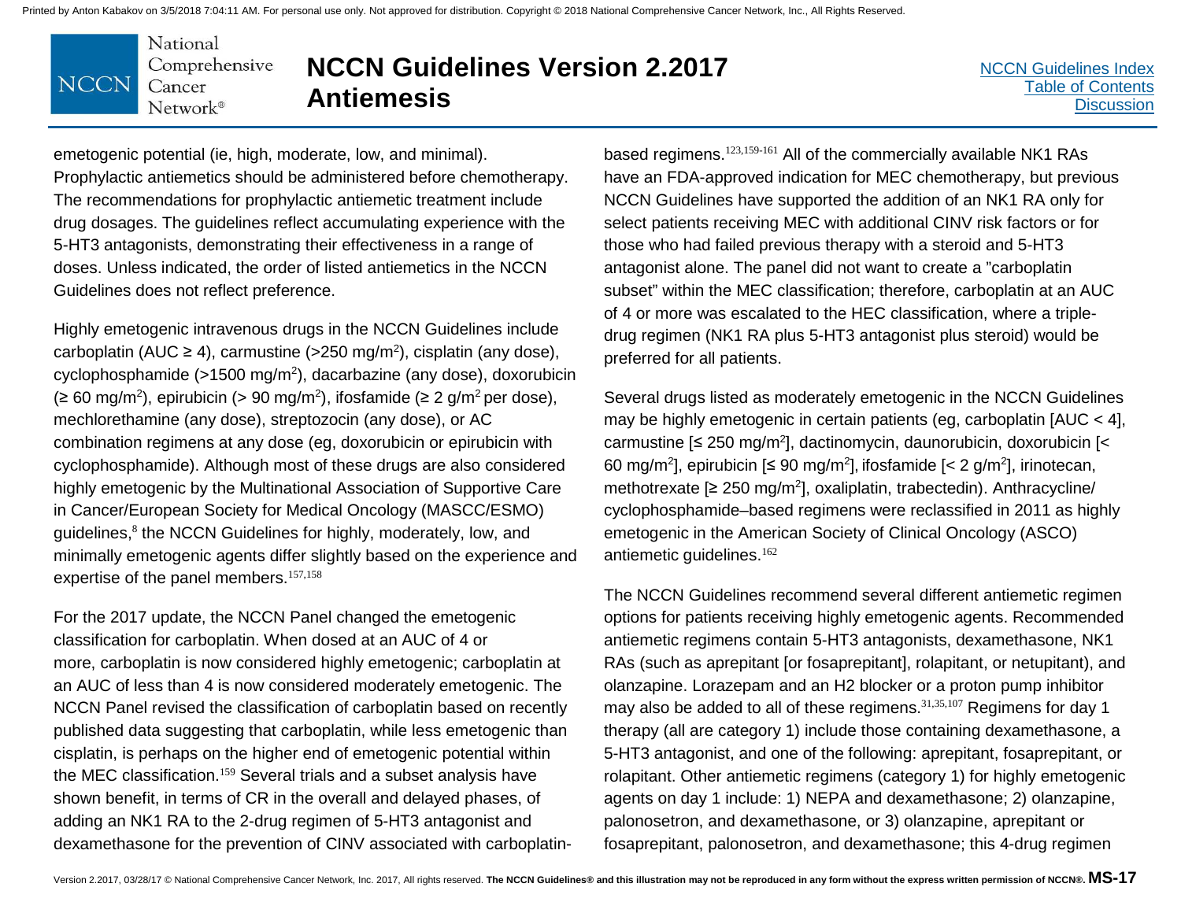emetogenic potential (ie, high, moderate, low, and minimal). Prophylactic antiemetics should be administered before chemotherapy. The recommendations for prophylactic antiemetic treatment include drug dosages. The guidelines reflect accumulating experience with the 5-HT3 antagonists, demonstrating their effectiveness in a range of doses. Unless indicated, the order of listed antiemetics in the NCCN Guidelines does not reflect preference.

Highly emetogenic intravenous drugs in the NCCN Guidelines include carboplatin (AUC ≥ 4), carmustine (>250 mg/m$^2$), cisplatin (any dose), cyclophosphamide (>1500 mg/m$^2$), dacarbazine (any dose), doxorubicin (≥ 60 mg/m$^2$), epirubicin (> 90 mg/m$^2$), ifosfamide (≥ 2 g/m$^2$ per dose), mechlorethamine (any dose), streptozocin (any dose), or AC combination regimens at any dose (eg, doxorubicin or epirubicin with cyclophosphamide). Although most of these drugs are also considered highly emetogenic by the Multinational Association of Supportive Care in Cancer/European Society for Medical Oncology (MASCC/ESMO) guidelines,[8] the NCCN Guidelines for highly, moderately, low, and minimally emetogenic agents differ slightly based on the experience and expertise of the panel members.[157,158]

For the 2017 update, the NCCN Panel changed the emetogenic classification for carboplatin. When dosed at an AUC of 4 or more, carboplatin is now considered highly emetogenic; carboplatin at an AUC of less than 4 is now considered moderately emetogenic. The NCCN Panel revised the classification of carboplatin based on recently published data suggesting that carboplatin, while less emetogenic than cisplatin, is perhaps on the higher end of emetogenic potential within the MEC classification.[159] Several trials and a subset analysis have shown benefit, in terms of CR in the overall and delayed phases, of adding an NK1 RA to the 2-drug regimen of 5-HT3 antagonist and dexamethasone for the prevention of CINV associated with carboplatin-based regimens.[123,159-161] All of the commercially available NK1 RAs have an FDA-approved indication for MEC chemotherapy, but previous NCCN Guidelines have supported the addition of an NK1 RA only for select patients receiving MEC with additional CINV risk factors or for those who had failed previous therapy with a steroid and 5-HT3 antagonist alone. The panel did not want to create a "carboplatin subset" within the MEC classification; therefore, carboplatin at an AUC of 4 or more was escalated to the HEC classification, where a triple-drug regimen (NK1 RA plus 5-HT3 antagonist plus steroid) would be preferred for all patients.

Several drugs listed as moderately emetogenic in the NCCN Guidelines may be highly emetogenic in certain patients (eg, carboplatin [AUC < 4], carmustine [≤ 250 mg/m$^2$], dactinomycin, daunorubicin, doxorubicin [< 60 mg/m$^2$], epirubicin [≤ 90 mg/m$^2$], ifosfamide [< 2 g/m$^2$], irinotecan, methotrexate [≥ 250 mg/m$^2$], oxaliplatin, trabectedin). Anthracycline/cyclophosphamide–based regimens were reclassified in 2011 as highly emetogenic in the American Society of Clinical Oncology (ASCO) antiemetic guidelines.[162]

The NCCN Guidelines recommend several different antiemetic regimen options for patients receiving highly emetogenic agents. Recommended antiemetic regimens contain 5-HT3 antagonists, dexamethasone, NK1 RAs (such as aprepitant [or fosaprepitant], rolapitant, or netupitant), and olanzapine. Lorazepam and an H2 blocker or a proton pump inhibitor may also be added to all of these regimens.[31,35,107] Regimens for day 1 therapy (all are category 1) include those containing dexamethasone, a 5-HT3 antagonist, and one of the following: aprepitant, fosaprepitant, or rolapitant. Other antiemetic regimens (category 1) for highly emetogenic agents on day 1 include: 1) NEPA and dexamethasone; 2) olanzapine, palonosetron, and dexamethasone, or 3) olanzapine, aprepitant or fosaprepitant, palonosetron, and dexamethasone; this 4-drug regimen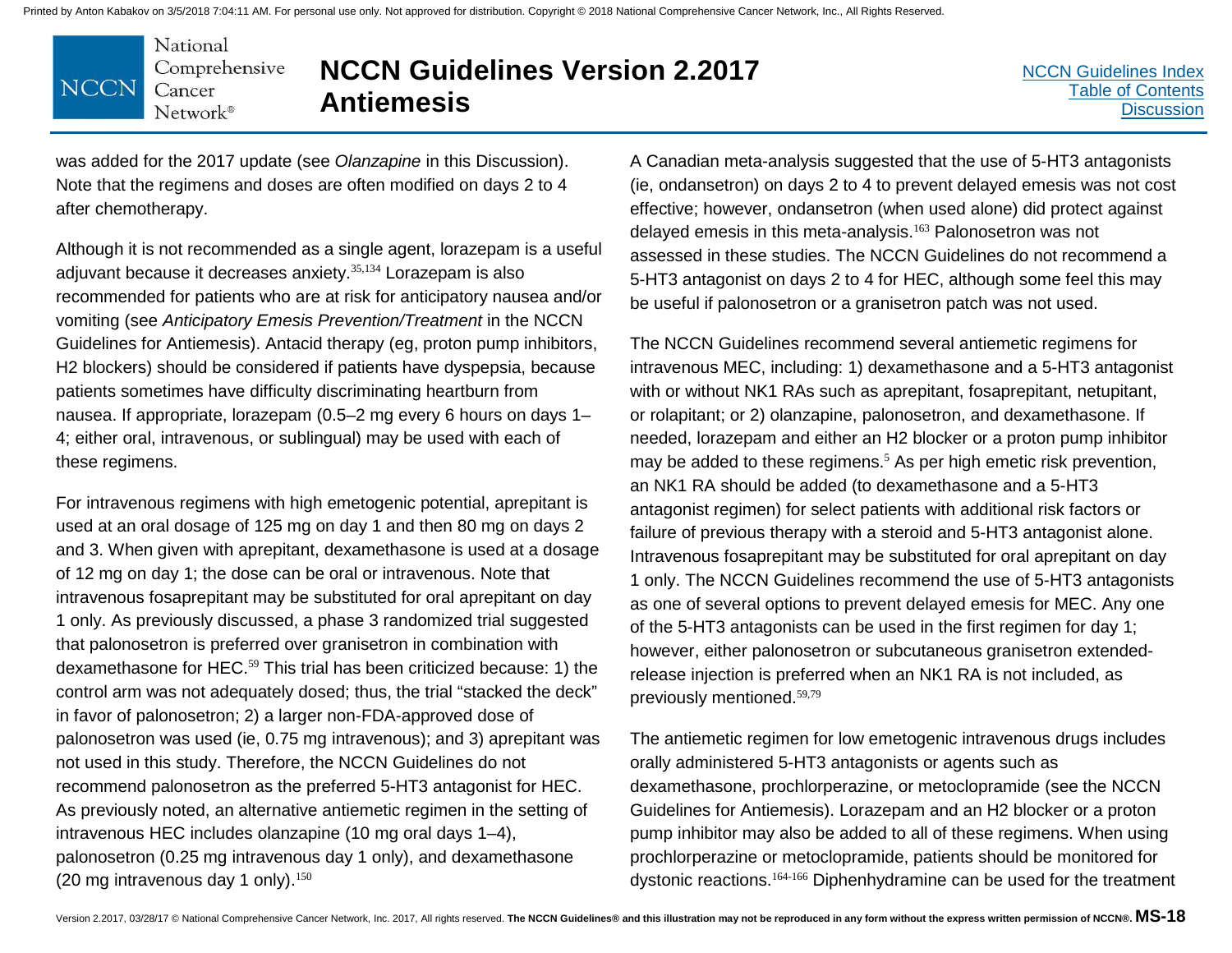was added for the 2017 update (see *Olanzapine* in this Discussion). Note that the regimens and doses are often modified on days 2 to 4 after chemotherapy.

Although it is not recommended as a single agent, lorazepam is a useful adjuvant because it decreases anxiety.[35,134] Lorazepam is also recommended for patients who are at risk for anticipatory nausea and/or vomiting (see *Anticipatory Emesis Prevention/Treatment* in the NCCN Guidelines for Antiemesis). Antacid therapy (eg, proton pump inhibitors, H2 blockers) should be considered if patients have dyspepsia, because patients sometimes have difficulty discriminating heartburn from nausea. If appropriate, lorazepam (0.5–2 mg every 6 hours on days 1–4; either oral, intravenous, or sublingual) may be used with each of these regimens.

For intravenous regimens with high emetogenic potential, aprepitant is used at an oral dosage of 125 mg on day 1 and then 80 mg on days 2 and 3. When given with aprepitant, dexamethasone is used at a dosage of 12 mg on day 1; the dose can be oral or intravenous. Note that intravenous fosaprepitant may be substituted for oral aprepitant on day 1 only. As previously discussed, a phase 3 randomized trial suggested that palonosetron is preferred over granisetron in combination with dexamethasone for HEC.[59] This trial has been criticized because: 1) the control arm was not adequately dosed; thus, the trial "stacked the deck" in favor of palonosetron; 2) a larger non-FDA-approved dose of palonosetron was used (ie, 0.75 mg intravenous); and 3) aprepitant was not used in this study. Therefore, the NCCN Guidelines do not recommend palonosetron as the preferred 5-HT3 antagonist for HEC. As previously noted, an alternative antiemetic regimen in the setting of intravenous HEC includes olanzapine (10 mg oral days 1–4), palonosetron (0.25 mg intravenous day 1 only), and dexamethasone (20 mg intravenous day 1 only).[150]

A Canadian meta-analysis suggested that the use of 5-HT3 antagonists (ie, ondansetron) on days 2 to 4 to prevent delayed emesis was not cost effective; however, ondansetron (when used alone) did protect against delayed emesis in this meta-analysis.[163] Palonosetron was not assessed in these studies. The NCCN Guidelines do not recommend a 5-HT3 antagonist on days 2 to 4 for HEC, although some feel this may be useful if palonosetron or a granisetron patch was not used.

The NCCN Guidelines recommend several antiemetic regimens for intravenous MEC, including: 1) dexamethasone and a 5-HT3 antagonist with or without NK1 RAs such as aprepitant, fosaprepitant, netupitant, or rolapitant; or 2) olanzapine, palonosetron, and dexamethasone. If needed, lorazepam and either an H2 blocker or a proton pump inhibitor may be added to these regimens.[5] As per high emetic risk prevention, an NK1 RA should be added (to dexamethasone and a 5-HT3 antagonist regimen) for select patients with additional risk factors or failure of previous therapy with a steroid and 5-HT3 antagonist alone. Intravenous fosaprepitant may be substituted for oral aprepitant on day 1 only. The NCCN Guidelines recommend the use of 5-HT3 antagonists as one of several options to prevent delayed emesis for MEC. Any one of the 5-HT3 antagonists can be used in the first regimen for day 1; however, either palonosetron or subcutaneous granisetron extended-release injection is preferred when an NK1 RA is not included, as previously mentioned.[59,79]

The antiemetic regimen for low emetogenic intravenous drugs includes orally administered 5-HT3 antagonists or agents such as dexamethasone, prochlorperazine, or metoclopramide (see the NCCN Guidelines for Antiemesis). Lorazepam and an H2 blocker or a proton pump inhibitor may also be added to all of these regimens. When using prochlorperazine or metoclopramide, patients should be monitored for dystonic reactions.[164-166] Diphenhydramine can be used for the treatment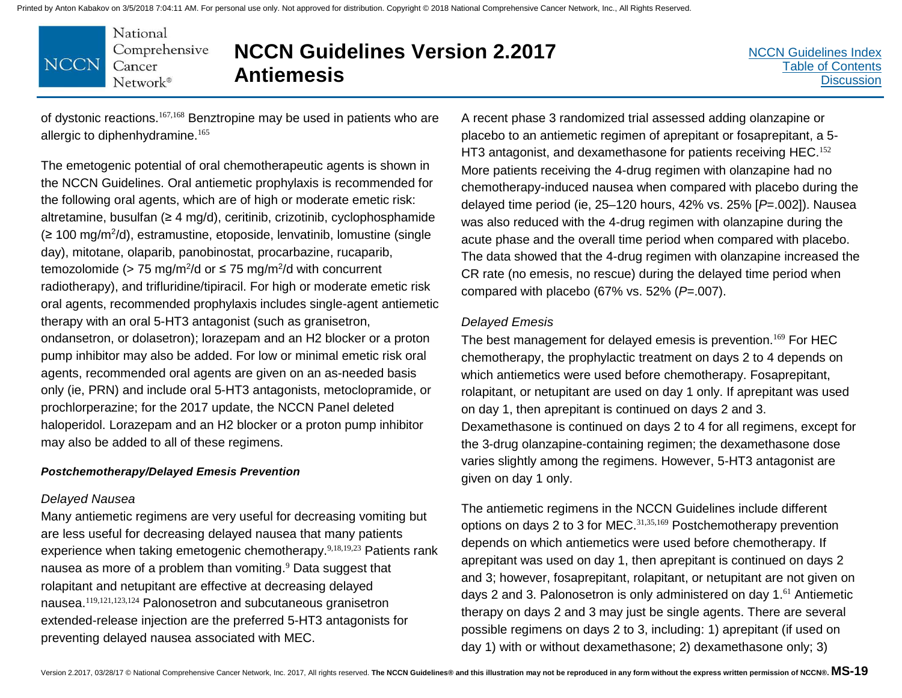of dystonic reactions.[167,168] Benztropine may be used in patients who are allergic to diphenhydramine.[165]

The emetogenic potential of oral chemotherapeutic agents is shown in the NCCN Guidelines. Oral antiemetic prophylaxis is recommended for the following oral agents, which are of high or moderate emetic risk: altretamine, busulfan (≥ 4 mg/d), ceritinib, crizotinib, cyclophosphamide (≥ 100 mg/m$^2$/d), estramustine, etoposide, lenvatinib, lomustine (single day), mitotane, olaparib, panobinostat, procarbazine, rucaparib, temozolomide (> 75 mg/m$^2$/d or ≤ 75 mg/m$^2$/d with concurrent radiotherapy), and trifluridine/tipiracil. For high or moderate emetic risk oral agents, recommended prophylaxis includes single-agent antiemetic therapy with an oral 5-HT3 antagonist (such as granisetron, ondansetron, or dolasetron); lorazepam and an H2 blocker or a proton pump inhibitor may also be added. For low or minimal emetic risk oral agents, recommended oral agents are given on an as-needed basis only (ie, PRN) and include oral 5-HT3 antagonists, metoclopramide, or prochlorperazine; for the 2017 update, the NCCN Panel deleted haloperidol. Lorazepam and an H2 blocker or a proton pump inhibitor may also be added to all of these regimens.

***Postchemotherapy/Delayed Emesis Prevention***

*Delayed Nausea*

Many antiemetic regimens are very useful for decreasing vomiting but are less useful for decreasing delayed nausea that many patients experience when taking emetogenic chemotherapy.[9,18,19,23] Patients rank nausea as more of a problem than vomiting.[9] Data suggest that rolapitant and netupitant are effective at decreasing delayed nausea.[119,121,123,124] Palonosetron and subcutaneous granisetron extended-release injection are the preferred 5-HT3 antagonists for preventing delayed nausea associated with MEC.

A recent phase 3 randomized trial assessed adding olanzapine or placebo to an antiemetic regimen of aprepitant or fosaprepitant, a 5-HT3 antagonist, and dexamethasone for patients receiving HEC.[152] More patients receiving the 4-drug regimen with olanzapine had no chemotherapy-induced nausea when compared with placebo during the delayed time period (ie, 25–120 hours, 42% vs. 25% [$P$=.002]). Nausea was also reduced with the 4-drug regimen with olanzapine during the acute phase and the overall time period when compared with placebo. The data showed that the 4-drug regimen with olanzapine increased the CR rate (no emesis, no rescue) during the delayed time period when compared with placebo (67% vs. 52% ($P$=.007).

*Delayed Emesis*

The best management for delayed emesis is prevention.[169] For HEC chemotherapy, the prophylactic treatment on days 2 to 4 depends on which antiemetics were used before chemotherapy. Fosaprepitant, rolapitant, or netupitant are used on day 1 only. If aprepitant was used on day 1, then aprepitant is continued on days 2 and 3. Dexamethasone is continued on days 2 to 4 for all regimens, except for the 3-drug olanzapine-containing regimen; the dexamethasone dose varies slightly among the regimens. However, 5-HT3 antagonist are given on day 1 only.

The antiemetic regimens in the NCCN Guidelines include different options on days 2 to 3 for MEC.[31,35,169] Postchemotherapy prevention depends on which antiemetics were used before chemotherapy. If aprepitant was used on day 1, then aprepitant is continued on days 2 and 3; however, fosaprepitant, rolapitant, or netupitant are not given on days 2 and 3. Palonosetron is only administered on day 1.[61] Antiemetic therapy on days 2 and 3 may just be single agents. There are several possible regimens on days 2 to 3, including: 1) aprepitant (if used on day 1) with or without dexamethasone; 2) dexamethasone only; 3)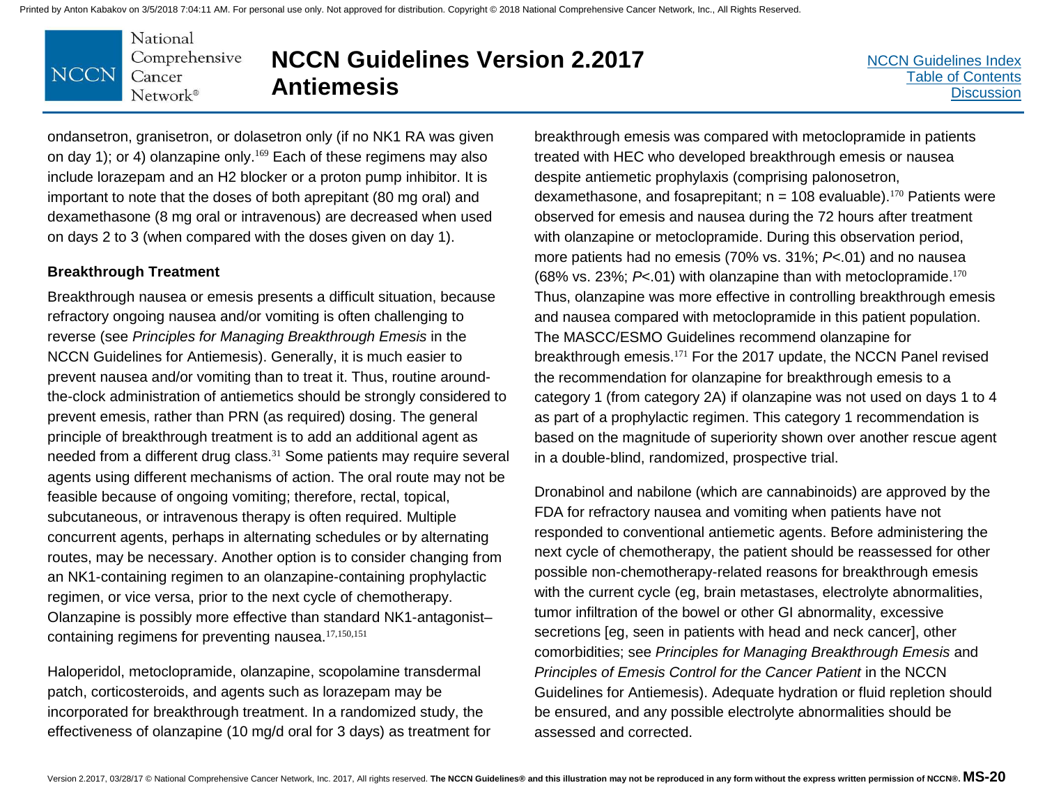ondansetron, granisetron, or dolasetron only (if no NK1 RA was given on day 1); or 4) olanzapine only.[169] Each of these regimens may also include lorazepam and an H2 blocker or a proton pump inhibitor. It is important to note that the doses of both aprepitant (80 mg oral) and dexamethasone (8 mg oral or intravenous) are decreased when used on days 2 to 3 (when compared with the doses given on day 1).

### Breakthrough Treatment

Breakthrough nausea or emesis presents a difficult situation, because refractory ongoing nausea and/or vomiting is often challenging to reverse (see *Principles for Managing Breakthrough Emesis* in the NCCN Guidelines for Antiemesis). Generally, it is much easier to prevent nausea and/or vomiting than to treat it. Thus, routine around-the-clock administration of antiemetics should be strongly considered to prevent emesis, rather than PRN (as required) dosing. The general principle of breakthrough treatment is to add an additional agent as needed from a different drug class.[31] Some patients may require several agents using different mechanisms of action. The oral route may not be feasible because of ongoing vomiting; therefore, rectal, topical, subcutaneous, or intravenous therapy is often required. Multiple concurrent agents, perhaps in alternating schedules or by alternating routes, may be necessary. Another option is to consider changing from an NK1-containing regimen to an olanzapine-containing prophylactic regimen, or vice versa, prior to the next cycle of chemotherapy. Olanzapine is possibly more effective than standard NK1-antagonist–containing regimens for preventing nausea.[17,150,151]

Haloperidol, metoclopramide, olanzapine, scopolamine transdermal patch, corticosteroids, and agents such as lorazepam may be incorporated for breakthrough treatment. In a randomized study, the effectiveness of olanzapine (10 mg/d oral for 3 days) as treatment for breakthrough emesis was compared with metoclopramide in patients treated with HEC who developed breakthrough emesis or nausea despite antiemetic prophylaxis (comprising palonosetron, dexamethasone, and fosaprepitant; n = 108 evaluable).[170] Patients were observed for emesis and nausea during the 72 hours after treatment with olanzapine or metoclopramide. During this observation period, more patients had no emesis (70% vs. 31%; *P*<.01) and no nausea (68% vs. 23%; *P*<.01) with olanzapine than with metoclopramide.[170] Thus, olanzapine was more effective in controlling breakthrough emesis and nausea compared with metoclopramide in this patient population. The MASCC/ESMO Guidelines recommend olanzapine for breakthrough emesis.[171] For the 2017 update, the NCCN Panel revised the recommendation for olanzapine for breakthrough emesis to a category 1 (from category 2A) if olanzapine was not used on days 1 to 4 as part of a prophylactic regimen. This category 1 recommendation is based on the magnitude of superiority shown over another rescue agent in a double-blind, randomized, prospective trial.

Dronabinol and nabilone (which are cannabinoids) are approved by the FDA for refractory nausea and vomiting when patients have not responded to conventional antiemetic agents. Before administering the next cycle of chemotherapy, the patient should be reassessed for other possible non-chemotherapy-related reasons for breakthrough emesis with the current cycle (eg, brain metastases, electrolyte abnormalities, tumor infiltration of the bowel or other GI abnormality, excessive secretions [eg, seen in patients with head and neck cancer], other comorbidities; see *Principles for Managing Breakthrough Emesis* and *Principles of Emesis Control for the Cancer Patient* in the NCCN Guidelines for Antiemesis). Adequate hydration or fluid repletion should be ensured, and any possible electrolyte abnormalities should be assessed and corrected.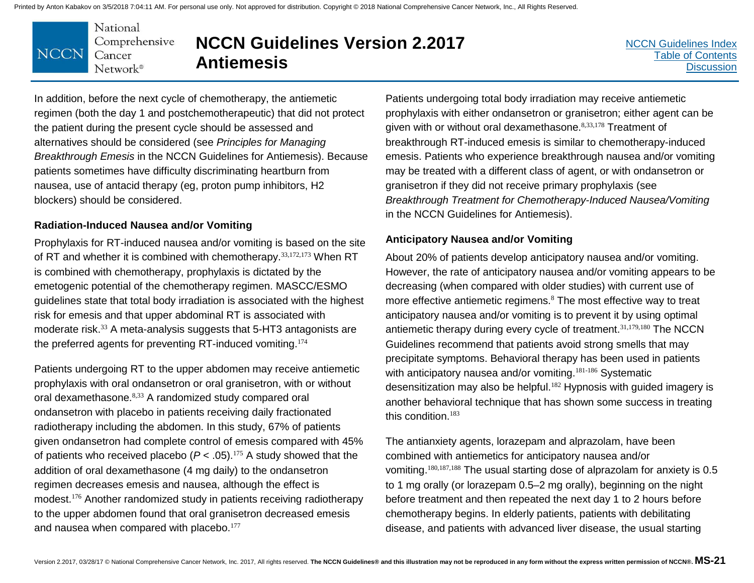In addition, before the next cycle of chemotherapy, the antiemetic regimen (both the day 1 and postchemotherapeutic) that did not protect the patient during the present cycle should be assessed and alternatives should be considered (see *Principles for Managing Breakthrough Emesis* in the NCCN Guidelines for Antiemesis). Because patients sometimes have difficulty discriminating heartburn from nausea, use of antacid therapy (eg, proton pump inhibitors, H2 blockers) should be considered.

### Radiation-Induced Nausea and/or Vomiting

Prophylaxis for RT-induced nausea and/or vomiting is based on the site of RT and whether it is combined with chemotherapy.[33,172,173] When RT is combined with chemotherapy, prophylaxis is dictated by the emetogenic potential of the chemotherapy regimen. MASCC/ESMO guidelines state that total body irradiation is associated with the highest risk for emesis and that upper abdominal RT is associated with moderate risk.[33] A meta-analysis suggests that 5-HT3 antagonists are the preferred agents for preventing RT-induced vomiting.[174]

Patients undergoing RT to the upper abdomen may receive antiemetic prophylaxis with oral ondansetron or oral granisetron, with or without oral dexamethasone.[8,33] A randomized study compared oral ondansetron with placebo in patients receiving daily fractionated radiotherapy including the abdomen. In this study, 67% of patients given ondansetron had complete control of emesis compared with 45% of patients who received placebo ($P < .05$).[175] A study showed that the addition of oral dexamethasone (4 mg daily) to the ondansetron regimen decreases emesis and nausea, although the effect is modest.[176] Another randomized study in patients receiving radiotherapy to the upper abdomen found that oral granisetron decreased emesis and nausea when compared with placebo.[177]

Patients undergoing total body irradiation may receive antiemetic prophylaxis with either ondansetron or granisetron; either agent can be given with or without oral dexamethasone.[8,33,178] Treatment of breakthrough RT-induced emesis is similar to chemotherapy-induced emesis. Patients who experience breakthrough nausea and/or vomiting may be treated with a different class of agent, or with ondansetron or granisetron if they did not receive primary prophylaxis (see *Breakthrough Treatment for Chemotherapy-Induced Nausea/Vomiting* in the NCCN Guidelines for Antiemesis).

### Anticipatory Nausea and/or Vomiting

About 20% of patients develop anticipatory nausea and/or vomiting. However, the rate of anticipatory nausea and/or vomiting appears to be decreasing (when compared with older studies) with current use of more effective antiemetic regimens.[8] The most effective way to treat anticipatory nausea and/or vomiting is to prevent it by using optimal antiemetic therapy during every cycle of treatment.[31,179,180] The NCCN Guidelines recommend that patients avoid strong smells that may precipitate symptoms. Behavioral therapy has been used in patients with anticipatory nausea and/or vomiting.[181-186] Systematic desensitization may also be helpful.[182] Hypnosis with guided imagery is another behavioral technique that has shown some success in treating this condition.[183]

The antianxiety agents, lorazepam and alprazolam, have been combined with antiemetics for anticipatory nausea and/or vomiting.[180,187,188] The usual starting dose of alprazolam for anxiety is 0.5 to 1 mg orally (or lorazepam 0.5–2 mg orally), beginning on the night before treatment and then repeated the next day 1 to 2 hours before chemotherapy begins. In elderly patients, patients with debilitating disease, and patients with advanced liver disease, the usual starting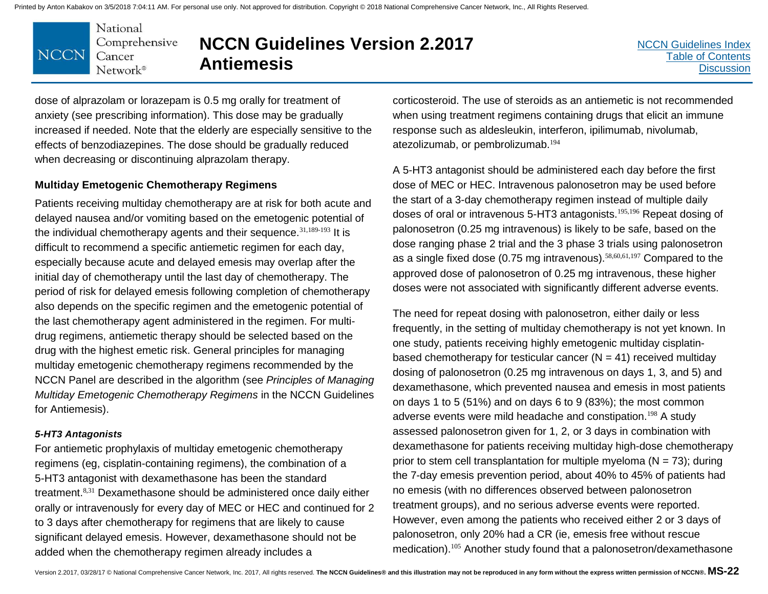dose of alprazolam or lorazepam is 0.5 mg orally for treatment of anxiety (see prescribing information). This dose may be gradually increased if needed. Note that the elderly are especially sensitive to the effects of benzodiazepines. The dose should be gradually reduced when decreasing or discontinuing alprazolam therapy.

### Multiday Emetogenic Chemotherapy Regimens

Patients receiving multiday chemotherapy are at risk for both acute and delayed nausea and/or vomiting based on the emetogenic potential of the individual chemotherapy agents and their sequence.[31,189-193] It is difficult to recommend a specific antiemetic regimen for each day, especially because acute and delayed emesis may overlap after the initial day of chemotherapy until the last day of chemotherapy. The period of risk for delayed emesis following completion of chemotherapy also depends on the specific regimen and the emetogenic potential of the last chemotherapy agent administered in the regimen. For multi-drug regimens, antiemetic therapy should be selected based on the drug with the highest emetic risk. General principles for managing multiday emetogenic chemotherapy regimens recommended by the NCCN Panel are described in the algorithm (see *Principles of Managing Multiday Emetogenic Chemotherapy Regimens* in the NCCN Guidelines for Antiemesis).

#### *5-HT3 Antagonists*

For antiemetic prophylaxis of multiday emetogenic chemotherapy regimens (eg, cisplatin-containing regimens), the combination of a 5-HT3 antagonist with dexamethasone has been the standard treatment.[8,31] Dexamethasone should be administered once daily either orally or intravenously for every day of MEC or HEC and continued for 2 to 3 days after chemotherapy for regimens that are likely to cause significant delayed emesis. However, dexamethasone should not be added when the chemotherapy regimen already includes a corticosteroid. The use of steroids as an antiemetic is not recommended when using treatment regimens containing drugs that elicit an immune response such as aldesleukin, interferon, ipilimumab, nivolumab, atezolizumab, or pembrolizumab.[194]

A 5-HT3 antagonist should be administered each day before the first dose of MEC or HEC. Intravenous palonosetron may be used before the start of a 3-day chemotherapy regimen instead of multiple daily doses of oral or intravenous 5-HT3 antagonists.[195,196] Repeat dosing of palonosetron (0.25 mg intravenous) is likely to be safe, based on the dose ranging phase 2 trial and the 3 phase 3 trials using palonosetron as a single fixed dose (0.75 mg intravenous).[58,60,61,197] Compared to the approved dose of palonosetron of 0.25 mg intravenous, these higher doses were not associated with significantly different adverse events.

The need for repeat dosing with palonosetron, either daily or less frequently, in the setting of multiday chemotherapy is not yet known. In one study, patients receiving highly emetogenic multiday cisplatin-based chemotherapy for testicular cancer (N = 41) received multiday dosing of palonosetron (0.25 mg intravenous on days 1, 3, and 5) and dexamethasone, which prevented nausea and emesis in most patients on days 1 to 5 (51%) and on days 6 to 9 (83%); the most common adverse events were mild headache and constipation.[198] A study assessed palonosetron given for 1, 2, or 3 days in combination with dexamethasone for patients receiving multiday high-dose chemotherapy prior to stem cell transplantation for multiple myeloma (N = 73); during the 7-day emesis prevention period, about 40% to 45% of patients had no emesis (with no differences observed between palonosetron treatment groups), and no serious adverse events were reported. However, even among the patients who received either 2 or 3 days of palonosetron, only 20% had a CR (ie, emesis free without rescue medication).[105] Another study found that a palonosetron/dexamethasone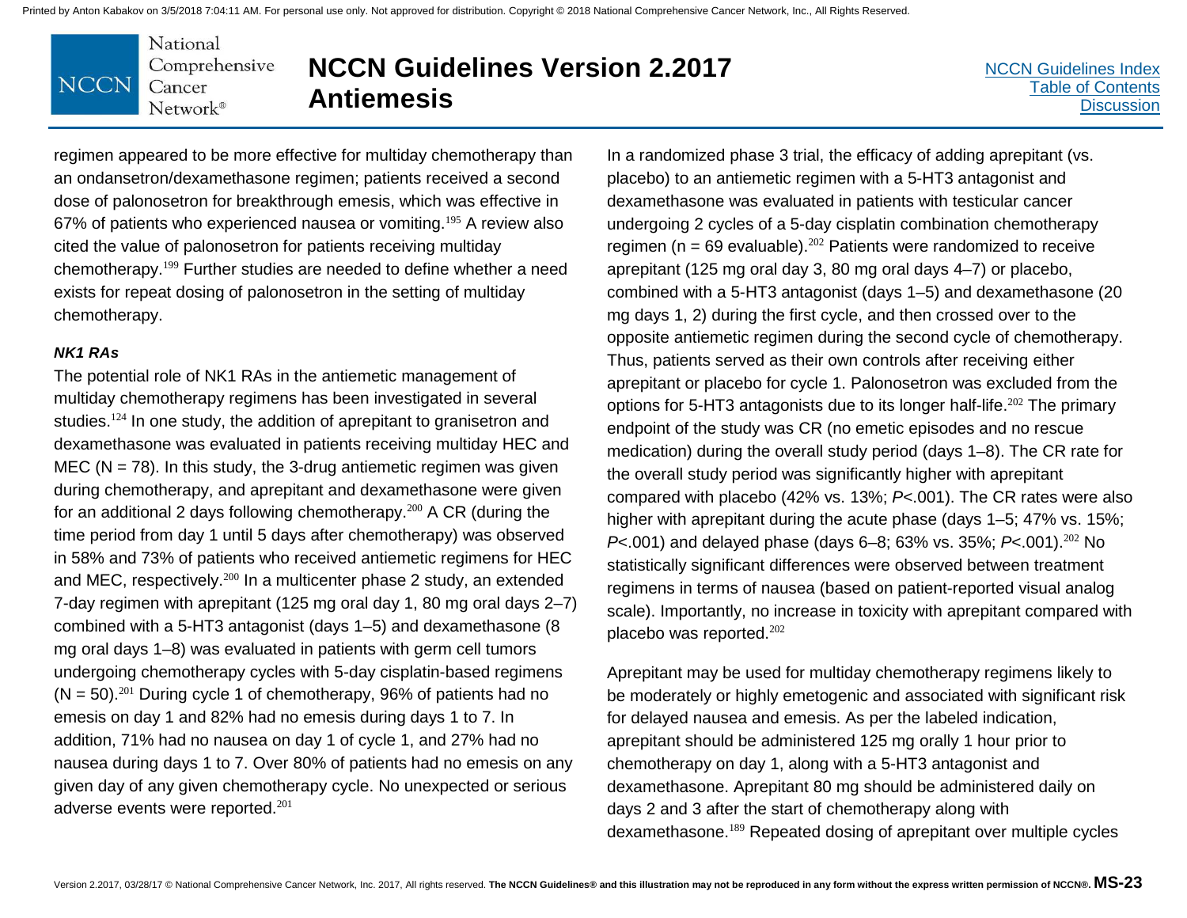regimen appeared to be more effective for multiday chemotherapy than an ondansetron/dexamethasone regimen; patients received a second dose of palonosetron for breakthrough emesis, which was effective in 67% of patients who experienced nausea or vomiting.[195] A review also cited the value of palonosetron for patients receiving multiday chemotherapy.[199] Further studies are needed to define whether a need exists for repeat dosing of palonosetron in the setting of multiday chemotherapy.

***NK1 RAs***

The potential role of NK1 RAs in the antiemetic management of multiday chemotherapy regimens has been investigated in several studies.[124] In one study, the addition of aprepitant to granisetron and dexamethasone was evaluated in patients receiving multiday HEC and MEC (N = 78). In this study, the 3-drug antiemetic regimen was given during chemotherapy, and aprepitant and dexamethasone were given for an additional 2 days following chemotherapy.[200] A CR (during the time period from day 1 until 5 days after chemotherapy) was observed in 58% and 73% of patients who received antiemetic regimens for HEC and MEC, respectively.[200] In a multicenter phase 2 study, an extended 7-day regimen with aprepitant (125 mg oral day 1, 80 mg oral days 2–7) combined with a 5-HT3 antagonist (days 1–5) and dexamethasone (8 mg oral days 1–8) was evaluated in patients with germ cell tumors undergoing chemotherapy cycles with 5-day cisplatin-based regimens (N = 50).[201] During cycle 1 of chemotherapy, 96% of patients had no emesis on day 1 and 82% had no emesis during days 1 to 7. In addition, 71% had no nausea on day 1 of cycle 1, and 27% had no nausea during days 1 to 7. Over 80% of patients had no emesis on any given day of any given chemotherapy cycle. No unexpected or serious adverse events were reported.[201]

In a randomized phase 3 trial, the efficacy of adding aprepitant (vs. placebo) to an antiemetic regimen with a 5-HT3 antagonist and dexamethasone was evaluated in patients with testicular cancer undergoing 2 cycles of a 5-day cisplatin combination chemotherapy regimen (n = 69 evaluable).[202] Patients were randomized to receive aprepitant (125 mg oral day 3, 80 mg oral days 4–7) or placebo, combined with a 5-HT3 antagonist (days 1–5) and dexamethasone (20 mg days 1, 2) during the first cycle, and then crossed over to the opposite antiemetic regimen during the second cycle of chemotherapy. Thus, patients served as their own controls after receiving either aprepitant or placebo for cycle 1. Palonosetron was excluded from the options for 5-HT3 antagonists due to its longer half-life.[202] The primary endpoint of the study was CR (no emetic episodes and no rescue medication) during the overall study period (days 1–8). The CR rate for the overall study period was significantly higher with aprepitant compared with placebo (42% vs. 13%; $P$<.001). The CR rates were also higher with aprepitant during the acute phase (days 1–5; 47% vs. 15%; $P$<.001) and delayed phase (days 6–8; 63% vs. 35%; $P$<.001).[202] No statistically significant differences were observed between treatment regimens in terms of nausea (based on patient-reported visual analog scale). Importantly, no increase in toxicity with aprepitant compared with placebo was reported.[202]

Aprepitant may be used for multiday chemotherapy regimens likely to be moderately or highly emetogenic and associated with significant risk for delayed nausea and emesis. As per the labeled indication, aprepitant should be administered 125 mg orally 1 hour prior to chemotherapy on day 1, along with a 5-HT3 antagonist and dexamethasone. Aprepitant 80 mg should be administered daily on days 2 and 3 after the start of chemotherapy along with dexamethasone.[189] Repeated dosing of aprepitant over multiple cycles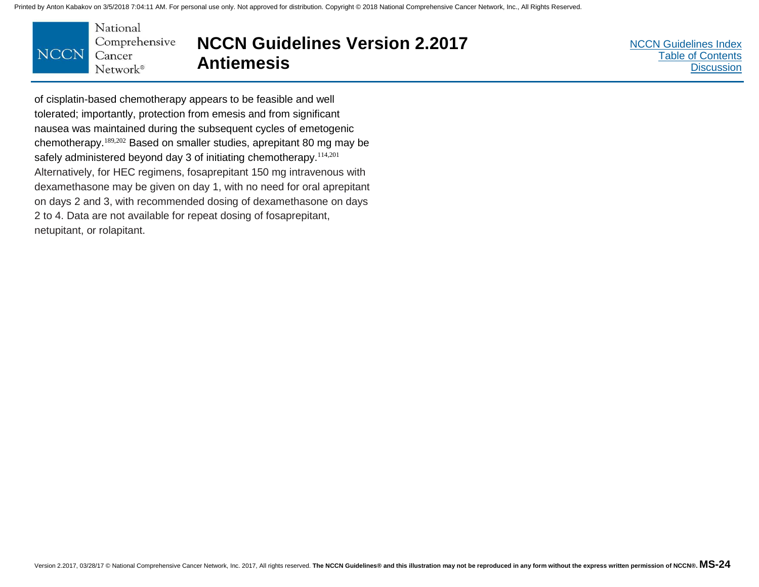of cisplatin-based chemotherapy appears to be feasible and well tolerated; importantly, protection from emesis and from significant nausea was maintained during the subsequent cycles of emetogenic chemotherapy.[189,202] Based on smaller studies, aprepitant 80 mg may be safely administered beyond day 3 of initiating chemotherapy.[114,201] Alternatively, for HEC regimens, fosaprepitant 150 mg intravenous with dexamethasone may be given on day 1, with no need for oral aprepitant on days 2 and 3, with recommended dosing of dexamethasone on days 2 to 4. Data are not available for repeat dosing of fosaprepitant, netupitant, or rolapitant.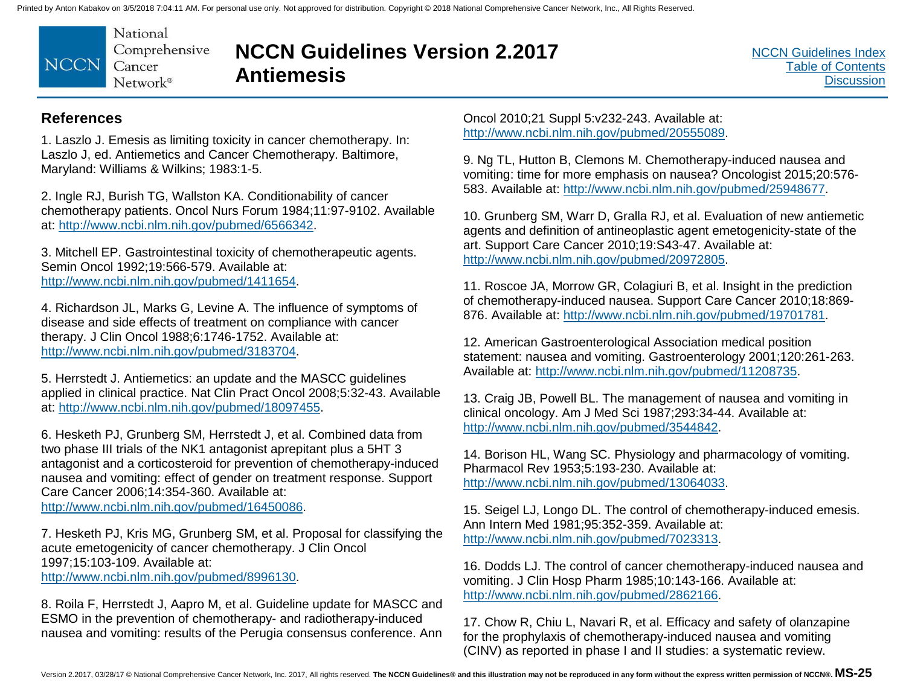## References

1. Laszlo J. Emesis as limiting toxicity in cancer chemotherapy. In: Laszlo J, ed. Antiemetics and Cancer Chemotherapy. Baltimore, Maryland: Williams & Wilkins; 1983:1-5.

2. Ingle RJ, Burish TG, Wallston KA. Conditionability of cancer chemotherapy patients. Oncol Nurs Forum 1984;11:97-9102. Available at: http://www.ncbi.nlm.nih.gov/pubmed/6566342.

3. Mitchell EP. Gastrointestinal toxicity of chemotherapeutic agents. Semin Oncol 1992;19:566-579. Available at: http://www.ncbi.nlm.nih.gov/pubmed/1411654.

4. Richardson JL, Marks G, Levine A. The influence of symptoms of disease and side effects of treatment on compliance with cancer therapy. J Clin Oncol 1988;6:1746-1752. Available at: http://www.ncbi.nlm.nih.gov/pubmed/3183704.

5. Herrstedt J. Antiemetics: an update and the MASCC guidelines applied in clinical practice. Nat Clin Pract Oncol 2008;5:32-43. Available at: http://www.ncbi.nlm.nih.gov/pubmed/18097455.

6. Hesketh PJ, Grunberg SM, Herrstedt J, et al. Combined data from two phase III trials of the NK1 antagonist aprepitant plus a 5HT 3 antagonist and a corticosteroid for prevention of chemotherapy-induced nausea and vomiting: effect of gender on treatment response. Support Care Cancer 2006;14:354-360. Available at: http://www.ncbi.nlm.nih.gov/pubmed/16450086.

7. Hesketh PJ, Kris MG, Grunberg SM, et al. Proposal for classifying the acute emetogenicity of cancer chemotherapy. J Clin Oncol 1997;15:103-109. Available at: http://www.ncbi.nlm.nih.gov/pubmed/8996130.

8. Roila F, Herrstedt J, Aapro M, et al. Guideline update for MASCC and ESMO in the prevention of chemotherapy- and radiotherapy-induced nausea and vomiting: results of the Perugia consensus conference. Ann Oncol 2010;21 Suppl 5:v232-243. Available at: http://www.ncbi.nlm.nih.gov/pubmed/20555089.

9. Ng TL, Hutton B, Clemons M. Chemotherapy-induced nausea and vomiting: time for more emphasis on nausea? Oncologist 2015;20:576-583. Available at: http://www.ncbi.nlm.nih.gov/pubmed/25948677.

10. Grunberg SM, Warr D, Gralla RJ, et al. Evaluation of new antiemetic agents and definition of antineoplastic agent emetogenicity-state of the art. Support Care Cancer 2010;19:S43-47. Available at: http://www.ncbi.nlm.nih.gov/pubmed/20972805.

11. Roscoe JA, Morrow GR, Colagiuri B, et al. Insight in the prediction of chemotherapy-induced nausea. Support Care Cancer 2010;18:869-876. Available at: http://www.ncbi.nlm.nih.gov/pubmed/19701781.

12. American Gastroenterological Association medical position statement: nausea and vomiting. Gastroenterology 2001;120:261-263. Available at: http://www.ncbi.nlm.nih.gov/pubmed/11208735.

13. Craig JB, Powell BL. The management of nausea and vomiting in clinical oncology. Am J Med Sci 1987;293:34-44. Available at: http://www.ncbi.nlm.nih.gov/pubmed/3544842.

14. Borison HL, Wang SC. Physiology and pharmacology of vomiting. Pharmacol Rev 1953;5:193-230. Available at: http://www.ncbi.nlm.nih.gov/pubmed/13064033.

15. Seigel LJ, Longo DL. The control of chemotherapy-induced emesis. Ann Intern Med 1981;95:352-359. Available at: http://www.ncbi.nlm.nih.gov/pubmed/7023313.

16. Dodds LJ. The control of cancer chemotherapy-induced nausea and vomiting. J Clin Hosp Pharm 1985;10:143-166. Available at: http://www.ncbi.nlm.nih.gov/pubmed/2862166.

17. Chow R, Chiu L, Navari R, et al. Efficacy and safety of olanzapine for the prophylaxis of chemotherapy-induced nausea and vomiting (CINV) as reported in phase I and II studies: a systematic review.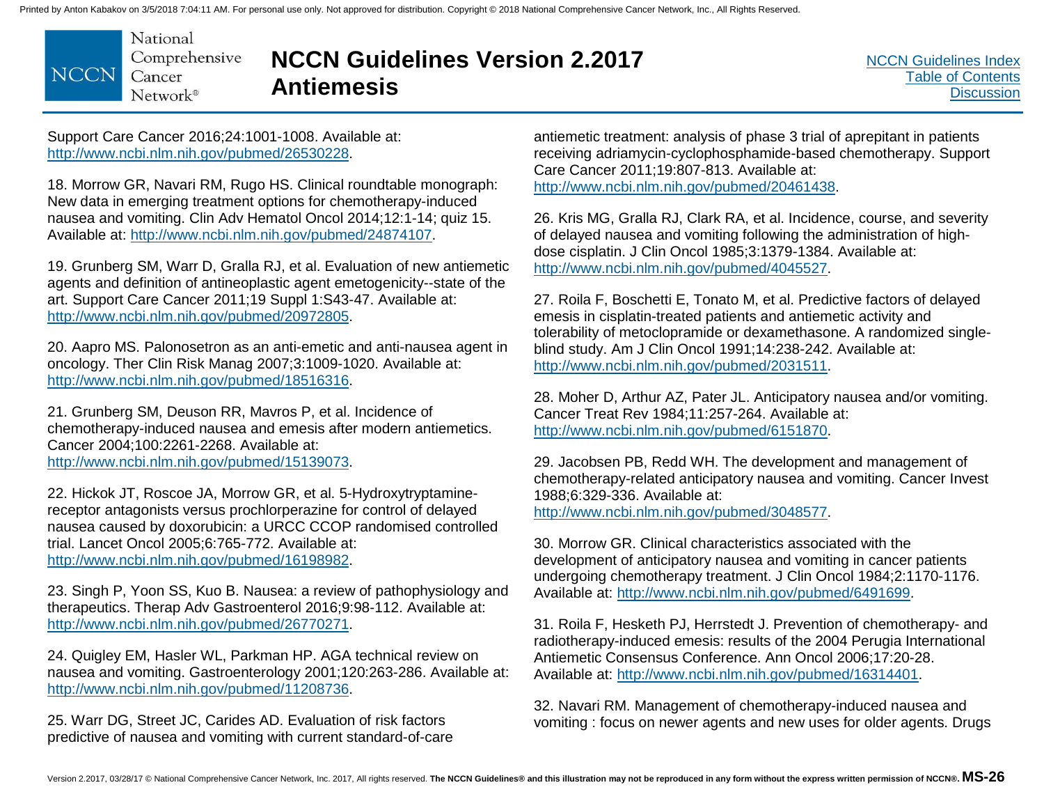Support Care Cancer 2016;24:1001-1008. Available at: http://www.ncbi.nlm.nih.gov/pubmed/26530228.

18. Morrow GR, Navari RM, Rugo HS. Clinical roundtable monograph: New data in emerging treatment options for chemotherapy-induced nausea and vomiting. Clin Adv Hematol Oncol 2014;12:1-14; quiz 15. Available at: http://www.ncbi.nlm.nih.gov/pubmed/24874107.

19. Grunberg SM, Warr D, Gralla RJ, et al. Evaluation of new antiemetic agents and definition of antineoplastic agent emetogenicity--state of the art. Support Care Cancer 2011;19 Suppl 1:S43-47. Available at: http://www.ncbi.nlm.nih.gov/pubmed/20972805.

20. Aapro MS. Palonosetron as an anti-emetic and anti-nausea agent in oncology. Ther Clin Risk Manag 2007;3:1009-1020. Available at: http://www.ncbi.nlm.nih.gov/pubmed/18516316.

21. Grunberg SM, Deuson RR, Mavros P, et al. Incidence of chemotherapy-induced nausea and emesis after modern antiemetics. Cancer 2004;100:2261-2268. Available at: http://www.ncbi.nlm.nih.gov/pubmed/15139073.

22. Hickok JT, Roscoe JA, Morrow GR, et al. 5-Hydroxytryptamine-receptor antagonists versus prochlorperazine for control of delayed nausea caused by doxorubicin: a URCC CCOP randomised controlled trial. Lancet Oncol 2005;6:765-772. Available at: http://www.ncbi.nlm.nih.gov/pubmed/16198982.

23. Singh P, Yoon SS, Kuo B. Nausea: a review of pathophysiology and therapeutics. Therap Adv Gastroenterol 2016;9:98-112. Available at: http://www.ncbi.nlm.nih.gov/pubmed/26770271.

24. Quigley EM, Hasler WL, Parkman HP. AGA technical review on nausea and vomiting. Gastroenterology 2001;120:263-286. Available at: http://www.ncbi.nlm.nih.gov/pubmed/11208736.

25. Warr DG, Street JC, Carides AD. Evaluation of risk factors predictive of nausea and vomiting with current standard-of-care antiemetic treatment: analysis of phase 3 trial of aprepitant in patients receiving adriamycin-cyclophosphamide-based chemotherapy. Support Care Cancer 2011;19:807-813. Available at: http://www.ncbi.nlm.nih.gov/pubmed/20461438.

26. Kris MG, Gralla RJ, Clark RA, et al. Incidence, course, and severity of delayed nausea and vomiting following the administration of high-dose cisplatin. J Clin Oncol 1985;3:1379-1384. Available at: http://www.ncbi.nlm.nih.gov/pubmed/4045527.

27. Roila F, Boschetti E, Tonato M, et al. Predictive factors of delayed emesis in cisplatin-treated patients and antiemetic activity and tolerability of metoclopramide or dexamethasone. A randomized single-blind study. Am J Clin Oncol 1991;14:238-242. Available at: http://www.ncbi.nlm.nih.gov/pubmed/2031511.

28. Moher D, Arthur AZ, Pater JL. Anticipatory nausea and/or vomiting. Cancer Treat Rev 1984;11:257-264. Available at: http://www.ncbi.nlm.nih.gov/pubmed/6151870.

29. Jacobsen PB, Redd WH. The development and management of chemotherapy-related anticipatory nausea and vomiting. Cancer Invest 1988;6:329-336. Available at: http://www.ncbi.nlm.nih.gov/pubmed/3048577.

30. Morrow GR. Clinical characteristics associated with the development of anticipatory nausea and vomiting in cancer patients undergoing chemotherapy treatment. J Clin Oncol 1984;2:1170-1176. Available at: http://www.ncbi.nlm.nih.gov/pubmed/6491699.

31. Roila F, Hesketh PJ, Herrstedt J. Prevention of chemotherapy- and radiotherapy-induced emesis: results of the 2004 Perugia International Antiemetic Consensus Conference. Ann Oncol 2006;17:20-28. Available at: http://www.ncbi.nlm.nih.gov/pubmed/16314401.

32. Navari RM. Management of chemotherapy-induced nausea and vomiting : focus on newer agents and new uses for older agents. Drugs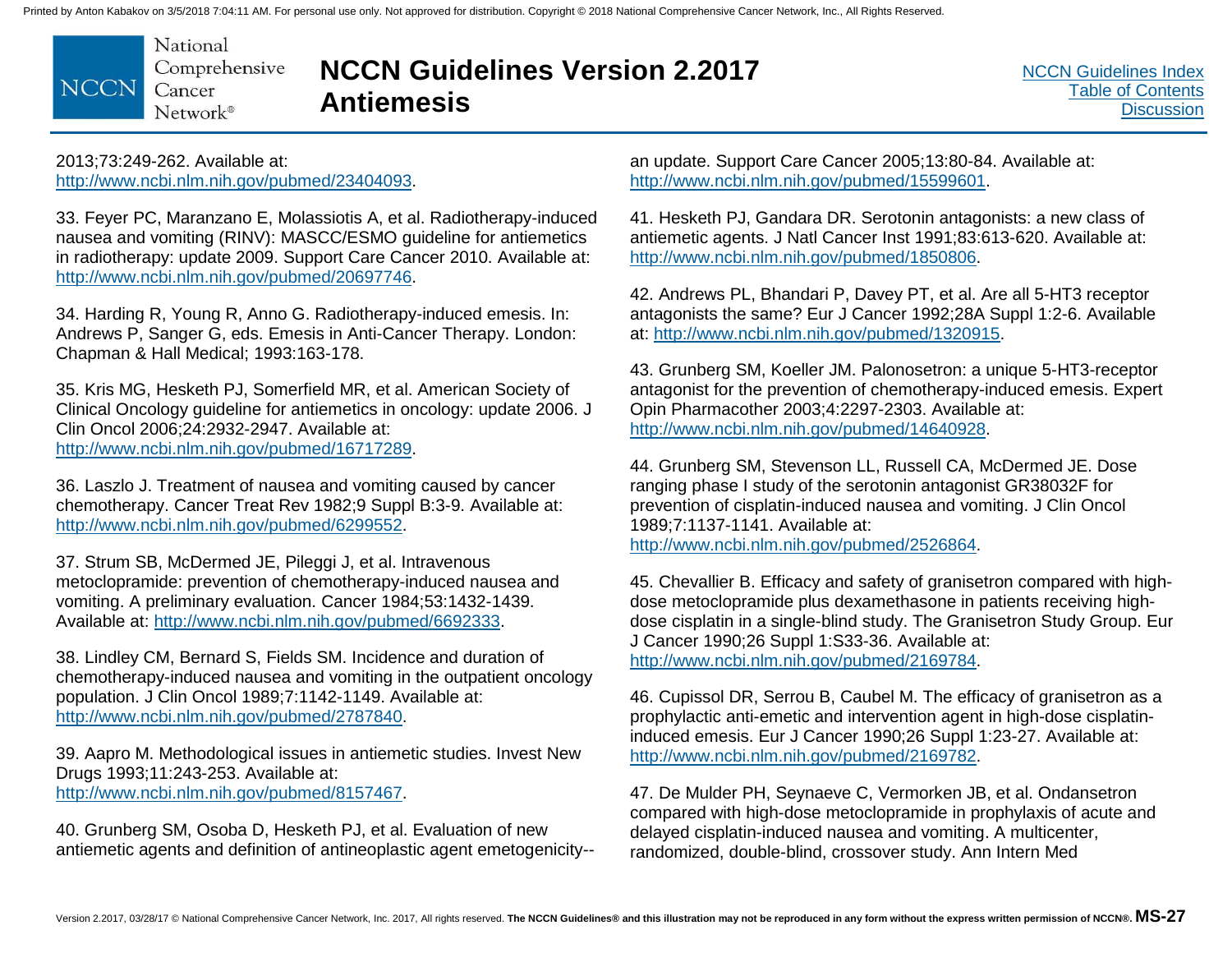2013;73:249-262. Available at: http://www.ncbi.nlm.nih.gov/pubmed/23404093.

33. Feyer PC, Maranzano E, Molassiotis A, et al. Radiotherapy-induced nausea and vomiting (RINV): MASCC/ESMO guideline for antiemetics in radiotherapy: update 2009. Support Care Cancer 2010. Available at: http://www.ncbi.nlm.nih.gov/pubmed/20697746.

34. Harding R, Young R, Anno G. Radiotherapy-induced emesis. In: Andrews P, Sanger G, eds. Emesis in Anti-Cancer Therapy. London: Chapman & Hall Medical; 1993:163-178.

35. Kris MG, Hesketh PJ, Somerfield MR, et al. American Society of Clinical Oncology guideline for antiemetics in oncology: update 2006. J Clin Oncol 2006;24:2932-2947. Available at: http://www.ncbi.nlm.nih.gov/pubmed/16717289.

36. Laszlo J. Treatment of nausea and vomiting caused by cancer chemotherapy. Cancer Treat Rev 1982;9 Suppl B:3-9. Available at: http://www.ncbi.nlm.nih.gov/pubmed/6299552.

37. Strum SB, McDermed JE, Pileggi J, et al. Intravenous metoclopramide: prevention of chemotherapy-induced nausea and vomiting. A preliminary evaluation. Cancer 1984;53:1432-1439. Available at: http://www.ncbi.nlm.nih.gov/pubmed/6692333.

38. Lindley CM, Bernard S, Fields SM. Incidence and duration of chemotherapy-induced nausea and vomiting in the outpatient oncology population. J Clin Oncol 1989;7:1142-1149. Available at: http://www.ncbi.nlm.nih.gov/pubmed/2787840.

39. Aapro M. Methodological issues in antiemetic studies. Invest New Drugs 1993;11:243-253. Available at: http://www.ncbi.nlm.nih.gov/pubmed/8157467.

40. Grunberg SM, Osoba D, Hesketh PJ, et al. Evaluation of new antiemetic agents and definition of antineoplastic agent emetogenicity--an update. Support Care Cancer 2005;13:80-84. Available at: http://www.ncbi.nlm.nih.gov/pubmed/15599601.

41. Hesketh PJ, Gandara DR. Serotonin antagonists: a new class of antiemetic agents. J Natl Cancer Inst 1991;83:613-620. Available at: http://www.ncbi.nlm.nih.gov/pubmed/1850806.

42. Andrews PL, Bhandari P, Davey PT, et al. Are all 5-HT3 receptor antagonists the same? Eur J Cancer 1992;28A Suppl 1:2-6. Available at: http://www.ncbi.nlm.nih.gov/pubmed/1320915.

43. Grunberg SM, Koeller JM. Palonosetron: a unique 5-HT3-receptor antagonist for the prevention of chemotherapy-induced emesis. Expert Opin Pharmacother 2003;4:2297-2303. Available at: http://www.ncbi.nlm.nih.gov/pubmed/14640928.

44. Grunberg SM, Stevenson LL, Russell CA, McDermed JE. Dose ranging phase I study of the serotonin antagonist GR38032F for prevention of cisplatin-induced nausea and vomiting. J Clin Oncol 1989;7:1137-1141. Available at: http://www.ncbi.nlm.nih.gov/pubmed/2526864.

45. Chevallier B. Efficacy and safety of granisetron compared with high-dose metoclopramide plus dexamethasone in patients receiving high-dose cisplatin in a single-blind study. The Granisetron Study Group. Eur J Cancer 1990;26 Suppl 1:S33-36. Available at: http://www.ncbi.nlm.nih.gov/pubmed/2169784.

46. Cupissol DR, Serrou B, Caubel M. The efficacy of granisetron as a prophylactic anti-emetic and intervention agent in high-dose cisplatin-induced emesis. Eur J Cancer 1990;26 Suppl 1:23-27. Available at: http://www.ncbi.nlm.nih.gov/pubmed/2169782.

47. De Mulder PH, Seynaeve C, Vermorken JB, et al. Ondansetron compared with high-dose metoclopramide in prophylaxis of acute and delayed cisplatin-induced nausea and vomiting. A multicenter, randomized, double-blind, crossover study. Ann Intern Med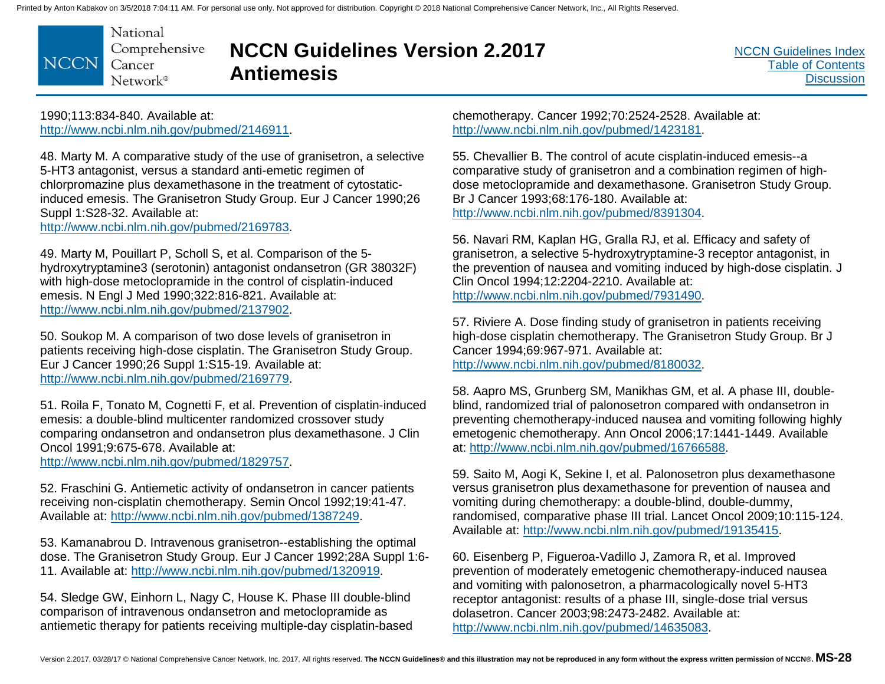1990;113:834-840. Available at: http://www.ncbi.nlm.nih.gov/pubmed/2146911.

48. Marty M. A comparative study of the use of granisetron, a selective 5-HT3 antagonist, versus a standard anti-emetic regimen of chlorpromazine plus dexamethasone in the treatment of cytostatic-induced emesis. The Granisetron Study Group. Eur J Cancer 1990;26 Suppl 1:S28-32. Available at: http://www.ncbi.nlm.nih.gov/pubmed/2169783.

49. Marty M, Pouillart P, Scholl S, et al. Comparison of the 5-hydroxytryptamine3 (serotonin) antagonist ondansetron (GR 38032F) with high-dose metoclopramide in the control of cisplatin-induced emesis. N Engl J Med 1990;322:816-821. Available at: http://www.ncbi.nlm.nih.gov/pubmed/2137902.

50. Soukop M. A comparison of two dose levels of granisetron in patients receiving high-dose cisplatin. The Granisetron Study Group. Eur J Cancer 1990;26 Suppl 1:S15-19. Available at: http://www.ncbi.nlm.nih.gov/pubmed/2169779.

51. Roila F, Tonato M, Cognetti F, et al. Prevention of cisplatin-induced emesis: a double-blind multicenter randomized crossover study comparing ondansetron and ondansetron plus dexamethasone. J Clin Oncol 1991;9:675-678. Available at: http://www.ncbi.nlm.nih.gov/pubmed/1829757.

52. Fraschini G. Antiemetic activity of ondansetron in cancer patients receiving non-cisplatin chemotherapy. Semin Oncol 1992;19:41-47. Available at: http://www.ncbi.nlm.nih.gov/pubmed/1387249.

53. Kamanabrou D. Intravenous granisetron--establishing the optimal dose. The Granisetron Study Group. Eur J Cancer 1992;28A Suppl 1:6-11. Available at: http://www.ncbi.nlm.nih.gov/pubmed/1320919.

54. Sledge GW, Einhorn L, Nagy C, House K. Phase III double-blind comparison of intravenous ondansetron and metoclopramide as antiemetic therapy for patients receiving multiple-day cisplatin-based chemotherapy. Cancer 1992;70:2524-2528. Available at: http://www.ncbi.nlm.nih.gov/pubmed/1423181.

55. Chevallier B. The control of acute cisplatin-induced emesis--a comparative study of granisetron and a combination regimen of high-dose metoclopramide and dexamethasone. Granisetron Study Group. Br J Cancer 1993;68:176-180. Available at: http://www.ncbi.nlm.nih.gov/pubmed/8391304.

56. Navari RM, Kaplan HG, Gralla RJ, et al. Efficacy and safety of granisetron, a selective 5-hydroxytryptamine-3 receptor antagonist, in the prevention of nausea and vomiting induced by high-dose cisplatin. J Clin Oncol 1994;12:2204-2210. Available at: http://www.ncbi.nlm.nih.gov/pubmed/7931490.

57. Riviere A. Dose finding study of granisetron in patients receiving high-dose cisplatin chemotherapy. The Granisetron Study Group. Br J Cancer 1994;69:967-971. Available at: http://www.ncbi.nlm.nih.gov/pubmed/8180032.

58. Aapro MS, Grunberg SM, Manikhas GM, et al. A phase III, double-blind, randomized trial of palonosetron compared with ondansetron in preventing chemotherapy-induced nausea and vomiting following highly emetogenic chemotherapy. Ann Oncol 2006;17:1441-1449. Available at: http://www.ncbi.nlm.nih.gov/pubmed/16766588.

59. Saito M, Aogi K, Sekine I, et al. Palonosetron plus dexamethasone versus granisetron plus dexamethasone for prevention of nausea and vomiting during chemotherapy: a double-blind, double-dummy, randomised, comparative phase III trial. Lancet Oncol 2009;10:115-124. Available at: http://www.ncbi.nlm.nih.gov/pubmed/19135415.

60. Eisenberg P, Figueroa-Vadillo J, Zamora R, et al. Improved prevention of moderately emetogenic chemotherapy-induced nausea and vomiting with palonosetron, a pharmacologically novel 5-HT3 receptor antagonist: results of a phase III, single-dose trial versus dolasetron. Cancer 2003;98:2473-2482. Available at: http://www.ncbi.nlm.nih.gov/pubmed/14635083.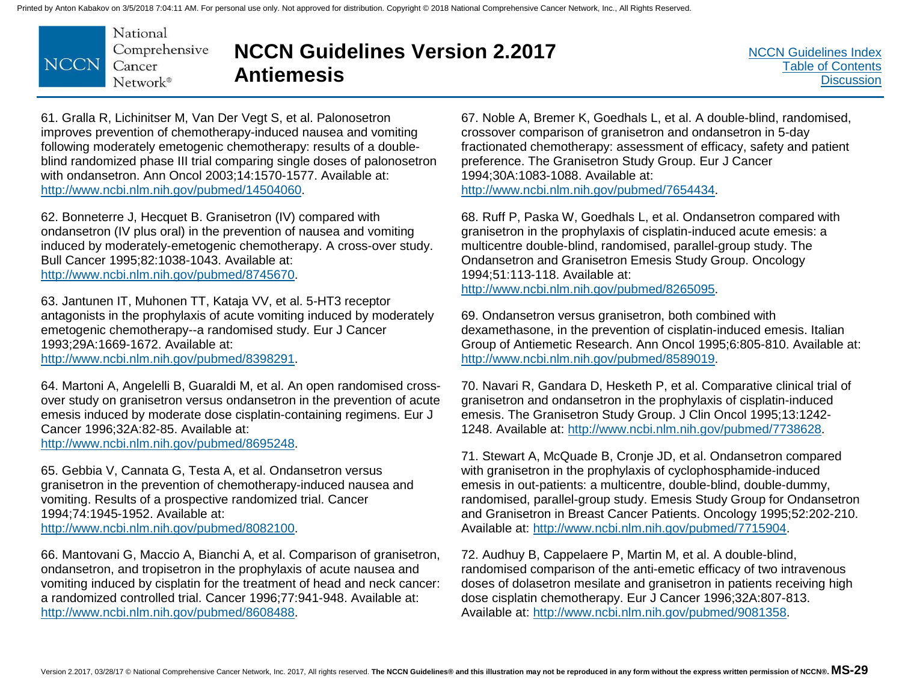61. Gralla R, Lichinitser M, Van Der Vegt S, et al. Palonosetron improves prevention of chemotherapy-induced nausea and vomiting following moderately emetogenic chemotherapy: results of a double-blind randomized phase III trial comparing single doses of palonosetron with ondansetron. Ann Oncol 2003;14:1570-1577. Available at: http://www.ncbi.nlm.nih.gov/pubmed/14504060.

62. Bonneterre J, Hecquet B. Granisetron (IV) compared with ondansetron (IV plus oral) in the prevention of nausea and vomiting induced by moderately-emetogenic chemotherapy. A cross-over study. Bull Cancer 1995;82:1038-1043. Available at: http://www.ncbi.nlm.nih.gov/pubmed/8745670.

63. Jantunen IT, Muhonen TT, Kataja VV, et al. 5-HT3 receptor antagonists in the prophylaxis of acute vomiting induced by moderately emetogenic chemotherapy--a randomised study. Eur J Cancer 1993;29A:1669-1672. Available at: http://www.ncbi.nlm.nih.gov/pubmed/8398291.

64. Martoni A, Angelelli B, Guaraldi M, et al. An open randomised cross-over study on granisetron versus ondansetron in the prevention of acute emesis induced by moderate dose cisplatin-containing regimens. Eur J Cancer 1996;32A:82-85. Available at: http://www.ncbi.nlm.nih.gov/pubmed/8695248.

65. Gebbia V, Cannata G, Testa A, et al. Ondansetron versus granisetron in the prevention of chemotherapy-induced nausea and vomiting. Results of a prospective randomized trial. Cancer 1994;74:1945-1952. Available at: http://www.ncbi.nlm.nih.gov/pubmed/8082100.

66. Mantovani G, Maccio A, Bianchi A, et al. Comparison of granisetron, ondansetron, and tropisetron in the prophylaxis of acute nausea and vomiting induced by cisplatin for the treatment of head and neck cancer: a randomized controlled trial. Cancer 1996;77:941-948. Available at: http://www.ncbi.nlm.nih.gov/pubmed/8608488.

67. Noble A, Bremer K, Goedhals L, et al. A double-blind, randomised, crossover comparison of granisetron and ondansetron in 5-day fractionated chemotherapy: assessment of efficacy, safety and patient preference. The Granisetron Study Group. Eur J Cancer 1994;30A:1083-1088. Available at: http://www.ncbi.nlm.nih.gov/pubmed/7654434.

68. Ruff P, Paska W, Goedhals L, et al. Ondansetron compared with granisetron in the prophylaxis of cisplatin-induced acute emesis: a multicentre double-blind, randomised, parallel-group study. The Ondansetron and Granisetron Emesis Study Group. Oncology 1994;51:113-118. Available at: http://www.ncbi.nlm.nih.gov/pubmed/8265095.

69. Ondansetron versus granisetron, both combined with dexamethasone, in the prevention of cisplatin-induced emesis. Italian Group of Antiemetic Research. Ann Oncol 1995;6:805-810. Available at: http://www.ncbi.nlm.nih.gov/pubmed/8589019.

70. Navari R, Gandara D, Hesketh P, et al. Comparative clinical trial of granisetron and ondansetron in the prophylaxis of cisplatin-induced emesis. The Granisetron Study Group. J Clin Oncol 1995;13:1242-1248. Available at: http://www.ncbi.nlm.nih.gov/pubmed/7738628.

71. Stewart A, McQuade B, Cronje JD, et al. Ondansetron compared with granisetron in the prophylaxis of cyclophosphamide-induced emesis in out-patients: a multicentre, double-blind, double-dummy, randomised, parallel-group study. Emesis Study Group for Ondansetron and Granisetron in Breast Cancer Patients. Oncology 1995;52:202-210. Available at: http://www.ncbi.nlm.nih.gov/pubmed/7715904.

72. Audhuy B, Cappelaere P, Martin M, et al. A double-blind, randomised comparison of the anti-emetic efficacy of two intravenous doses of dolasetron mesilate and granisetron in patients receiving high dose cisplatin chemotherapy. Eur J Cancer 1996;32A:807-813. Available at: http://www.ncbi.nlm.nih.gov/pubmed/9081358.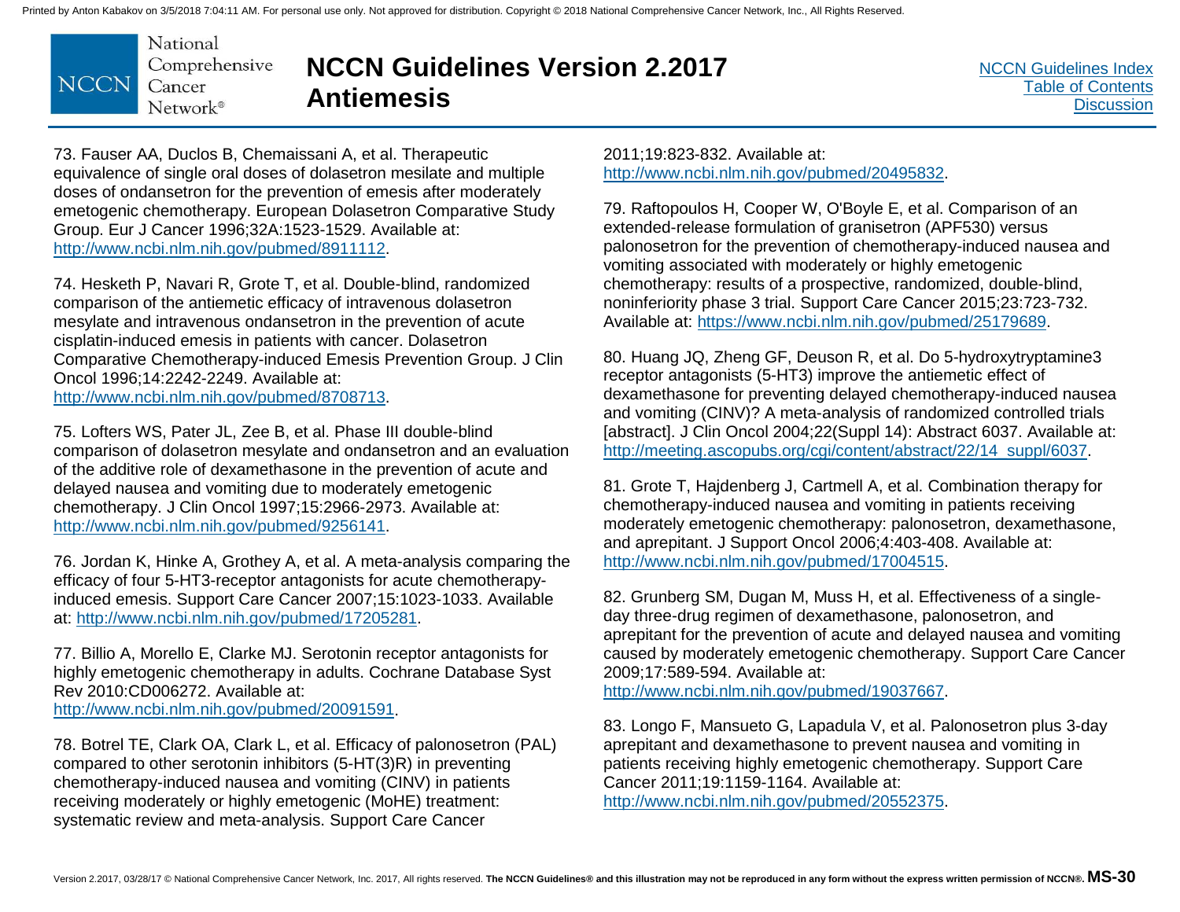73. Fauser AA, Duclos B, Chemaissani A, et al. Therapeutic equivalence of single oral doses of dolasetron mesilate and multiple doses of ondansetron for the prevention of emesis after moderately emetogenic chemotherapy. European Dolasetron Comparative Study Group. Eur J Cancer 1996;32A:1523-1529. Available at: http://www.ncbi.nlm.nih.gov/pubmed/8911112.

74. Hesketh P, Navari R, Grote T, et al. Double-blind, randomized comparison of the antiemetic efficacy of intravenous dolasetron mesylate and intravenous ondansetron in the prevention of acute cisplatin-induced emesis in patients with cancer. Dolasetron Comparative Chemotherapy-induced Emesis Prevention Group. J Clin Oncol 1996;14:2242-2249. Available at: http://www.ncbi.nlm.nih.gov/pubmed/8708713.

75. Lofters WS, Pater JL, Zee B, et al. Phase III double-blind comparison of dolasetron mesylate and ondansetron and an evaluation of the additive role of dexamethasone in the prevention of acute and delayed nausea and vomiting due to moderately emetogenic chemotherapy. J Clin Oncol 1997;15:2966-2973. Available at: http://www.ncbi.nlm.nih.gov/pubmed/9256141.

76. Jordan K, Hinke A, Grothey A, et al. A meta-analysis comparing the efficacy of four 5-HT3-receptor antagonists for acute chemotherapy-induced emesis. Support Care Cancer 2007;15:1023-1033. Available at: http://www.ncbi.nlm.nih.gov/pubmed/17205281.

77. Billio A, Morello E, Clarke MJ. Serotonin receptor antagonists for highly emetogenic chemotherapy in adults. Cochrane Database Syst Rev 2010:CD006272. Available at: http://www.ncbi.nlm.nih.gov/pubmed/20091591.

78. Botrel TE, Clark OA, Clark L, et al. Efficacy of palonosetron (PAL) compared to other serotonin inhibitors (5-HT(3)R) in preventing chemotherapy-induced nausea and vomiting (CINV) in patients receiving moderately or highly emetogenic (MoHE) treatment: systematic review and meta-analysis. Support Care Cancer 2011;19:823-832. Available at: http://www.ncbi.nlm.nih.gov/pubmed/20495832.

79. Raftopoulos H, Cooper W, O'Boyle E, et al. Comparison of an extended-release formulation of granisetron (APF530) versus palonosetron for the prevention of chemotherapy-induced nausea and vomiting associated with moderately or highly emetogenic chemotherapy: results of a prospective, randomized, double-blind, noninferiority phase 3 trial. Support Care Cancer 2015;23:723-732. Available at: https://www.ncbi.nlm.nih.gov/pubmed/25179689.

80. Huang JQ, Zheng GF, Deuson R, et al. Do 5-hydroxytryptamine3 receptor antagonists (5-HT3) improve the antiemetic effect of dexamethasone for preventing delayed chemotherapy-induced nausea and vomiting (CINV)? A meta-analysis of randomized controlled trials [abstract]. J Clin Oncol 2004;22(Suppl 14): Abstract 6037. Available at: http://meeting.ascopubs.org/cgi/content/abstract/22/14_suppl/6037.

81. Grote T, Hajdenberg J, Cartmell A, et al. Combination therapy for chemotherapy-induced nausea and vomiting in patients receiving moderately emetogenic chemotherapy: palonosetron, dexamethasone, and aprepitant. J Support Oncol 2006;4:403-408. Available at: http://www.ncbi.nlm.nih.gov/pubmed/17004515.

82. Grunberg SM, Dugan M, Muss H, et al. Effectiveness of a single-day three-drug regimen of dexamethasone, palonosetron, and aprepitant for the prevention of acute and delayed nausea and vomiting caused by moderately emetogenic chemotherapy. Support Care Cancer 2009;17:589-594. Available at: http://www.ncbi.nlm.nih.gov/pubmed/19037667.

83. Longo F, Mansueto G, Lapadula V, et al. Palonosetron plus 3-day aprepitant and dexamethasone to prevent nausea and vomiting in patients receiving highly emetogenic chemotherapy. Support Care Cancer 2011;19:1159-1164. Available at: http://www.ncbi.nlm.nih.gov/pubmed/20552375.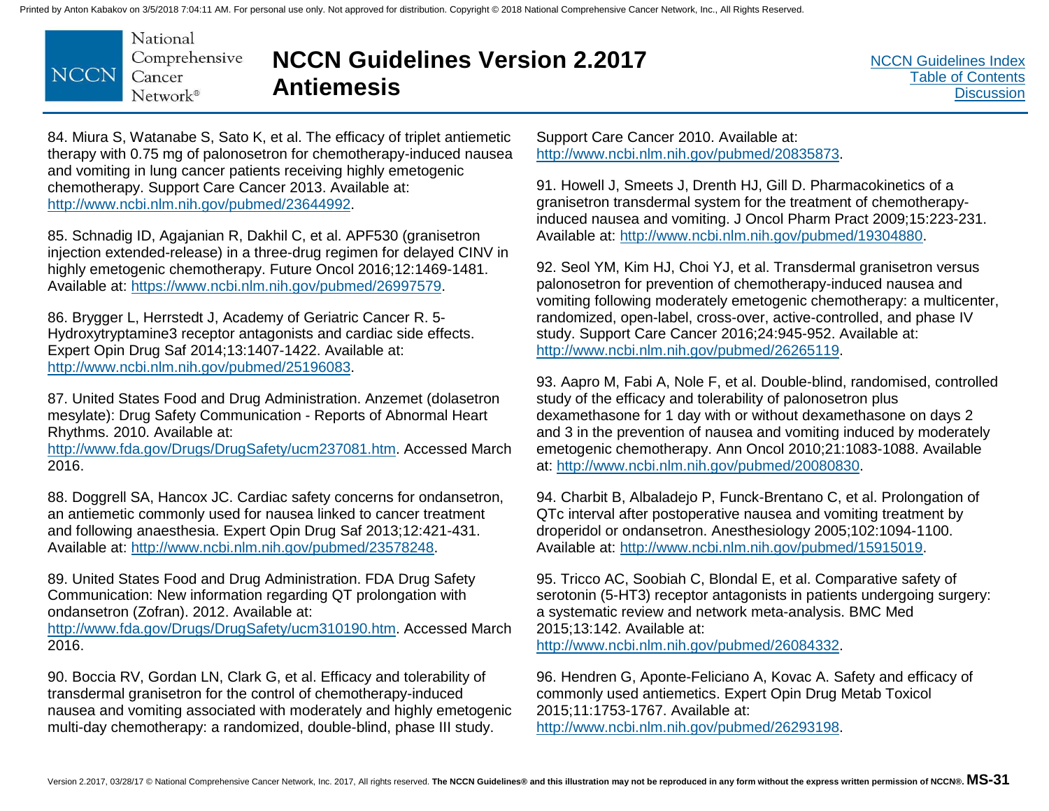84. Miura S, Watanabe S, Sato K, et al. The efficacy of triplet antiemetic therapy with 0.75 mg of palonosetron for chemotherapy-induced nausea and vomiting in lung cancer patients receiving highly emetogenic chemotherapy. Support Care Cancer 2013. Available at: http://www.ncbi.nlm.nih.gov/pubmed/23644992.

85. Schnadig ID, Agajanian R, Dakhil C, et al. APF530 (granisetron injection extended-release) in a three-drug regimen for delayed CINV in highly emetogenic chemotherapy. Future Oncol 2016;12:1469-1481. Available at: https://www.ncbi.nlm.nih.gov/pubmed/26997579.

86. Brygger L, Herrstedt J, Academy of Geriatric Cancer R. 5-Hydroxytryptamine3 receptor antagonists and cardiac side effects. Expert Opin Drug Saf 2014;13:1407-1422. Available at: http://www.ncbi.nlm.nih.gov/pubmed/25196083.

87. United States Food and Drug Administration. Anzemet (dolasetron mesylate): Drug Safety Communication - Reports of Abnormal Heart Rhythms. 2010. Available at: http://www.fda.gov/Drugs/DrugSafety/ucm237081.htm. Accessed March 2016.

88. Doggrell SA, Hancox JC. Cardiac safety concerns for ondansetron, an antiemetic commonly used for nausea linked to cancer treatment and following anaesthesia. Expert Opin Drug Saf 2013;12:421-431. Available at: http://www.ncbi.nlm.nih.gov/pubmed/23578248.

89. United States Food and Drug Administration. FDA Drug Safety Communication: New information regarding QT prolongation with ondansetron (Zofran). 2012. Available at: http://www.fda.gov/Drugs/DrugSafety/ucm310190.htm. Accessed March 2016.

90. Boccia RV, Gordan LN, Clark G, et al. Efficacy and tolerability of transdermal granisetron for the control of chemotherapy-induced nausea and vomiting associated with moderately and highly emetogenic multi-day chemotherapy: a randomized, double-blind, phase III study. Support Care Cancer 2010. Available at: http://www.ncbi.nlm.nih.gov/pubmed/20835873.

91. Howell J, Smeets J, Drenth HJ, Gill D. Pharmacokinetics of a granisetron transdermal system for the treatment of chemotherapy-induced nausea and vomiting. J Oncol Pharm Pract 2009;15:223-231. Available at: http://www.ncbi.nlm.nih.gov/pubmed/19304880.

92. Seol YM, Kim HJ, Choi YJ, et al. Transdermal granisetron versus palonosetron for prevention of chemotherapy-induced nausea and vomiting following moderately emetogenic chemotherapy: a multicenter, randomized, open-label, cross-over, active-controlled, and phase IV study. Support Care Cancer 2016;24:945-952. Available at: http://www.ncbi.nlm.nih.gov/pubmed/26265119.

93. Aapro M, Fabi A, Nole F, et al. Double-blind, randomised, controlled study of the efficacy and tolerability of palonosetron plus dexamethasone for 1 day with or without dexamethasone on days 2 and 3 in the prevention of nausea and vomiting induced by moderately emetogenic chemotherapy. Ann Oncol 2010;21:1083-1088. Available at: http://www.ncbi.nlm.nih.gov/pubmed/20080830.

94. Charbit B, Albaladejo P, Funck-Brentano C, et al. Prolongation of QTc interval after postoperative nausea and vomiting treatment by droperidol or ondansetron. Anesthesiology 2005;102:1094-1100. Available at: http://www.ncbi.nlm.nih.gov/pubmed/15915019.

95. Tricco AC, Soobiah C, Blondal E, et al. Comparative safety of serotonin (5-HT3) receptor antagonists in patients undergoing surgery: a systematic review and network meta-analysis. BMC Med 2015;13:142. Available at: http://www.ncbi.nlm.nih.gov/pubmed/26084332.

96. Hendren G, Aponte-Feliciano A, Kovac A. Safety and efficacy of commonly used antiemetics. Expert Opin Drug Metab Toxicol 2015;11:1753-1767. Available at: http://www.ncbi.nlm.nih.gov/pubmed/26293198.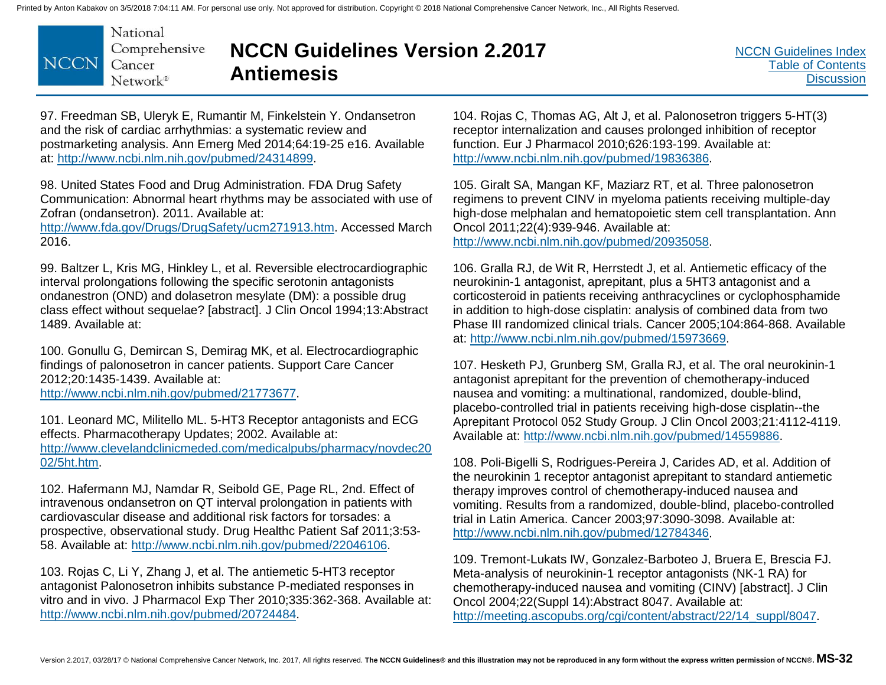97. Freedman SB, Uleryk E, Rumantir M, Finkelstein Y. Ondansetron and the risk of cardiac arrhythmias: a systematic review and postmarketing analysis. Ann Emerg Med 2014;64:19-25 e16. Available at: http://www.ncbi.nlm.nih.gov/pubmed/24314899.

98. United States Food and Drug Administration. FDA Drug Safety Communication: Abnormal heart rhythms may be associated with use of Zofran (ondansetron). 2011. Available at: http://www.fda.gov/Drugs/DrugSafety/ucm271913.htm. Accessed March 2016.

99. Baltzer L, Kris MG, Hinkley L, et al. Reversible electrocardiographic interval prolongations following the specific serotonin antagonists ondanestron (OND) and dolasetron mesylate (DM): a possible drug class effect without sequelae? [abstract]. J Clin Oncol 1994;13:Abstract 1489. Available at:

100. Gonullu G, Demircan S, Demirag MK, et al. Electrocardiographic findings of palonosetron in cancer patients. Support Care Cancer 2012;20:1435-1439. Available at: http://www.ncbi.nlm.nih.gov/pubmed/21773677.

101. Leonard MC, Militello ML. 5-HT3 Receptor antagonists and ECG effects. Pharmacotherapy Updates; 2002. Available at: http://www.clevelandclinicmeded.com/medicalpubs/pharmacy/novdec2002/5ht.htm.

102. Hafermann MJ, Namdar R, Seibold GE, Page RL, 2nd. Effect of intravenous ondansetron on QT interval prolongation in patients with cardiovascular disease and additional risk factors for torsades: a prospective, observational study. Drug Healthc Patient Saf 2011;3:53-58. Available at: http://www.ncbi.nlm.nih.gov/pubmed/22046106.

103. Rojas C, Li Y, Zhang J, et al. The antiemetic 5-HT3 receptor antagonist Palonosetron inhibits substance P-mediated responses in vitro and in vivo. J Pharmacol Exp Ther 2010;335:362-368. Available at: http://www.ncbi.nlm.nih.gov/pubmed/20724484.

104. Rojas C, Thomas AG, Alt J, et al. Palonosetron triggers 5-HT(3) receptor internalization and causes prolonged inhibition of receptor function. Eur J Pharmacol 2010;626:193-199. Available at: http://www.ncbi.nlm.nih.gov/pubmed/19836386.

105. Giralt SA, Mangan KF, Maziarz RT, et al. Three palonosetron regimens to prevent CINV in myeloma patients receiving multiple-day high-dose melphalan and hematopoietic stem cell transplantation. Ann Oncol 2011;22(4):939-946. Available at: http://www.ncbi.nlm.nih.gov/pubmed/20935058.

106. Gralla RJ, de Wit R, Herrstedt J, et al. Antiemetic efficacy of the neurokinin-1 antagonist, aprepitant, plus a 5HT3 antagonist and a corticosteroid in patients receiving anthracyclines or cyclophosphamide in addition to high-dose cisplatin: analysis of combined data from two Phase III randomized clinical trials. Cancer 2005;104:864-868. Available at: http://www.ncbi.nlm.nih.gov/pubmed/15973669.

107. Hesketh PJ, Grunberg SM, Gralla RJ, et al. The oral neurokinin-1 antagonist aprepitant for the prevention of chemotherapy-induced nausea and vomiting: a multinational, randomized, double-blind, placebo-controlled trial in patients receiving high-dose cisplatin--the Aprepitant Protocol 052 Study Group. J Clin Oncol 2003;21:4112-4119. Available at: http://www.ncbi.nlm.nih.gov/pubmed/14559886.

108. Poli-Bigelli S, Rodrigues-Pereira J, Carides AD, et al. Addition of the neurokinin 1 receptor antagonist aprepitant to standard antiemetic therapy improves control of chemotherapy-induced nausea and vomiting. Results from a randomized, double-blind, placebo-controlled trial in Latin America. Cancer 2003;97:3090-3098. Available at: http://www.ncbi.nlm.nih.gov/pubmed/12784346.

109. Tremont-Lukats IW, Gonzalez-Barboteo J, Bruera E, Brescia FJ. Meta-analysis of neurokinin-1 receptor antagonists (NK-1 RA) for chemotherapy-induced nausea and vomiting (CINV) [abstract]. J Clin Oncol 2004;22(Suppl 14):Abstract 8047. Available at: http://meeting.ascopubs.org/cgi/content/abstract/22/14_suppl/8047.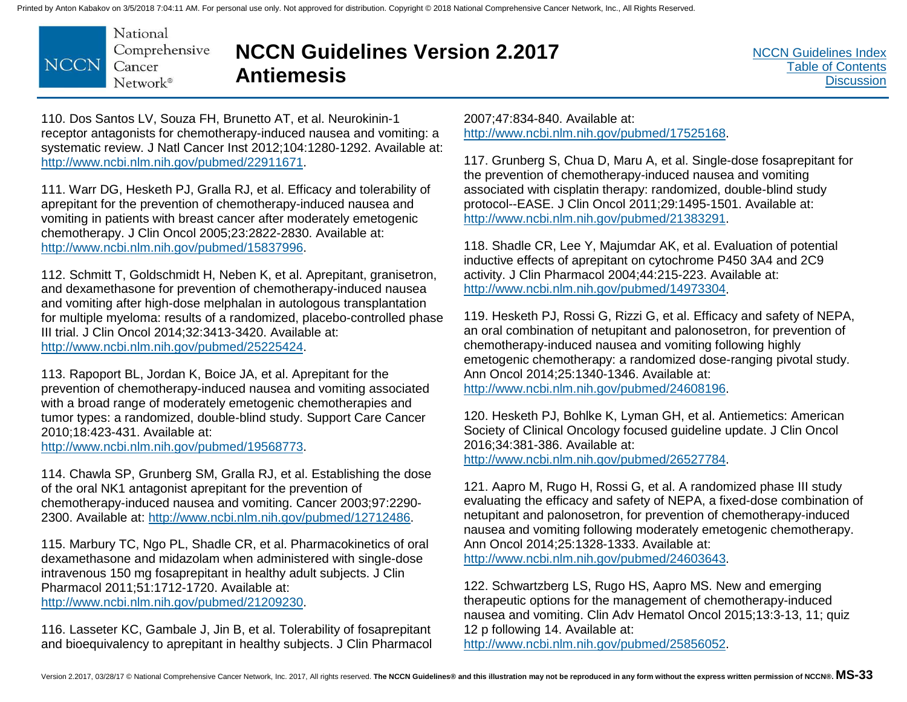110. Dos Santos LV, Souza FH, Brunetto AT, et al. Neurokinin-1 receptor antagonists for chemotherapy-induced nausea and vomiting: a systematic review. J Natl Cancer Inst 2012;104:1280-1292. Available at: http://www.ncbi.nlm.nih.gov/pubmed/22911671.

111. Warr DG, Hesketh PJ, Gralla RJ, et al. Efficacy and tolerability of aprepitant for the prevention of chemotherapy-induced nausea and vomiting in patients with breast cancer after moderately emetogenic chemotherapy. J Clin Oncol 2005;23:2822-2830. Available at: http://www.ncbi.nlm.nih.gov/pubmed/15837996.

112. Schmitt T, Goldschmidt H, Neben K, et al. Aprepitant, granisetron, and dexamethasone for prevention of chemotherapy-induced nausea and vomiting after high-dose melphalan in autologous transplantation for multiple myeloma: results of a randomized, placebo-controlled phase III trial. J Clin Oncol 2014;32:3413-3420. Available at: http://www.ncbi.nlm.nih.gov/pubmed/25225424.

113. Rapoport BL, Jordan K, Boice JA, et al. Aprepitant for the prevention of chemotherapy-induced nausea and vomiting associated with a broad range of moderately emetogenic chemotherapies and tumor types: a randomized, double-blind study. Support Care Cancer 2010;18:423-431. Available at: http://www.ncbi.nlm.nih.gov/pubmed/19568773.

114. Chawla SP, Grunberg SM, Gralla RJ, et al. Establishing the dose of the oral NK1 antagonist aprepitant for the prevention of chemotherapy-induced nausea and vomiting. Cancer 2003;97:2290-2300. Available at: http://www.ncbi.nlm.nih.gov/pubmed/12712486.

115. Marbury TC, Ngo PL, Shadle CR, et al. Pharmacokinetics of oral dexamethasone and midazolam when administered with single-dose intravenous 150 mg fosaprepitant in healthy adult subjects. J Clin Pharmacol 2011;51:1712-1720. Available at: http://www.ncbi.nlm.nih.gov/pubmed/21209230.

116. Lasseter KC, Gambale J, Jin B, et al. Tolerability of fosaprepitant and bioequivalency to aprepitant in healthy subjects. J Clin Pharmacol 2007;47:834-840. Available at: http://www.ncbi.nlm.nih.gov/pubmed/17525168.

117. Grunberg S, Chua D, Maru A, et al. Single-dose fosaprepitant for the prevention of chemotherapy-induced nausea and vomiting associated with cisplatin therapy: randomized, double-blind study protocol--EASE. J Clin Oncol 2011;29:1495-1501. Available at: http://www.ncbi.nlm.nih.gov/pubmed/21383291.

118. Shadle CR, Lee Y, Majumdar AK, et al. Evaluation of potential inductive effects of aprepitant on cytochrome P450 3A4 and 2C9 activity. J Clin Pharmacol 2004;44:215-223. Available at: http://www.ncbi.nlm.nih.gov/pubmed/14973304.

119. Hesketh PJ, Rossi G, Rizzi G, et al. Efficacy and safety of NEPA, an oral combination of netupitant and palonosetron, for prevention of chemotherapy-induced nausea and vomiting following highly emetogenic chemotherapy: a randomized dose-ranging pivotal study. Ann Oncol 2014;25:1340-1346. Available at: http://www.ncbi.nlm.nih.gov/pubmed/24608196.

120. Hesketh PJ, Bohlke K, Lyman GH, et al. Antiemetics: American Society of Clinical Oncology focused guideline update. J Clin Oncol 2016;34:381-386. Available at: http://www.ncbi.nlm.nih.gov/pubmed/26527784.

121. Aapro M, Rugo H, Rossi G, et al. A randomized phase III study evaluating the efficacy and safety of NEPA, a fixed-dose combination of netupitant and palonosetron, for prevention of chemotherapy-induced nausea and vomiting following moderately emetogenic chemotherapy. Ann Oncol 2014;25:1328-1333. Available at: http://www.ncbi.nlm.nih.gov/pubmed/24603643.

122. Schwartzberg LS, Rugo HS, Aapro MS. New and emerging therapeutic options for the management of chemotherapy-induced nausea and vomiting. Clin Adv Hematol Oncol 2015;13:3-13, 11; quiz 12 p following 14. Available at: http://www.ncbi.nlm.nih.gov/pubmed/25856052.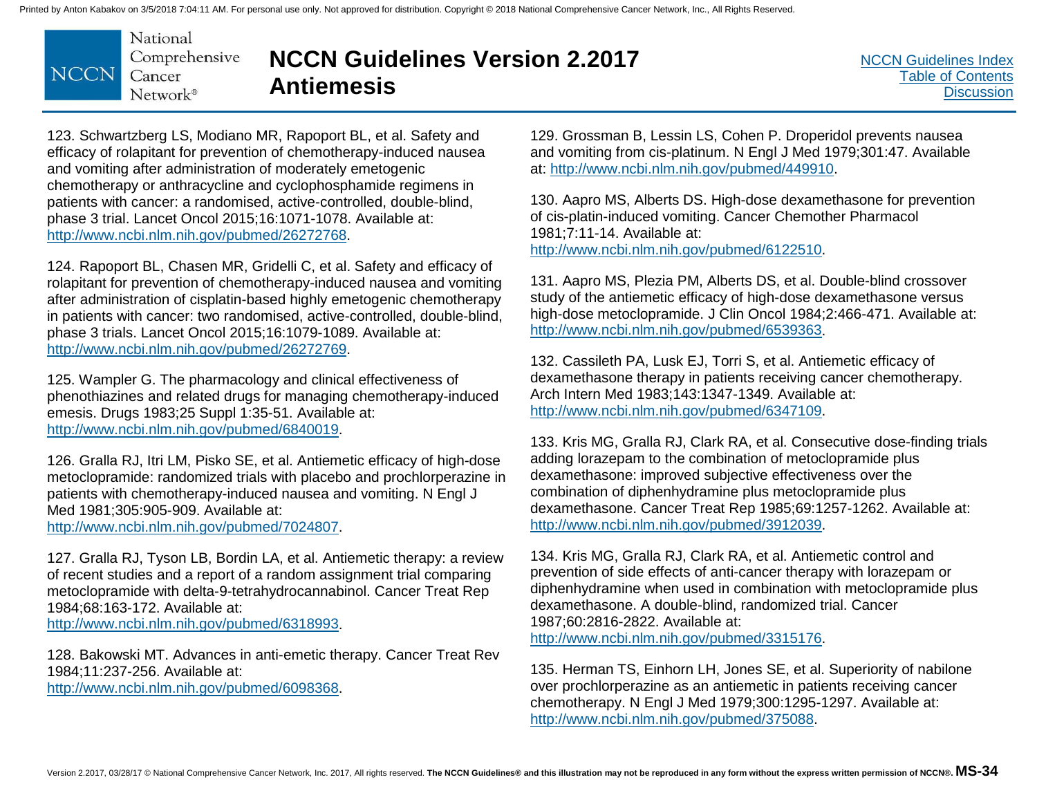123. Schwartzberg LS, Modiano MR, Rapoport BL, et al. Safety and efficacy of rolapitant for prevention of chemotherapy-induced nausea and vomiting after administration of moderately emetogenic chemotherapy or anthracycline and cyclophosphamide regimens in patients with cancer: a randomised, active-controlled, double-blind, phase 3 trial. Lancet Oncol 2015;16:1071-1078. Available at: http://www.ncbi.nlm.nih.gov/pubmed/26272768.

124. Rapoport BL, Chasen MR, Gridelli C, et al. Safety and efficacy of rolapitant for prevention of chemotherapy-induced nausea and vomiting after administration of cisplatin-based highly emetogenic chemotherapy in patients with cancer: two randomised, active-controlled, double-blind, phase 3 trials. Lancet Oncol 2015;16:1079-1089. Available at: http://www.ncbi.nlm.nih.gov/pubmed/26272769.

125. Wampler G. The pharmacology and clinical effectiveness of phenothiazines and related drugs for managing chemotherapy-induced emesis. Drugs 1983;25 Suppl 1:35-51. Available at: http://www.ncbi.nlm.nih.gov/pubmed/6840019.

126. Gralla RJ, Itri LM, Pisko SE, et al. Antiemetic efficacy of high-dose metoclopramide: randomized trials with placebo and prochlorperazine in patients with chemotherapy-induced nausea and vomiting. N Engl J Med 1981;305:905-909. Available at: http://www.ncbi.nlm.nih.gov/pubmed/7024807.

127. Gralla RJ, Tyson LB, Bordin LA, et al. Antiemetic therapy: a review of recent studies and a report of a random assignment trial comparing metoclopramide with delta-9-tetrahydrocannabinol. Cancer Treat Rep 1984;68:163-172. Available at: http://www.ncbi.nlm.nih.gov/pubmed/6318993.

128. Bakowski MT. Advances in anti-emetic therapy. Cancer Treat Rev 1984;11:237-256. Available at: http://www.ncbi.nlm.nih.gov/pubmed/6098368.

129. Grossman B, Lessin LS, Cohen P. Droperidol prevents nausea and vomiting from cis-platinum. N Engl J Med 1979;301:47. Available at: http://www.ncbi.nlm.nih.gov/pubmed/449910.

130. Aapro MS, Alberts DS. High-dose dexamethasone for prevention of cis-platin-induced vomiting. Cancer Chemother Pharmacol 1981;7:11-14. Available at: http://www.ncbi.nlm.nih.gov/pubmed/6122510.

131. Aapro MS, Plezia PM, Alberts DS, et al. Double-blind crossover study of the antiemetic efficacy of high-dose dexamethasone versus high-dose metoclopramide. J Clin Oncol 1984;2:466-471. Available at: http://www.ncbi.nlm.nih.gov/pubmed/6539363.

132. Cassileth PA, Lusk EJ, Torri S, et al. Antiemetic efficacy of dexamethasone therapy in patients receiving cancer chemotherapy. Arch Intern Med 1983;143:1347-1349. Available at: http://www.ncbi.nlm.nih.gov/pubmed/6347109.

133. Kris MG, Gralla RJ, Clark RA, et al. Consecutive dose-finding trials adding lorazepam to the combination of metoclopramide plus dexamethasone: improved subjective effectiveness over the combination of diphenhydramine plus metoclopramide plus dexamethasone. Cancer Treat Rep 1985;69:1257-1262. Available at: http://www.ncbi.nlm.nih.gov/pubmed/3912039.

134. Kris MG, Gralla RJ, Clark RA, et al. Antiemetic control and prevention of side effects of anti-cancer therapy with lorazepam or diphenhydramine when used in combination with metoclopramide plus dexamethasone. A double-blind, randomized trial. Cancer 1987;60:2816-2822. Available at: http://www.ncbi.nlm.nih.gov/pubmed/3315176.

135. Herman TS, Einhorn LH, Jones SE, et al. Superiority of nabilone over prochlorperazine as an antiemetic in patients receiving cancer chemotherapy. N Engl J Med 1979;300:1295-1297. Available at: http://www.ncbi.nlm.nih.gov/pubmed/375088.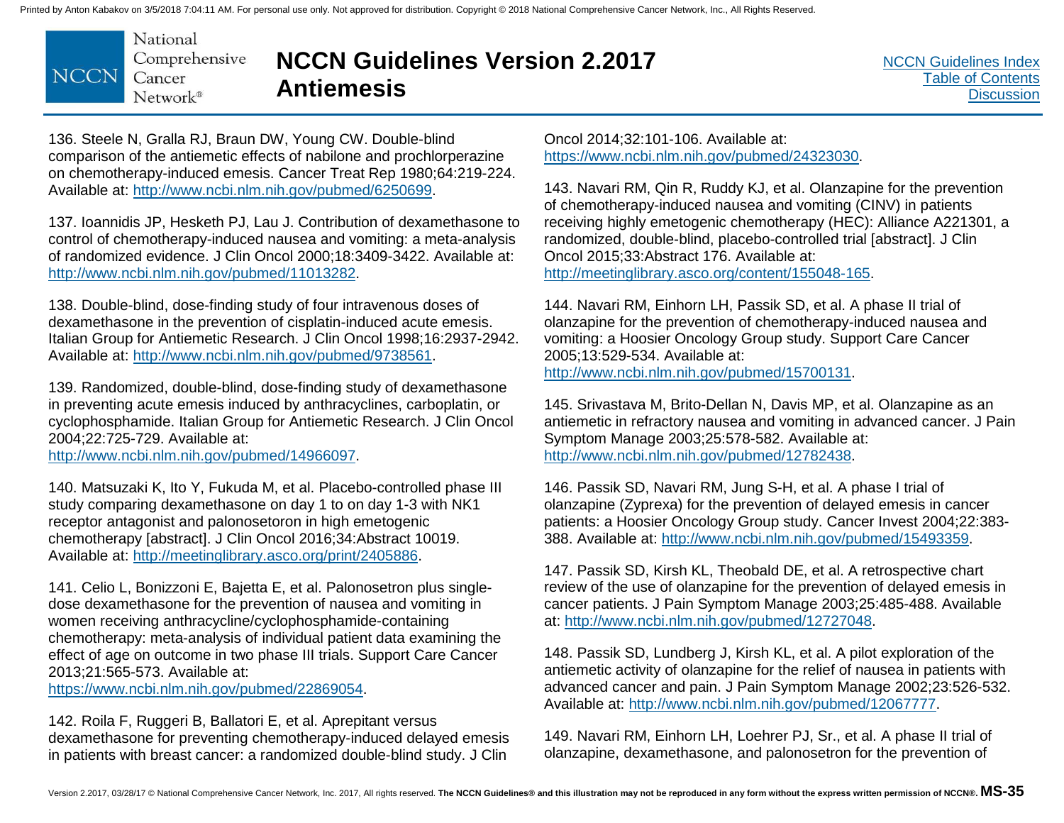136. Steele N, Gralla RJ, Braun DW, Young CW. Double-blind comparison of the antiemetic effects of nabilone and prochlorperazine on chemotherapy-induced emesis. Cancer Treat Rep 1980;64:219-224. Available at: http://www.ncbi.nlm.nih.gov/pubmed/6250699.

137. Ioannidis JP, Hesketh PJ, Lau J. Contribution of dexamethasone to control of chemotherapy-induced nausea and vomiting: a meta-analysis of randomized evidence. J Clin Oncol 2000;18:3409-3422. Available at: http://www.ncbi.nlm.nih.gov/pubmed/11013282.

138. Double-blind, dose-finding study of four intravenous doses of dexamethasone in the prevention of cisplatin-induced acute emesis. Italian Group for Antiemetic Research. J Clin Oncol 1998;16:2937-2942. Available at: http://www.ncbi.nlm.nih.gov/pubmed/9738561.

139. Randomized, double-blind, dose-finding study of dexamethasone in preventing acute emesis induced by anthracyclines, carboplatin, or cyclophosphamide. Italian Group for Antiemetic Research. J Clin Oncol 2004;22:725-729. Available at: http://www.ncbi.nlm.nih.gov/pubmed/14966097.

140. Matsuzaki K, Ito Y, Fukuda M, et al. Placebo-controlled phase III study comparing dexamethasone on day 1 to on day 1-3 with NK1 receptor antagonist and palonosetoron in high emetogenic chemotherapy [abstract]. J Clin Oncol 2016;34:Abstract 10019. Available at: http://meetinglibrary.asco.org/print/2405886.

141. Celio L, Bonizzoni E, Bajetta E, et al. Palonosetron plus single-dose dexamethasone for the prevention of nausea and vomiting in women receiving anthracycline/cyclophosphamide-containing chemotherapy: meta-analysis of individual patient data examining the effect of age on outcome in two phase III trials. Support Care Cancer 2013;21:565-573. Available at: https://www.ncbi.nlm.nih.gov/pubmed/22869054.

142. Roila F, Ruggeri B, Ballatori E, et al. Aprepitant versus dexamethasone for preventing chemotherapy-induced delayed emesis in patients with breast cancer: a randomized double-blind study. J Clin Oncol 2014;32:101-106. Available at: https://www.ncbi.nlm.nih.gov/pubmed/24323030.

143. Navari RM, Qin R, Ruddy KJ, et al. Olanzapine for the prevention of chemotherapy-induced nausea and vomiting (CINV) in patients receiving highly emetogenic chemotherapy (HEC): Alliance A221301, a randomized, double-blind, placebo-controlled trial [abstract]. J Clin Oncol 2015;33:Abstract 176. Available at: http://meetinglibrary.asco.org/content/155048-165.

144. Navari RM, Einhorn LH, Passik SD, et al. A phase II trial of olanzapine for the prevention of chemotherapy-induced nausea and vomiting: a Hoosier Oncology Group study. Support Care Cancer 2005;13:529-534. Available at: http://www.ncbi.nlm.nih.gov/pubmed/15700131.

145. Srivastava M, Brito-Dellan N, Davis MP, et al. Olanzapine as an antiemetic in refractory nausea and vomiting in advanced cancer. J Pain Symptom Manage 2003;25:578-582. Available at: http://www.ncbi.nlm.nih.gov/pubmed/12782438.

146. Passik SD, Navari RM, Jung S-H, et al. A phase I trial of olanzapine (Zyprexa) for the prevention of delayed emesis in cancer patients: a Hoosier Oncology Group study. Cancer Invest 2004;22:383-388. Available at: http://www.ncbi.nlm.nih.gov/pubmed/15493359.

147. Passik SD, Kirsh KL, Theobald DE, et al. A retrospective chart review of the use of olanzapine for the prevention of delayed emesis in cancer patients. J Pain Symptom Manage 2003;25:485-488. Available at: http://www.ncbi.nlm.nih.gov/pubmed/12727048.

148. Passik SD, Lundberg J, Kirsh KL, et al. A pilot exploration of the antiemetic activity of olanzapine for the relief of nausea in patients with advanced cancer and pain. J Pain Symptom Manage 2002;23:526-532. Available at: http://www.ncbi.nlm.nih.gov/pubmed/12067777.

149. Navari RM, Einhorn LH, Loehrer PJ, Sr., et al. A phase II trial of olanzapine, dexamethasone, and palonosetron for the prevention of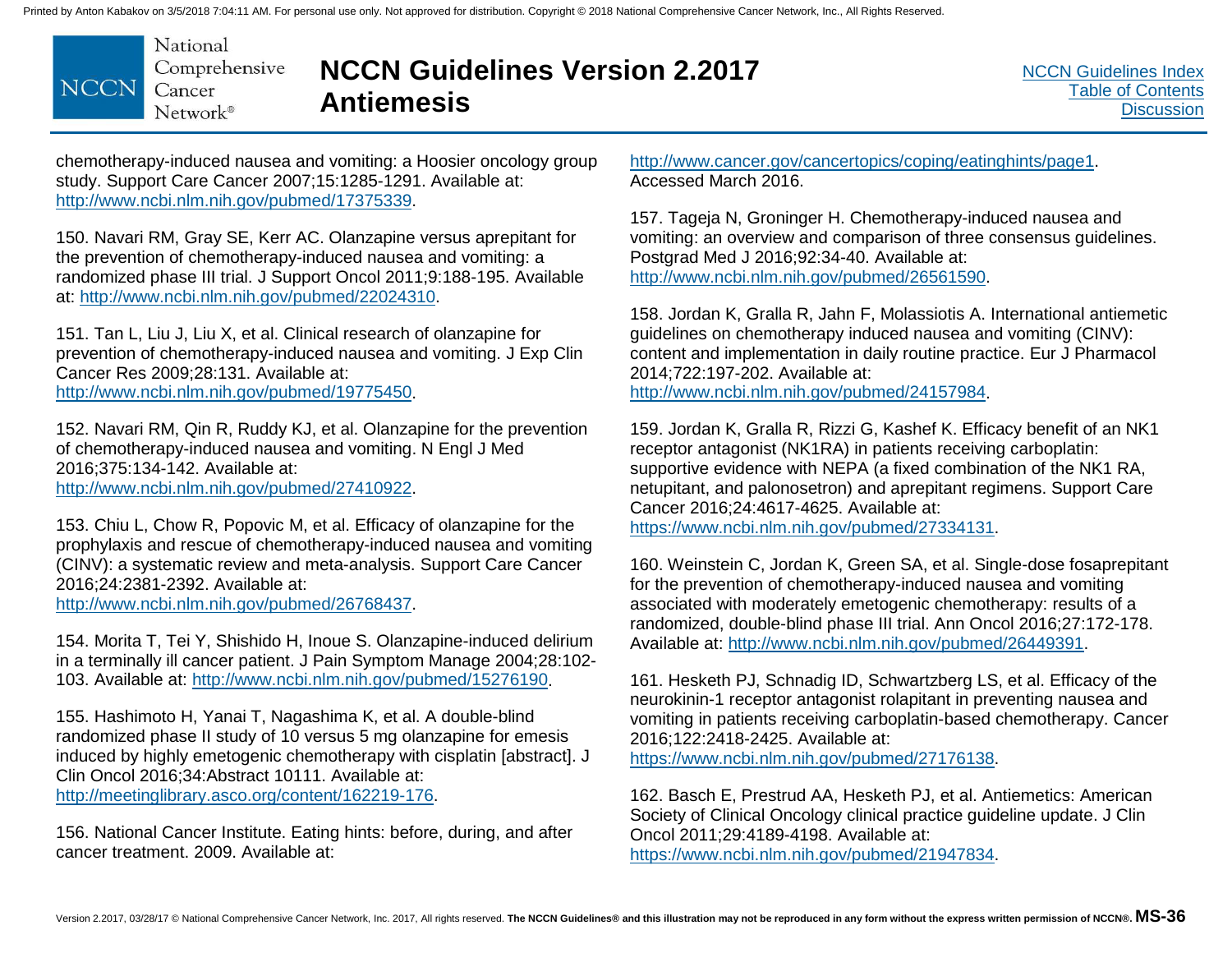chemotherapy-induced nausea and vomiting: a Hoosier oncology group study. Support Care Cancer 2007;15:1285-1291. Available at: http://www.ncbi.nlm.nih.gov/pubmed/17375339.

150. Navari RM, Gray SE, Kerr AC. Olanzapine versus aprepitant for the prevention of chemotherapy-induced nausea and vomiting: a randomized phase III trial. J Support Oncol 2011;9:188-195. Available at: http://www.ncbi.nlm.nih.gov/pubmed/22024310.

151. Tan L, Liu J, Liu X, et al. Clinical research of olanzapine for prevention of chemotherapy-induced nausea and vomiting. J Exp Clin Cancer Res 2009;28:131. Available at: http://www.ncbi.nlm.nih.gov/pubmed/19775450.

152. Navari RM, Qin R, Ruddy KJ, et al. Olanzapine for the prevention of chemotherapy-induced nausea and vomiting. N Engl J Med 2016;375:134-142. Available at: http://www.ncbi.nlm.nih.gov/pubmed/27410922.

153. Chiu L, Chow R, Popovic M, et al. Efficacy of olanzapine for the prophylaxis and rescue of chemotherapy-induced nausea and vomiting (CINV): a systematic review and meta-analysis. Support Care Cancer 2016;24:2381-2392. Available at: http://www.ncbi.nlm.nih.gov/pubmed/26768437.

154. Morita T, Tei Y, Shishido H, Inoue S. Olanzapine-induced delirium in a terminally ill cancer patient. J Pain Symptom Manage 2004;28:102-103. Available at: http://www.ncbi.nlm.nih.gov/pubmed/15276190.

155. Hashimoto H, Yanai T, Nagashima K, et al. A double-blind randomized phase II study of 10 versus 5 mg olanzapine for emesis induced by highly emetogenic chemotherapy with cisplatin [abstract]. J Clin Oncol 2016;34:Abstract 10111. Available at: http://meetinglibrary.asco.org/content/162219-176.

156. National Cancer Institute. Eating hints: before, during, and after cancer treatment. 2009. Available at: http://www.cancer.gov/cancertopics/coping/eatinghints/page1. Accessed March 2016.

157. Tageja N, Groninger H. Chemotherapy-induced nausea and vomiting: an overview and comparison of three consensus guidelines. Postgrad Med J 2016;92:34-40. Available at: http://www.ncbi.nlm.nih.gov/pubmed/26561590.

158. Jordan K, Gralla R, Jahn F, Molassiotis A. International antiemetic guidelines on chemotherapy induced nausea and vomiting (CINV): content and implementation in daily routine practice. Eur J Pharmacol 2014;722:197-202. Available at: http://www.ncbi.nlm.nih.gov/pubmed/24157984.

159. Jordan K, Gralla R, Rizzi G, Kashef K. Efficacy benefit of an NK1 receptor antagonist (NK1RA) in patients receiving carboplatin: supportive evidence with NEPA (a fixed combination of the NK1 RA, netupitant, and palonosetron) and aprepitant regimens. Support Care Cancer 2016;24:4617-4625. Available at: https://www.ncbi.nlm.nih.gov/pubmed/27334131.

160. Weinstein C, Jordan K, Green SA, et al. Single-dose fosaprepitant for the prevention of chemotherapy-induced nausea and vomiting associated with moderately emetogenic chemotherapy: results of a randomized, double-blind phase III trial. Ann Oncol 2016;27:172-178. Available at: http://www.ncbi.nlm.nih.gov/pubmed/26449391.

161. Hesketh PJ, Schnadig ID, Schwartzberg LS, et al. Efficacy of the neurokinin-1 receptor antagonist rolapitant in preventing nausea and vomiting in patients receiving carboplatin-based chemotherapy. Cancer 2016;122:2418-2425. Available at: https://www.ncbi.nlm.nih.gov/pubmed/27176138.

162. Basch E, Prestrud AA, Hesketh PJ, et al. Antiemetics: American Society of Clinical Oncology clinical practice guideline update. J Clin Oncol 2011;29:4189-4198. Available at: https://www.ncbi.nlm.nih.gov/pubmed/21947834.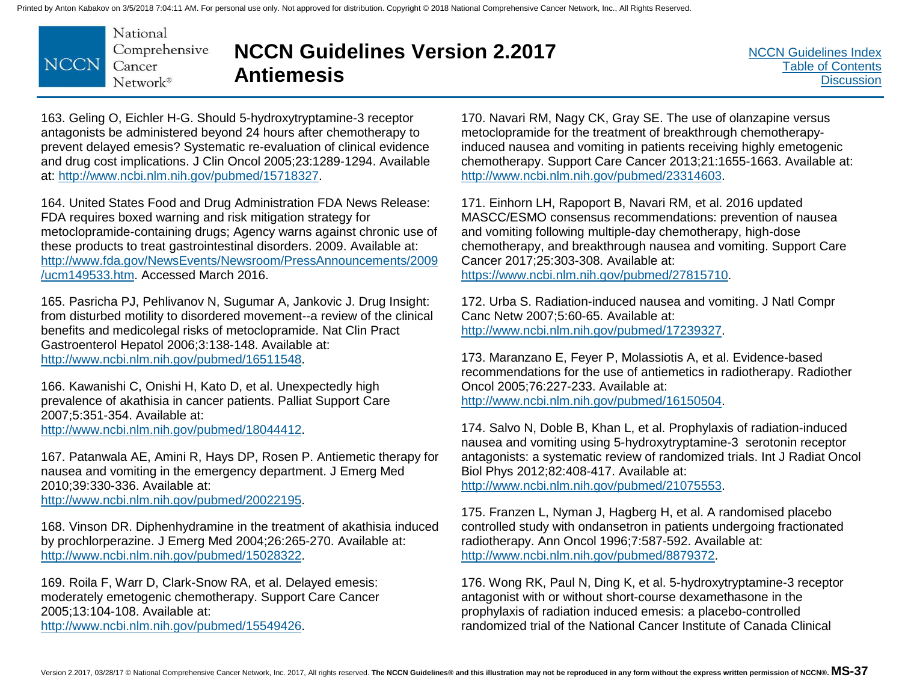163. Geling O, Eichler H-G. Should 5-hydroxytryptamine-3 receptor antagonists be administered beyond 24 hours after chemotherapy to prevent delayed emesis? Systematic re-evaluation of clinical evidence and drug cost implications. J Clin Oncol 2005;23:1289-1294. Available at: http://www.ncbi.nlm.nih.gov/pubmed/15718327.

164. United States Food and Drug Administration FDA News Release: FDA requires boxed warning and risk mitigation strategy for metoclopramide-containing drugs; Agency warns against chronic use of these products to treat gastrointestinal disorders. 2009. Available at: http://www.fda.gov/NewsEvents/Newsroom/PressAnnouncements/2009/ucm149533.htm. Accessed March 2016.

165. Pasricha PJ, Pehlivanov N, Sugumar A, Jankovic J. Drug Insight: from disturbed motility to disordered movement--a review of the clinical benefits and medicolegal risks of metoclopramide. Nat Clin Pract Gastroenterol Hepatol 2006;3:138-148. Available at: http://www.ncbi.nlm.nih.gov/pubmed/16511548.

166. Kawanishi C, Onishi H, Kato D, et al. Unexpectedly high prevalence of akathisia in cancer patients. Palliat Support Care 2007;5:351-354. Available at: http://www.ncbi.nlm.nih.gov/pubmed/18044412.

167. Patanwala AE, Amini R, Hays DP, Rosen P. Antiemetic therapy for nausea and vomiting in the emergency department. J Emerg Med 2010;39:330-336. Available at: http://www.ncbi.nlm.nih.gov/pubmed/20022195.

168. Vinson DR. Diphenhydramine in the treatment of akathisia induced by prochlorperazine. J Emerg Med 2004;26:265-270. Available at: http://www.ncbi.nlm.nih.gov/pubmed/15028322.

169. Roila F, Warr D, Clark-Snow RA, et al. Delayed emesis: moderately emetogenic chemotherapy. Support Care Cancer 2005;13:104-108. Available at: http://www.ncbi.nlm.nih.gov/pubmed/15549426.

170. Navari RM, Nagy CK, Gray SE. The use of olanzapine versus metoclopramide for the treatment of breakthrough chemotherapy-induced nausea and vomiting in patients receiving highly emetogenic chemotherapy. Support Care Cancer 2013;21:1655-1663. Available at: http://www.ncbi.nlm.nih.gov/pubmed/23314603.

171. Einhorn LH, Rapoport B, Navari RM, et al. 2016 updated MASCC/ESMO consensus recommendations: prevention of nausea and vomiting following multiple-day chemotherapy, high-dose chemotherapy, and breakthrough nausea and vomiting. Support Care Cancer 2017;25:303-308. Available at: https://www.ncbi.nlm.nih.gov/pubmed/27815710.

172. Urba S. Radiation-induced nausea and vomiting. J Natl Compr Canc Netw 2007;5:60-65. Available at: http://www.ncbi.nlm.nih.gov/pubmed/17239327.

173. Maranzano E, Feyer P, Molassiotis A, et al. Evidence-based recommendations for the use of antiemetics in radiotherapy. Radiother Oncol 2005;76:227-233. Available at: http://www.ncbi.nlm.nih.gov/pubmed/16150504.

174. Salvo N, Doble B, Khan L, et al. Prophylaxis of radiation-induced nausea and vomiting using 5-hydroxytryptamine-3 serotonin receptor antagonists: a systematic review of randomized trials. Int J Radiat Oncol Biol Phys 2012;82:408-417. Available at: http://www.ncbi.nlm.nih.gov/pubmed/21075553.

175. Franzen L, Nyman J, Hagberg H, et al. A randomised placebo controlled study with ondansetron in patients undergoing fractionated radiotherapy. Ann Oncol 1996;7:587-592. Available at: http://www.ncbi.nlm.nih.gov/pubmed/8879372.

176. Wong RK, Paul N, Ding K, et al. 5-hydroxytryptamine-3 receptor antagonist with or without short-course dexamethasone in the prophylaxis of radiation induced emesis: a placebo-controlled randomized trial of the National Cancer Institute of Canada Clinical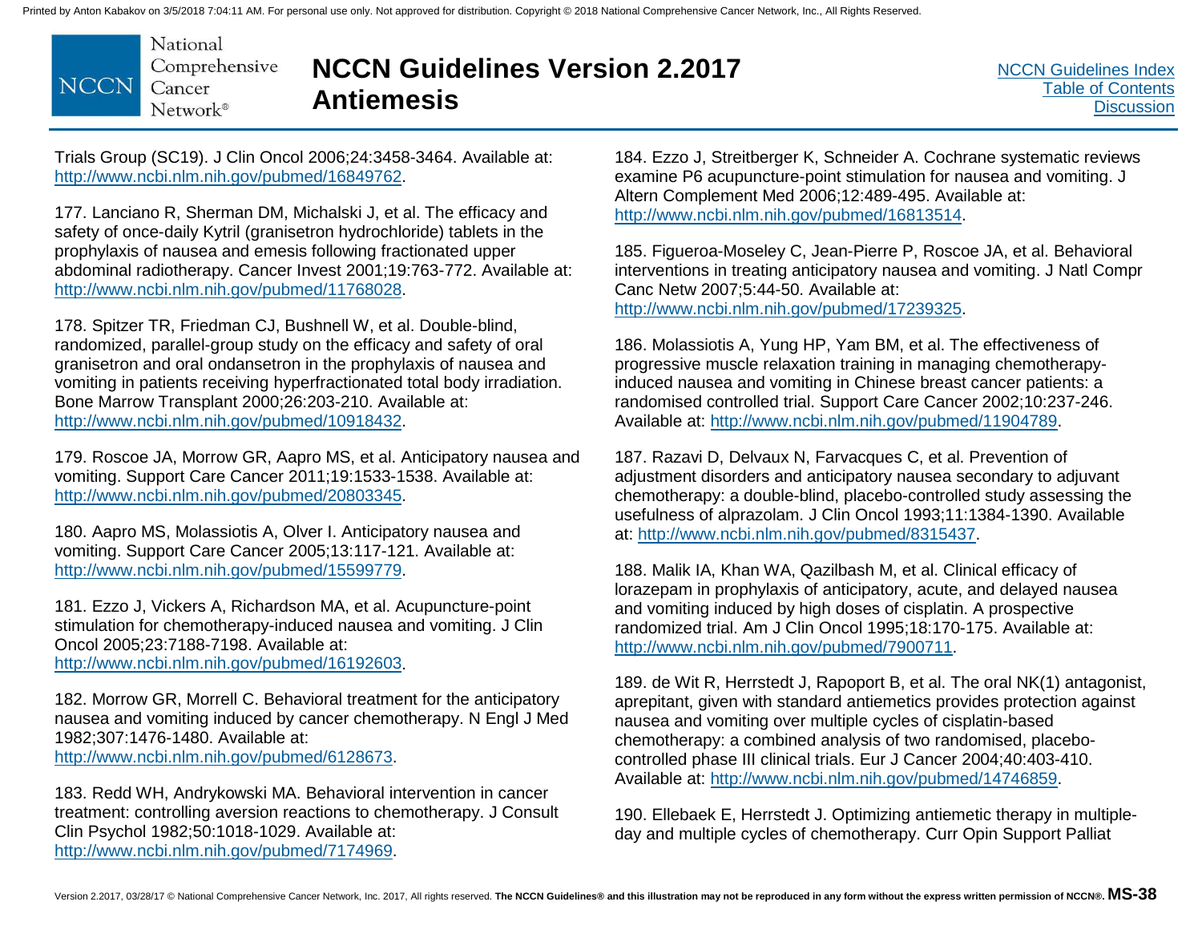Trials Group (SC19). J Clin Oncol 2006;24:3458-3464. Available at: http://www.ncbi.nlm.nih.gov/pubmed/16849762.

177. Lanciano R, Sherman DM, Michalski J, et al. The efficacy and safety of once-daily Kytril (granisetron hydrochloride) tablets in the prophylaxis of nausea and emesis following fractionated upper abdominal radiotherapy. Cancer Invest 2001;19:763-772. Available at: http://www.ncbi.nlm.nih.gov/pubmed/11768028.

178. Spitzer TR, Friedman CJ, Bushnell W, et al. Double-blind, randomized, parallel-group study on the efficacy and safety of oral granisetron and oral ondansetron in the prophylaxis of nausea and vomiting in patients receiving hyperfractionated total body irradiation. Bone Marrow Transplant 2000;26:203-210. Available at: http://www.ncbi.nlm.nih.gov/pubmed/10918432.

179. Roscoe JA, Morrow GR, Aapro MS, et al. Anticipatory nausea and vomiting. Support Care Cancer 2011;19:1533-1538. Available at: http://www.ncbi.nlm.nih.gov/pubmed/20803345.

180. Aapro MS, Molassiotis A, Olver I. Anticipatory nausea and vomiting. Support Care Cancer 2005;13:117-121. Available at: http://www.ncbi.nlm.nih.gov/pubmed/15599779.

181. Ezzo J, Vickers A, Richardson MA, et al. Acupuncture-point stimulation for chemotherapy-induced nausea and vomiting. J Clin Oncol 2005;23:7188-7198. Available at: http://www.ncbi.nlm.nih.gov/pubmed/16192603.

182. Morrow GR, Morrell C. Behavioral treatment for the anticipatory nausea and vomiting induced by cancer chemotherapy. N Engl J Med 1982;307:1476-1480. Available at: http://www.ncbi.nlm.nih.gov/pubmed/6128673.

183. Redd WH, Andrykowski MA. Behavioral intervention in cancer treatment: controlling aversion reactions to chemotherapy. J Consult Clin Psychol 1982;50:1018-1029. Available at: http://www.ncbi.nlm.nih.gov/pubmed/7174969.

184. Ezzo J, Streitberger K, Schneider A. Cochrane systematic reviews examine P6 acupuncture-point stimulation for nausea and vomiting. J Altern Complement Med 2006;12:489-495. Available at: http://www.ncbi.nlm.nih.gov/pubmed/16813514.

185. Figueroa-Moseley C, Jean-Pierre P, Roscoe JA, et al. Behavioral interventions in treating anticipatory nausea and vomiting. J Natl Compr Canc Netw 2007;5:44-50. Available at: http://www.ncbi.nlm.nih.gov/pubmed/17239325.

186. Molassiotis A, Yung HP, Yam BM, et al. The effectiveness of progressive muscle relaxation training in managing chemotherapy-induced nausea and vomiting in Chinese breast cancer patients: a randomised controlled trial. Support Care Cancer 2002;10:237-246. Available at: http://www.ncbi.nlm.nih.gov/pubmed/11904789.

187. Razavi D, Delvaux N, Farvacques C, et al. Prevention of adjustment disorders and anticipatory nausea secondary to adjuvant chemotherapy: a double-blind, placebo-controlled study assessing the usefulness of alprazolam. J Clin Oncol 1993;11:1384-1390. Available at: http://www.ncbi.nlm.nih.gov/pubmed/8315437.

188. Malik IA, Khan WA, Qazilbash M, et al. Clinical efficacy of lorazepam in prophylaxis of anticipatory, acute, and delayed nausea and vomiting induced by high doses of cisplatin. A prospective randomized trial. Am J Clin Oncol 1995;18:170-175. Available at: http://www.ncbi.nlm.nih.gov/pubmed/7900711.

189. de Wit R, Herrstedt J, Rapoport B, et al. The oral NK(1) antagonist, aprepitant, given with standard antiemetics provides protection against nausea and vomiting over multiple cycles of cisplatin-based chemotherapy: a combined analysis of two randomised, placebo-controlled phase III clinical trials. Eur J Cancer 2004;40:403-410. Available at: http://www.ncbi.nlm.nih.gov/pubmed/14746859.

190. Ellebaek E, Herrstedt J. Optimizing antiemetic therapy in multiple-day and multiple cycles of chemotherapy. Curr Opin Support Palliat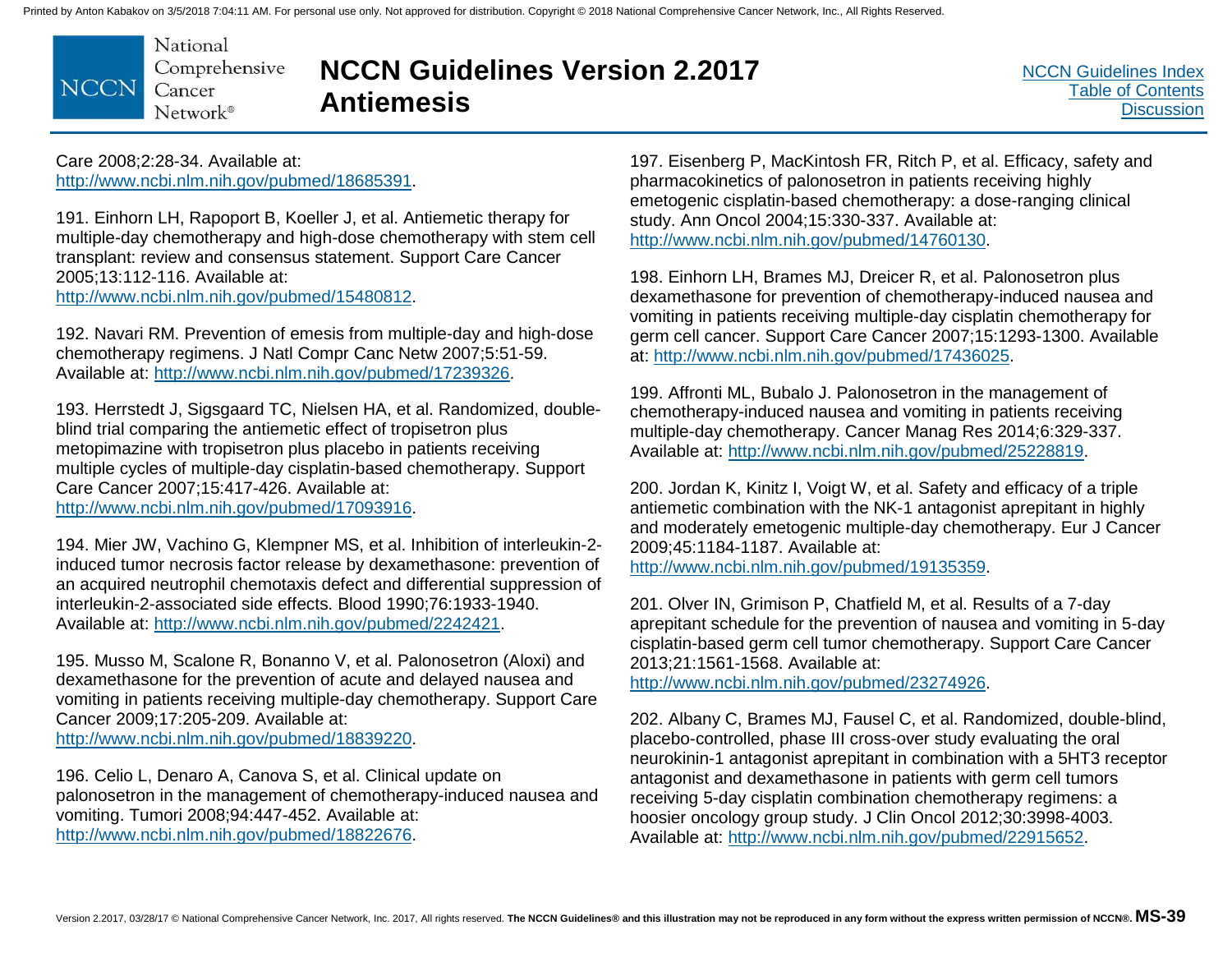Care 2008;2:28-34. Available at: http://www.ncbi.nlm.nih.gov/pubmed/18685391.

191. Einhorn LH, Rapoport B, Koeller J, et al. Antiemetic therapy for multiple-day chemotherapy and high-dose chemotherapy with stem cell transplant: review and consensus statement. Support Care Cancer 2005;13:112-116. Available at: http://www.ncbi.nlm.nih.gov/pubmed/15480812.

192. Navari RM. Prevention of emesis from multiple-day and high-dose chemotherapy regimens. J Natl Compr Canc Netw 2007;5:51-59. Available at: http://www.ncbi.nlm.nih.gov/pubmed/17239326.

193. Herrstedt J, Sigsgaard TC, Nielsen HA, et al. Randomized, double-blind trial comparing the antiemetic effect of tropisetron plus metopimazine with tropisetron plus placebo in patients receiving multiple cycles of multiple-day cisplatin-based chemotherapy. Support Care Cancer 2007;15:417-426. Available at: http://www.ncbi.nlm.nih.gov/pubmed/17093916.

194. Mier JW, Vachino G, Klempner MS, et al. Inhibition of interleukin-2-induced tumor necrosis factor release by dexamethasone: prevention of an acquired neutrophil chemotaxis defect and differential suppression of interleukin-2-associated side effects. Blood 1990;76:1933-1940. Available at: http://www.ncbi.nlm.nih.gov/pubmed/2242421.

195. Musso M, Scalone R, Bonanno V, et al. Palonosetron (Aloxi) and dexamethasone for the prevention of acute and delayed nausea and vomiting in patients receiving multiple-day chemotherapy. Support Care Cancer 2009;17:205-209. Available at: http://www.ncbi.nlm.nih.gov/pubmed/18839220.

196. Celio L, Denaro A, Canova S, et al. Clinical update on palonosetron in the management of chemotherapy-induced nausea and vomiting. Tumori 2008;94:447-452. Available at: http://www.ncbi.nlm.nih.gov/pubmed/18822676.

197. Eisenberg P, MacKintosh FR, Ritch P, et al. Efficacy, safety and pharmacokinetics of palonosetron in patients receiving highly emetogenic cisplatin-based chemotherapy: a dose-ranging clinical study. Ann Oncol 2004;15:330-337. Available at: http://www.ncbi.nlm.nih.gov/pubmed/14760130.

198. Einhorn LH, Brames MJ, Dreicer R, et al. Palonosetron plus dexamethasone for prevention of chemotherapy-induced nausea and vomiting in patients receiving multiple-day cisplatin chemotherapy for germ cell cancer. Support Care Cancer 2007;15:1293-1300. Available at: http://www.ncbi.nlm.nih.gov/pubmed/17436025.

199. Affronti ML, Bubalo J. Palonosetron in the management of chemotherapy-induced nausea and vomiting in patients receiving multiple-day chemotherapy. Cancer Manag Res 2014;6:329-337. Available at: http://www.ncbi.nlm.nih.gov/pubmed/25228819.

200. Jordan K, Kinitz I, Voigt W, et al. Safety and efficacy of a triple antiemetic combination with the NK-1 antagonist aprepitant in highly and moderately emetogenic multiple-day chemotherapy. Eur J Cancer 2009;45:1184-1187. Available at: http://www.ncbi.nlm.nih.gov/pubmed/19135359.

201. Olver IN, Grimison P, Chatfield M, et al. Results of a 7-day aprepitant schedule for the prevention of nausea and vomiting in 5-day cisplatin-based germ cell tumor chemotherapy. Support Care Cancer 2013;21:1561-1568. Available at: http://www.ncbi.nlm.nih.gov/pubmed/23274926.

202. Albany C, Brames MJ, Fausel C, et al. Randomized, double-blind, placebo-controlled, phase III cross-over study evaluating the oral neurokinin-1 antagonist aprepitant in combination with a 5HT3 receptor antagonist and dexamethasone in patients with germ cell tumors receiving 5-day cisplatin combination chemotherapy regimens: a hoosier oncology group study. J Clin Oncol 2012;30:3998-4003. Available at: http://www.ncbi.nlm.nih.gov/pubmed/22915652.